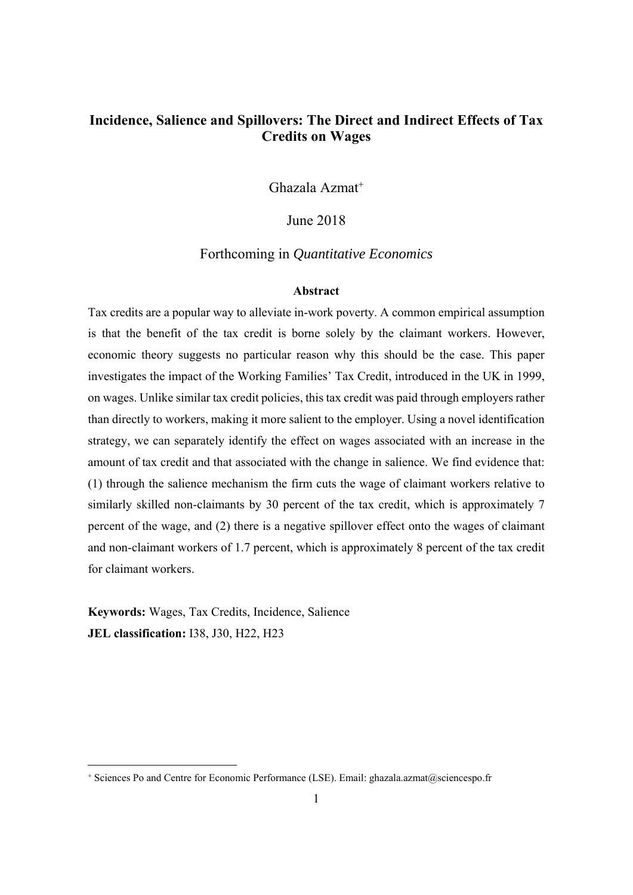# Incidence, Salience and Spillovers: The Direct and Indirect Effects of Tax Credits on Wages

Ghazala Azmat[+]

June 2018

Forthcoming in *Quantitative Economics*

### Abstract

Tax credits are a popular way to alleviate in-work poverty. A common empirical assumption is that the benefit of the tax credit is borne solely by the claimant workers. However, economic theory suggests no particular reason why this should be the case. This paper investigates the impact of the Working Families' Tax Credit, introduced in the UK in 1999, on wages. Unlike similar tax credit policies, this tax credit was paid through employers rather than directly to workers, making it more salient to the employer. Using a novel identification strategy, we can separately identify the effect on wages associated with an increase in the amount of tax credit and that associated with the change in salience. We find evidence that: (1) through the salience mechanism the firm cuts the wage of claimant workers relative to similarly skilled non-claimants by 30 percent of the tax credit, which is approximately 7 percent of the wage, and (2) there is a negative spillover effect onto the wages of claimant and non-claimant workers of 1.7 percent, which is approximately 8 percent of the tax credit for claimant workers.

**Keywords:** Wages, Tax Credits, Incidence, Salience

**JEL classification:** I38, J30, H22, H23

[+] Sciences Po and Centre for Economic Performance (LSE). Email: ghazala.azmat@sciencespo.fr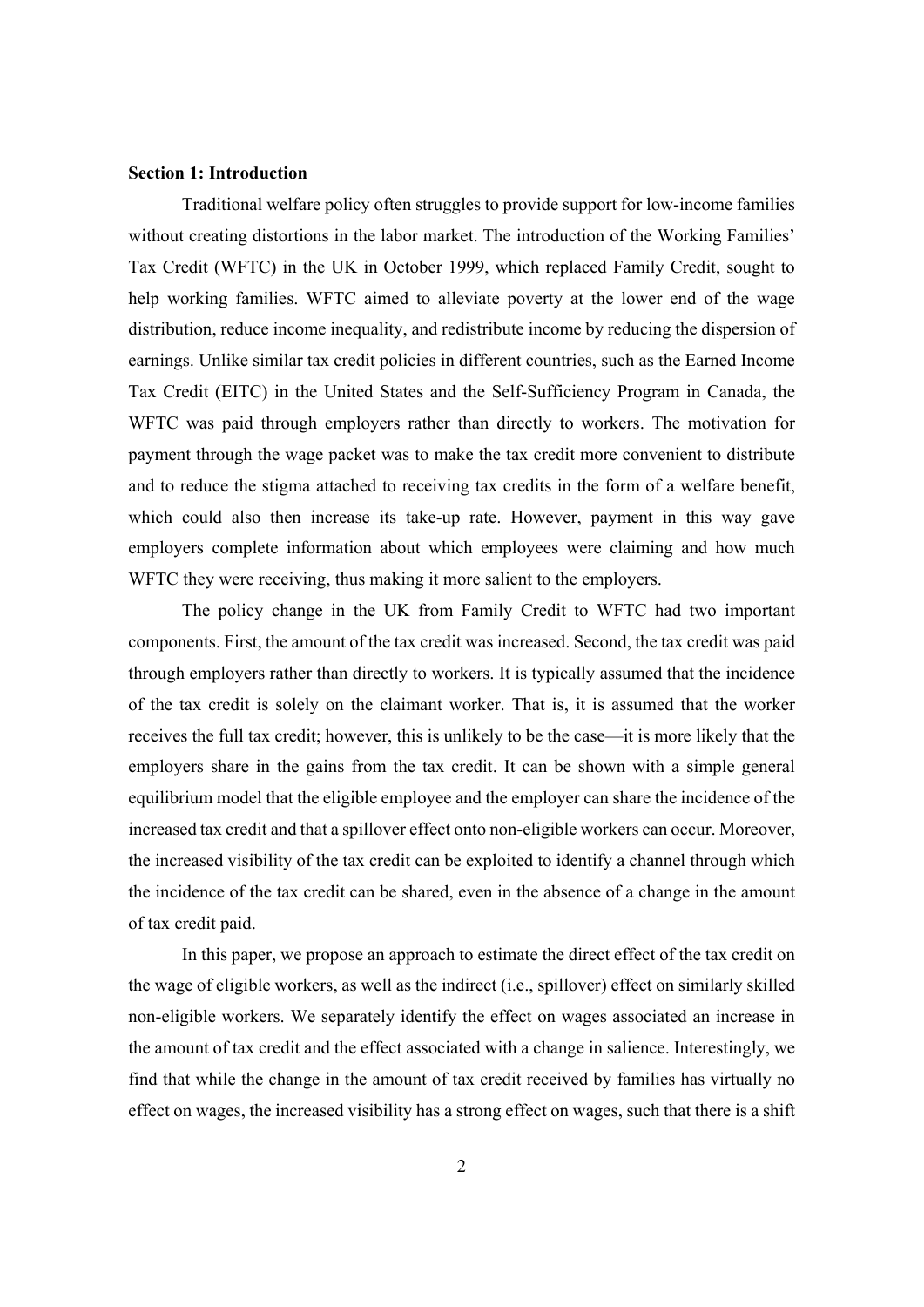**Section 1: Introduction**

Traditional welfare policy often struggles to provide support for low-income families without creating distortions in the labor market. The introduction of the Working Families' Tax Credit (WFTC) in the UK in October 1999, which replaced Family Credit, sought to help working families. WFTC aimed to alleviate poverty at the lower end of the wage distribution, reduce income inequality, and redistribute income by reducing the dispersion of earnings. Unlike similar tax credit policies in different countries, such as the Earned Income Tax Credit (EITC) in the United States and the Self-Sufficiency Program in Canada, the WFTC was paid through employers rather than directly to workers. The motivation for payment through the wage packet was to make the tax credit more convenient to distribute and to reduce the stigma attached to receiving tax credits in the form of a welfare benefit, which could also then increase its take-up rate. However, payment in this way gave employers complete information about which employees were claiming and how much WFTC they were receiving, thus making it more salient to the employers.

The policy change in the UK from Family Credit to WFTC had two important components. First, the amount of the tax credit was increased. Second, the tax credit was paid through employers rather than directly to workers. It is typically assumed that the incidence of the tax credit is solely on the claimant worker. That is, it is assumed that the worker receives the full tax credit; however, this is unlikely to be the case—it is more likely that the employers share in the gains from the tax credit. It can be shown with a simple general equilibrium model that the eligible employee and the employer can share the incidence of the increased tax credit and that a spillover effect onto non-eligible workers can occur. Moreover, the increased visibility of the tax credit can be exploited to identify a channel through which the incidence of the tax credit can be shared, even in the absence of a change in the amount of tax credit paid.

In this paper, we propose an approach to estimate the direct effect of the tax credit on the wage of eligible workers, as well as the indirect (i.e., spillover) effect on similarly skilled non-eligible workers. We separately identify the effect on wages associated an increase in the amount of tax credit and the effect associated with a change in salience. Interestingly, we find that while the change in the amount of tax credit received by families has virtually no effect on wages, the increased visibility has a strong effect on wages, such that there is a shift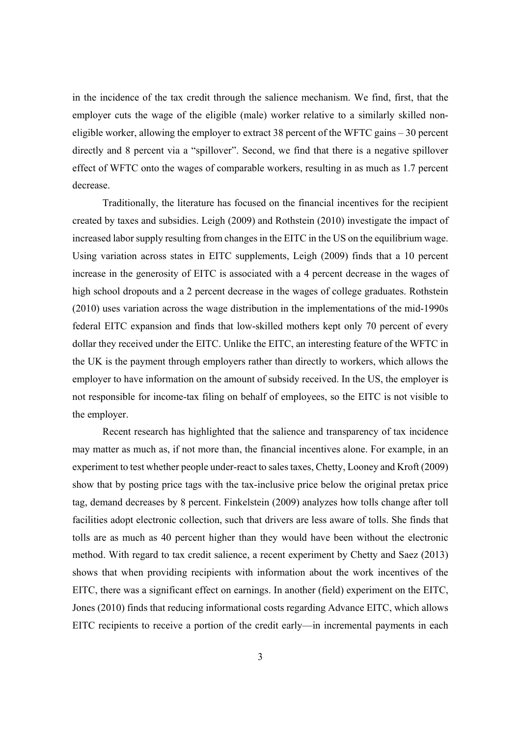in the incidence of the tax credit through the salience mechanism. We find, first, that the employer cuts the wage of the eligible (male) worker relative to a similarly skilled non-eligible worker, allowing the employer to extract 38 percent of the WFTC gains – 30 percent directly and 8 percent via a "spillover". Second, we find that there is a negative spillover effect of WFTC onto the wages of comparable workers, resulting in as much as 1.7 percent decrease.

Traditionally, the literature has focused on the financial incentives for the recipient created by taxes and subsidies. Leigh (2009) and Rothstein (2010) investigate the impact of increased labor supply resulting from changes in the EITC in the US on the equilibrium wage. Using variation across states in EITC supplements, Leigh (2009) finds that a 10 percent increase in the generosity of EITC is associated with a 4 percent decrease in the wages of high school dropouts and a 2 percent decrease in the wages of college graduates. Rothstein (2010) uses variation across the wage distribution in the implementations of the mid-1990s federal EITC expansion and finds that low-skilled mothers kept only 70 percent of every dollar they received under the EITC. Unlike the EITC, an interesting feature of the WFTC in the UK is the payment through employers rather than directly to workers, which allows the employer to have information on the amount of subsidy received. In the US, the employer is not responsible for income-tax filing on behalf of employees, so the EITC is not visible to the employer.

Recent research has highlighted that the salience and transparency of tax incidence may matter as much as, if not more than, the financial incentives alone. For example, in an experiment to test whether people under-react to sales taxes, Chetty, Looney and Kroft (2009) show that by posting price tags with the tax-inclusive price below the original pretax price tag, demand decreases by 8 percent. Finkelstein (2009) analyzes how tolls change after toll facilities adopt electronic collection, such that drivers are less aware of tolls. She finds that tolls are as much as 40 percent higher than they would have been without the electronic method. With regard to tax credit salience, a recent experiment by Chetty and Saez (2013) shows that when providing recipients with information about the work incentives of the EITC, there was a significant effect on earnings. In another (field) experiment on the EITC, Jones (2010) finds that reducing informational costs regarding Advance EITC, which allows EITC recipients to receive a portion of the credit early—in incremental payments in each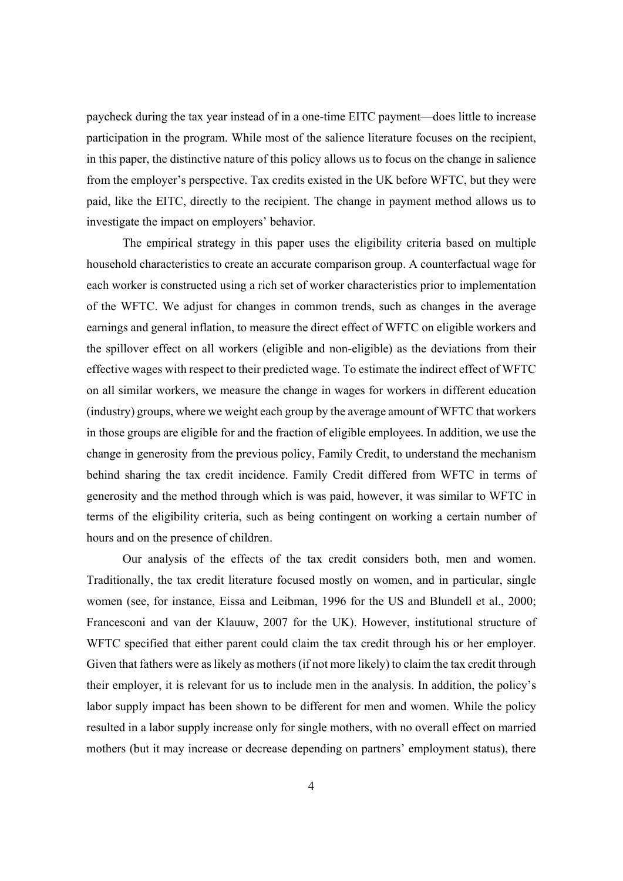paycheck during the tax year instead of in a one-time EITC payment—does little to increase participation in the program. While most of the salience literature focuses on the recipient, in this paper, the distinctive nature of this policy allows us to focus on the change in salience from the employer's perspective. Tax credits existed in the UK before WFTC, but they were paid, like the EITC, directly to the recipient. The change in payment method allows us to investigate the impact on employers' behavior.

The empirical strategy in this paper uses the eligibility criteria based on multiple household characteristics to create an accurate comparison group. A counterfactual wage for each worker is constructed using a rich set of worker characteristics prior to implementation of the WFTC. We adjust for changes in common trends, such as changes in the average earnings and general inflation, to measure the direct effect of WFTC on eligible workers and the spillover effect on all workers (eligible and non-eligible) as the deviations from their effective wages with respect to their predicted wage. To estimate the indirect effect of WFTC on all similar workers, we measure the change in wages for workers in different education (industry) groups, where we weight each group by the average amount of WFTC that workers in those groups are eligible for and the fraction of eligible employees. In addition, we use the change in generosity from the previous policy, Family Credit, to understand the mechanism behind sharing the tax credit incidence. Family Credit differed from WFTC in terms of generosity and the method through which is was paid, however, it was similar to WFTC in terms of the eligibility criteria, such as being contingent on working a certain number of hours and on the presence of children.

Our analysis of the effects of the tax credit considers both, men and women. Traditionally, the tax credit literature focused mostly on women, and in particular, single women (see, for instance, Eissa and Leibman, 1996 for the US and Blundell et al., 2000; Francesconi and van der Klauuw, 2007 for the UK). However, institutional structure of WFTC specified that either parent could claim the tax credit through his or her employer. Given that fathers were as likely as mothers (if not more likely) to claim the tax credit through their employer, it is relevant for us to include men in the analysis. In addition, the policy's labor supply impact has been shown to be different for men and women. While the policy resulted in a labor supply increase only for single mothers, with no overall effect on married mothers (but it may increase or decrease depending on partners' employment status), there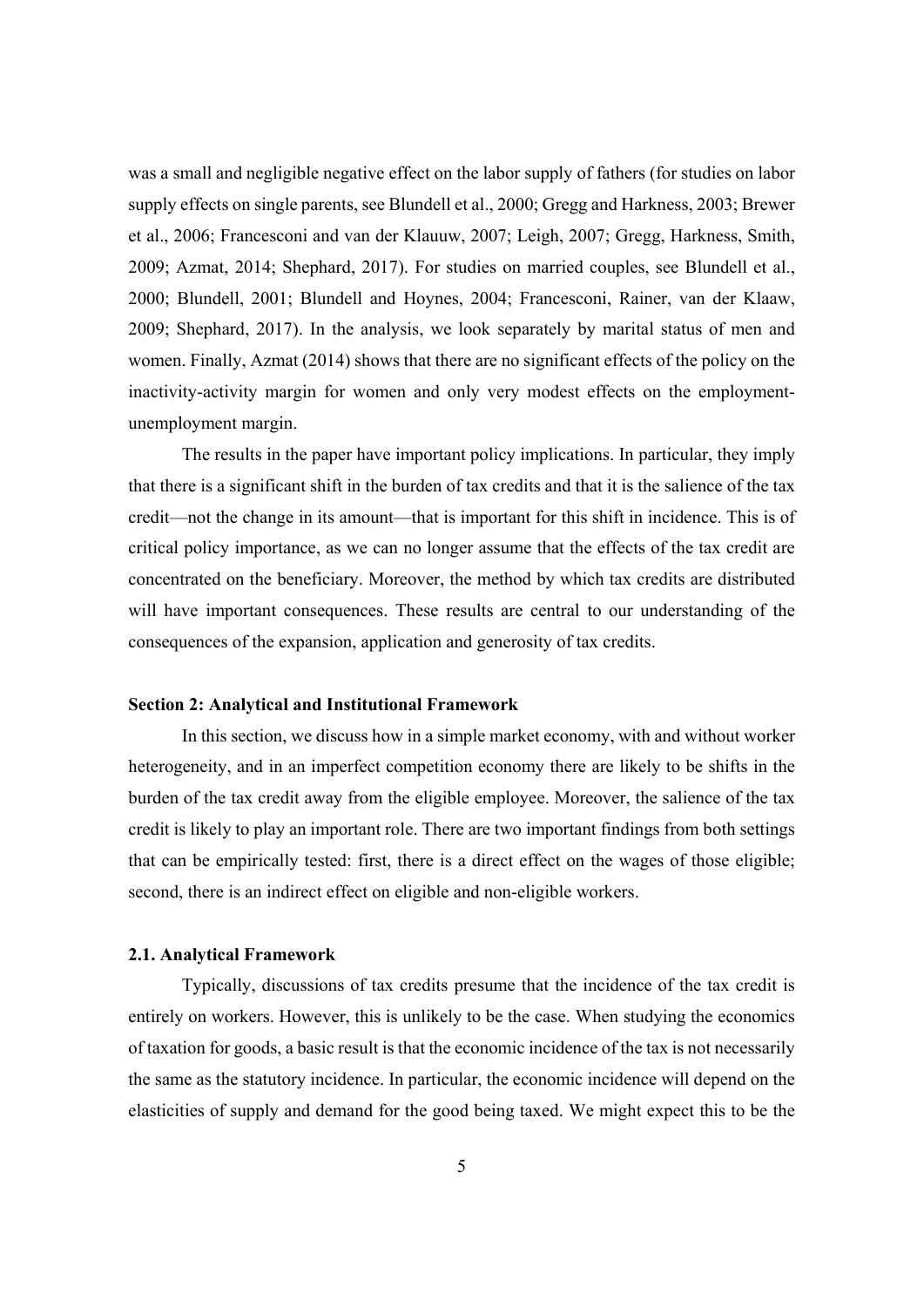was a small and negligible negative effect on the labor supply of fathers (for studies on labor supply effects on single parents, see Blundell et al., 2000; Gregg and Harkness, 2003; Brewer et al., 2006; Francesconi and van der Klauuw, 2007; Leigh, 2007; Gregg, Harkness, Smith, 2009; Azmat, 2014; Shephard, 2017). For studies on married couples, see Blundell et al., 2000; Blundell, 2001; Blundell and Hoynes, 2004; Francesconi, Rainer, van der Klaaw, 2009; Shephard, 2017). In the analysis, we look separately by marital status of men and women. Finally, Azmat (2014) shows that there are no significant effects of the policy on the inactivity-activity margin for women and only very modest effects on the employment-unemployment margin.

The results in the paper have important policy implications. In particular, they imply that there is a significant shift in the burden of tax credits and that it is the salience of the tax credit—not the change in its amount—that is important for this shift in incidence. This is of critical policy importance, as we can no longer assume that the effects of the tax credit are concentrated on the beneficiary. Moreover, the method by which tax credits are distributed will have important consequences. These results are central to our understanding of the consequences of the expansion, application and generosity of tax credits.

**Section 2: Analytical and Institutional Framework**

In this section, we discuss how in a simple market economy, with and without worker heterogeneity, and in an imperfect competition economy there are likely to be shifts in the burden of the tax credit away from the eligible employee. Moreover, the salience of the tax credit is likely to play an important role. There are two important findings from both settings that can be empirically tested: first, there is a direct effect on the wages of those eligible; second, there is an indirect effect on eligible and non-eligible workers.

**2.1. Analytical Framework**

Typically, discussions of tax credits presume that the incidence of the tax credit is entirely on workers. However, this is unlikely to be the case. When studying the economics of taxation for goods, a basic result is that the economic incidence of the tax is not necessarily the same as the statutory incidence. In particular, the economic incidence will depend on the elasticities of supply and demand for the good being taxed. We might expect this to be the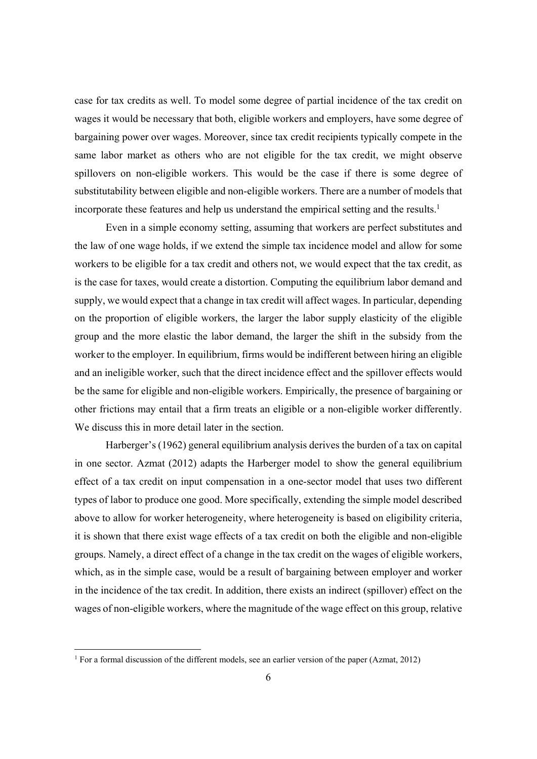case for tax credits as well. To model some degree of partial incidence of the tax credit on wages it would be necessary that both, eligible workers and employers, have some degree of bargaining power over wages. Moreover, since tax credit recipients typically compete in the same labor market as others who are not eligible for the tax credit, we might observe spillovers on non-eligible workers. This would be the case if there is some degree of substitutability between eligible and non-eligible workers. There are a number of models that incorporate these features and help us understand the empirical setting and the results.[1]

Even in a simple economy setting, assuming that workers are perfect substitutes and the law of one wage holds, if we extend the simple tax incidence model and allow for some workers to be eligible for a tax credit and others not, we would expect that the tax credit, as is the case for taxes, would create a distortion. Computing the equilibrium labor demand and supply, we would expect that a change in tax credit will affect wages. In particular, depending on the proportion of eligible workers, the larger the labor supply elasticity of the eligible group and the more elastic the labor demand, the larger the shift in the subsidy from the worker to the employer. In equilibrium, firms would be indifferent between hiring an eligible and an ineligible worker, such that the direct incidence effect and the spillover effects would be the same for eligible and non-eligible workers. Empirically, the presence of bargaining or other frictions may entail that a firm treats an eligible or a non-eligible worker differently. We discuss this in more detail later in the section.

Harberger's (1962) general equilibrium analysis derives the burden of a tax on capital in one sector. Azmat (2012) adapts the Harberger model to show the general equilibrium effect of a tax credit on input compensation in a one-sector model that uses two different types of labor to produce one good. More specifically, extending the simple model described above to allow for worker heterogeneity, where heterogeneity is based on eligibility criteria, it is shown that there exist wage effects of a tax credit on both the eligible and non-eligible groups. Namely, a direct effect of a change in the tax credit on the wages of eligible workers, which, as in the simple case, would be a result of bargaining between employer and worker in the incidence of the tax credit. In addition, there exists an indirect (spillover) effect on the wages of non-eligible workers, where the magnitude of the wage effect on this group, relative

[1] For a formal discussion of the different models, see an earlier version of the paper (Azmat, 2012)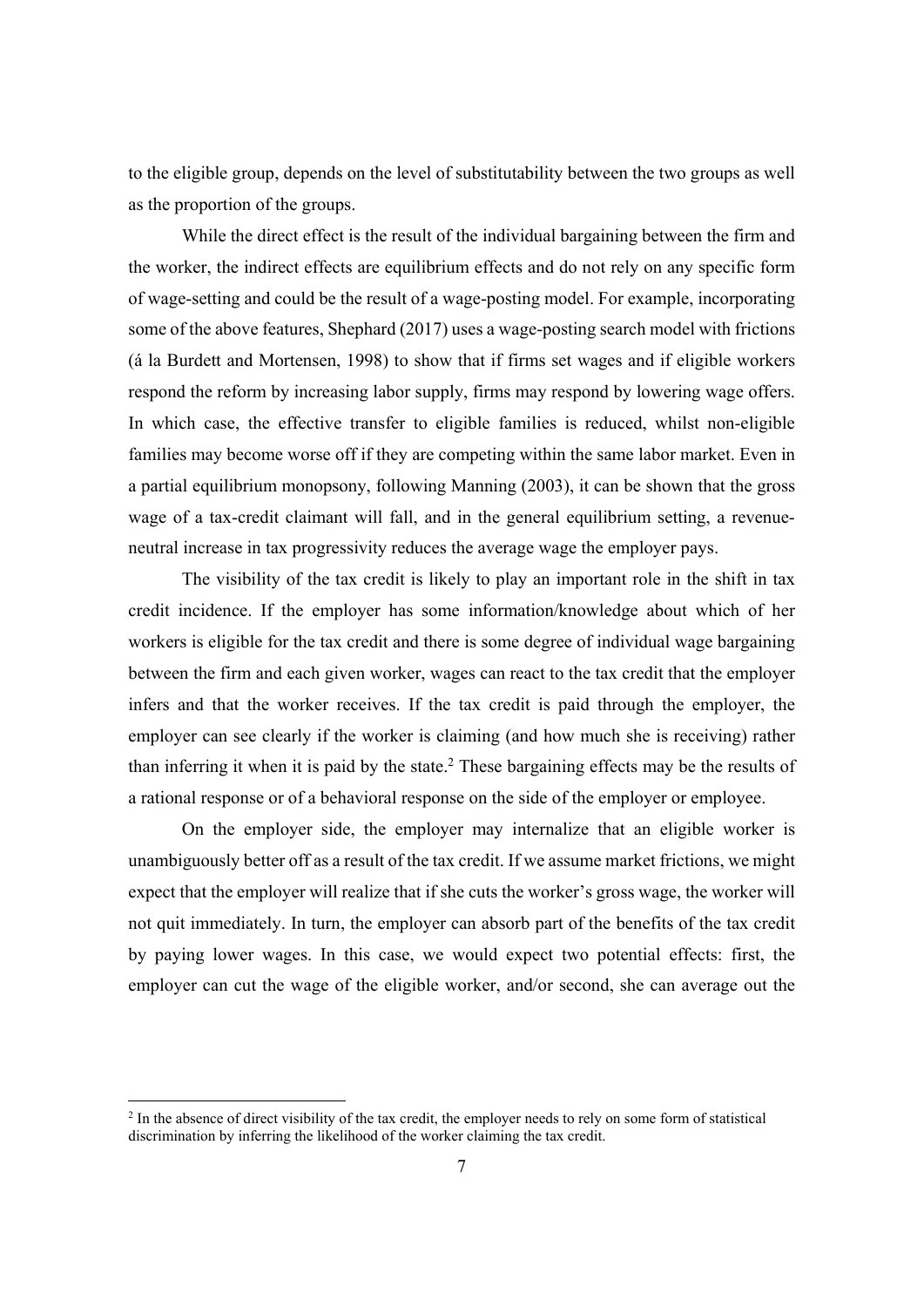to the eligible group, depends on the level of substitutability between the two groups as well as the proportion of the groups.

While the direct effect is the result of the individual bargaining between the firm and the worker, the indirect effects are equilibrium effects and do not rely on any specific form of wage-setting and could be the result of a wage-posting model. For example, incorporating some of the above features, Shephard (2017) uses a wage-posting search model with frictions (á la Burdett and Mortensen, 1998) to show that if firms set wages and if eligible workers respond the reform by increasing labor supply, firms may respond by lowering wage offers. In which case, the effective transfer to eligible families is reduced, whilst non-eligible families may become worse off if they are competing within the same labor market. Even in a partial equilibrium monopsony, following Manning (2003), it can be shown that the gross wage of a tax-credit claimant will fall, and in the general equilibrium setting, a revenue-neutral increase in tax progressivity reduces the average wage the employer pays.

The visibility of the tax credit is likely to play an important role in the shift in tax credit incidence. If the employer has some information/knowledge about which of her workers is eligible for the tax credit and there is some degree of individual wage bargaining between the firm and each given worker, wages can react to the tax credit that the employer infers and that the worker receives. If the tax credit is paid through the employer, the employer can see clearly if the worker is claiming (and how much she is receiving) rather than inferring it when it is paid by the state.[2] These bargaining effects may be the results of a rational response or of a behavioral response on the side of the employer or employee.

On the employer side, the employer may internalize that an eligible worker is unambiguously better off as a result of the tax credit. If we assume market frictions, we might expect that the employer will realize that if she cuts the worker's gross wage, the worker will not quit immediately. In turn, the employer can absorb part of the benefits of the tax credit by paying lower wages. In this case, we would expect two potential effects: first, the employer can cut the wage of the eligible worker, and/or second, she can average out the

[2] In the absence of direct visibility of the tax credit, the employer needs to rely on some form of statistical discrimination by inferring the likelihood of the worker claiming the tax credit.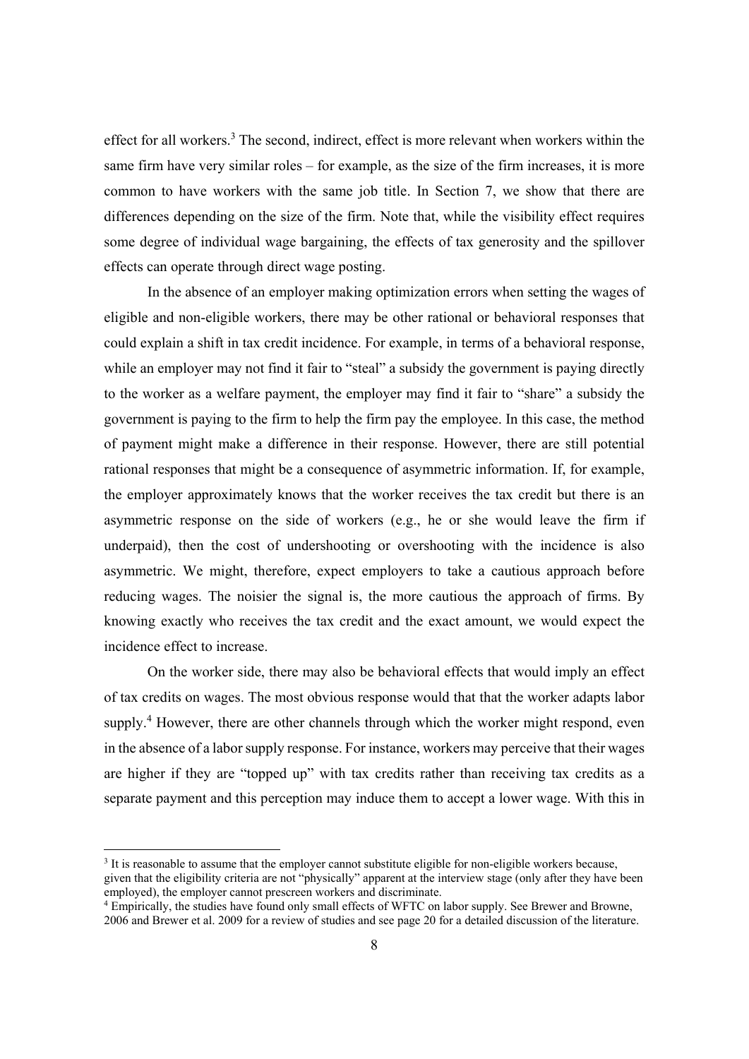effect for all workers.[3] The second, indirect, effect is more relevant when workers within the same firm have very similar roles – for example, as the size of the firm increases, it is more common to have workers with the same job title. In Section 7, we show that there are differences depending on the size of the firm. Note that, while the visibility effect requires some degree of individual wage bargaining, the effects of tax generosity and the spillover effects can operate through direct wage posting.

In the absence of an employer making optimization errors when setting the wages of eligible and non-eligible workers, there may be other rational or behavioral responses that could explain a shift in tax credit incidence. For example, in terms of a behavioral response, while an employer may not find it fair to "steal" a subsidy the government is paying directly to the worker as a welfare payment, the employer may find it fair to "share" a subsidy the government is paying to the firm to help the firm pay the employee. In this case, the method of payment might make a difference in their response. However, there are still potential rational responses that might be a consequence of asymmetric information. If, for example, the employer approximately knows that the worker receives the tax credit but there is an asymmetric response on the side of workers (e.g., he or she would leave the firm if underpaid), then the cost of undershooting or overshooting with the incidence is also asymmetric. We might, therefore, expect employers to take a cautious approach before reducing wages. The noisier the signal is, the more cautious the approach of firms. By knowing exactly who receives the tax credit and the exact amount, we would expect the incidence effect to increase.

On the worker side, there may also be behavioral effects that would imply an effect of tax credits on wages. The most obvious response would that that the worker adapts labor supply.[4] However, there are other channels through which the worker might respond, even in the absence of a labor supply response. For instance, workers may perceive that their wages are higher if they are "topped up" with tax credits rather than receiving tax credits as a separate payment and this perception may induce them to accept a lower wage. With this in

[3] It is reasonable to assume that the employer cannot substitute eligible for non-eligible workers because, given that the eligibility criteria are not "physically" apparent at the interview stage (only after they have been employed), the employer cannot prescreen workers and discriminate.

[4] Empirically, the studies have found only small effects of WFTC on labor supply. See Brewer and Browne, 2006 and Brewer et al. 2009 for a review of studies and see page 20 for a detailed discussion of the literature.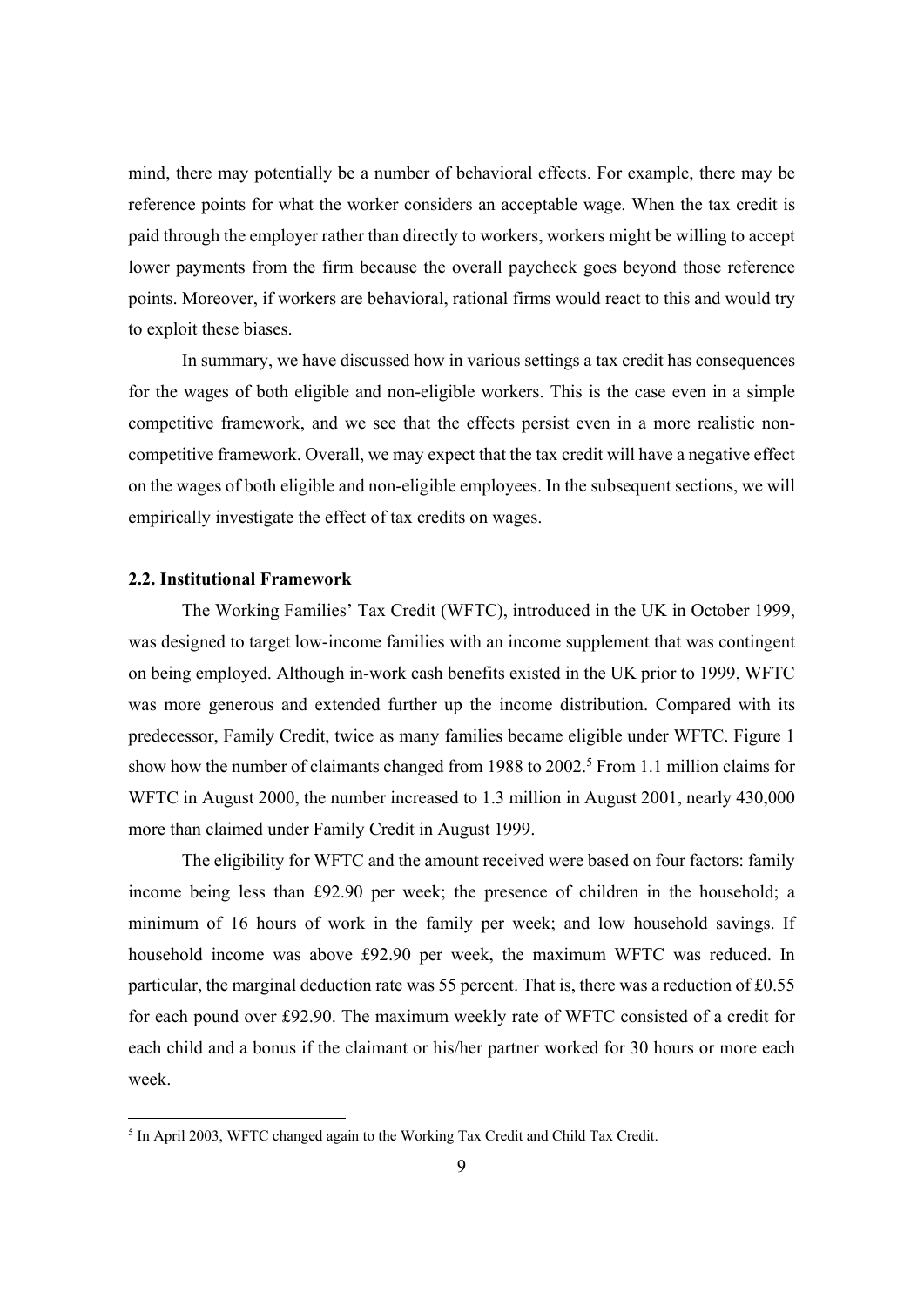mind, there may potentially be a number of behavioral effects. For example, there may be reference points for what the worker considers an acceptable wage. When the tax credit is paid through the employer rather than directly to workers, workers might be willing to accept lower payments from the firm because the overall paycheck goes beyond those reference points. Moreover, if workers are behavioral, rational firms would react to this and would try to exploit these biases.

In summary, we have discussed how in various settings a tax credit has consequences for the wages of both eligible and non-eligible workers. This is the case even in a simple competitive framework, and we see that the effects persist even in a more realistic non-competitive framework. Overall, we may expect that the tax credit will have a negative effect on the wages of both eligible and non-eligible employees. In the subsequent sections, we will empirically investigate the effect of tax credits on wages.

### 2.2. Institutional Framework

The Working Families' Tax Credit (WFTC), introduced in the UK in October 1999, was designed to target low-income families with an income supplement that was contingent on being employed. Although in-work cash benefits existed in the UK prior to 1999, WFTC was more generous and extended further up the income distribution. Compared with its predecessor, Family Credit, twice as many families became eligible under WFTC. Figure 1 show how the number of claimants changed from 1988 to 2002.[5] From 1.1 million claims for WFTC in August 2000, the number increased to 1.3 million in August 2001, nearly 430,000 more than claimed under Family Credit in August 1999.

The eligibility for WFTC and the amount received were based on four factors: family income being less than £92.90 per week; the presence of children in the household; a minimum of 16 hours of work in the family per week; and low household savings. If household income was above £92.90 per week, the maximum WFTC was reduced. In particular, the marginal deduction rate was 55 percent. That is, there was a reduction of £0.55 for each pound over £92.90. The maximum weekly rate of WFTC consisted of a credit for each child and a bonus if the claimant or his/her partner worked for 30 hours or more each week.

[5] In April 2003, WFTC changed again to the Working Tax Credit and Child Tax Credit.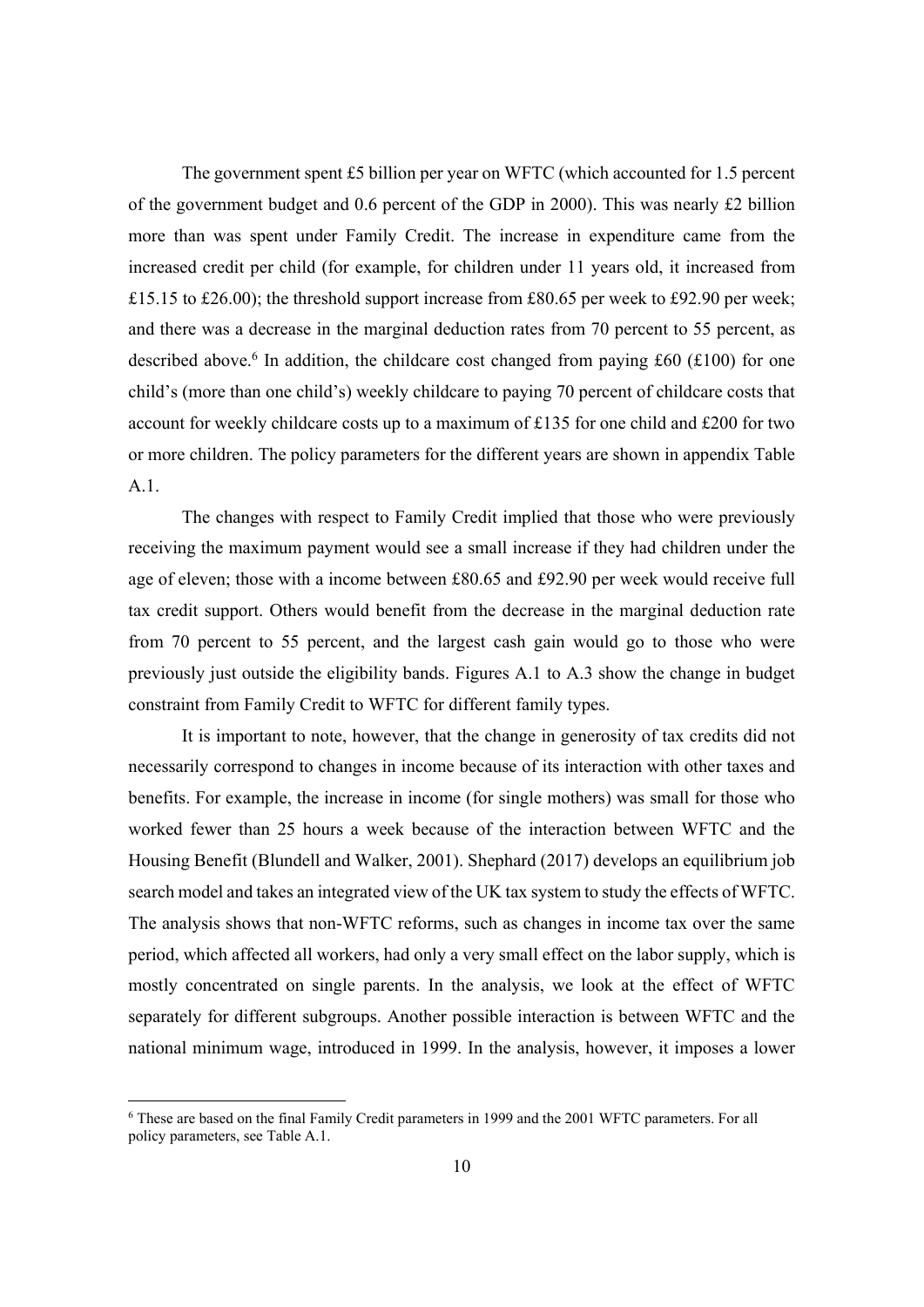The government spent £5 billion per year on WFTC (which accounted for 1.5 percent of the government budget and 0.6 percent of the GDP in 2000). This was nearly £2 billion more than was spent under Family Credit. The increase in expenditure came from the increased credit per child (for example, for children under 11 years old, it increased from £15.15 to £26.00); the threshold support increase from £80.65 per week to £92.90 per week; and there was a decrease in the marginal deduction rates from 70 percent to 55 percent, as described above.[6] In addition, the childcare cost changed from paying £60 (£100) for one child's (more than one child's) weekly childcare to paying 70 percent of childcare costs that account for weekly childcare costs up to a maximum of £135 for one child and £200 for two or more children. The policy parameters for the different years are shown in appendix Table A.1.

The changes with respect to Family Credit implied that those who were previously receiving the maximum payment would see a small increase if they had children under the age of eleven; those with a income between £80.65 and £92.90 per week would receive full tax credit support. Others would benefit from the decrease in the marginal deduction rate from 70 percent to 55 percent, and the largest cash gain would go to those who were previously just outside the eligibility bands. Figures A.1 to A.3 show the change in budget constraint from Family Credit to WFTC for different family types.

It is important to note, however, that the change in generosity of tax credits did not necessarily correspond to changes in income because of its interaction with other taxes and benefits. For example, the increase in income (for single mothers) was small for those who worked fewer than 25 hours a week because of the interaction between WFTC and the Housing Benefit (Blundell and Walker, 2001). Shephard (2017) develops an equilibrium job search model and takes an integrated view of the UK tax system to study the effects of WFTC. The analysis shows that non-WFTC reforms, such as changes in income tax over the same period, which affected all workers, had only a very small effect on the labor supply, which is mostly concentrated on single parents. In the analysis, we look at the effect of WFTC separately for different subgroups. Another possible interaction is between WFTC and the national minimum wage, introduced in 1999. In the analysis, however, it imposes a lower

[6] These are based on the final Family Credit parameters in 1999 and the 2001 WFTC parameters. For all policy parameters, see Table A.1.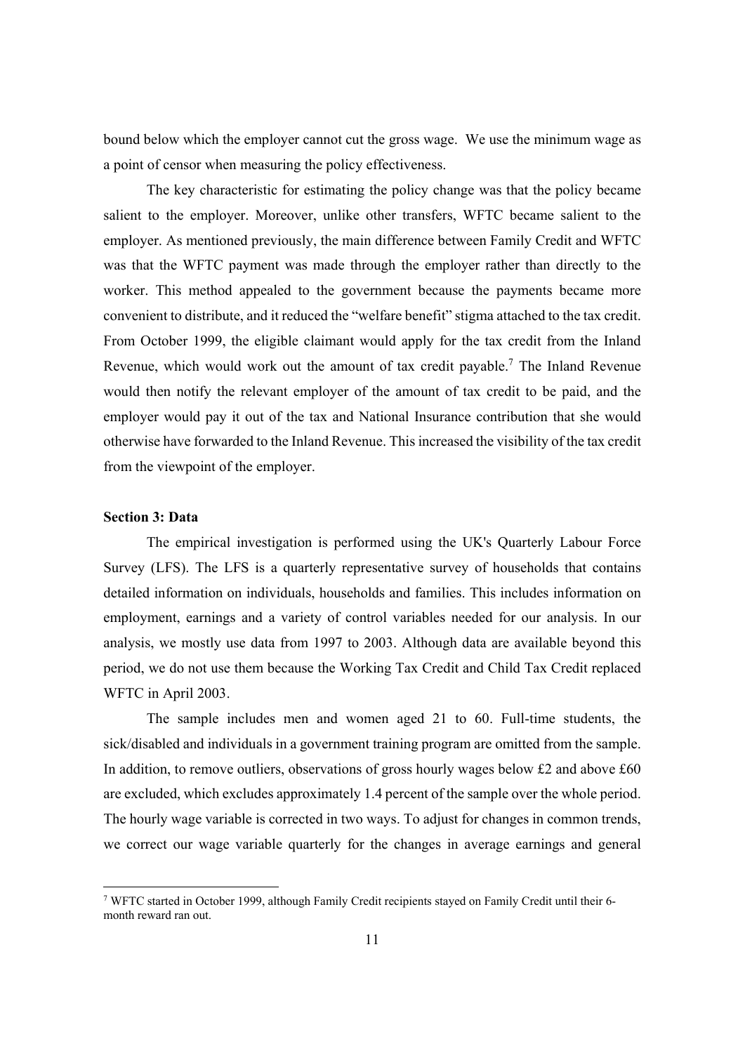bound below which the employer cannot cut the gross wage. We use the minimum wage as a point of censor when measuring the policy effectiveness.

The key characteristic for estimating the policy change was that the policy became salient to the employer. Moreover, unlike other transfers, WFTC became salient to the employer. As mentioned previously, the main difference between Family Credit and WFTC was that the WFTC payment was made through the employer rather than directly to the worker. This method appealed to the government because the payments became more convenient to distribute, and it reduced the "welfare benefit" stigma attached to the tax credit. From October 1999, the eligible claimant would apply for the tax credit from the Inland Revenue, which would work out the amount of tax credit payable.[7] The Inland Revenue would then notify the relevant employer of the amount of tax credit to be paid, and the employer would pay it out of the tax and National Insurance contribution that she would otherwise have forwarded to the Inland Revenue. This increased the visibility of the tax credit from the viewpoint of the employer.

**Section 3: Data**

The empirical investigation is performed using the UK's Quarterly Labour Force Survey (LFS). The LFS is a quarterly representative survey of households that contains detailed information on individuals, households and families. This includes information on employment, earnings and a variety of control variables needed for our analysis. In our analysis, we mostly use data from 1997 to 2003. Although data are available beyond this period, we do not use them because the Working Tax Credit and Child Tax Credit replaced WFTC in April 2003.

The sample includes men and women aged 21 to 60. Full-time students, the sick/disabled and individuals in a government training program are omitted from the sample. In addition, to remove outliers, observations of gross hourly wages below £2 and above £60 are excluded, which excludes approximately 1.4 percent of the sample over the whole period. The hourly wage variable is corrected in two ways. To adjust for changes in common trends, we correct our wage variable quarterly for the changes in average earnings and general

[7] WFTC started in October 1999, although Family Credit recipients stayed on Family Credit until their 6-month reward ran out.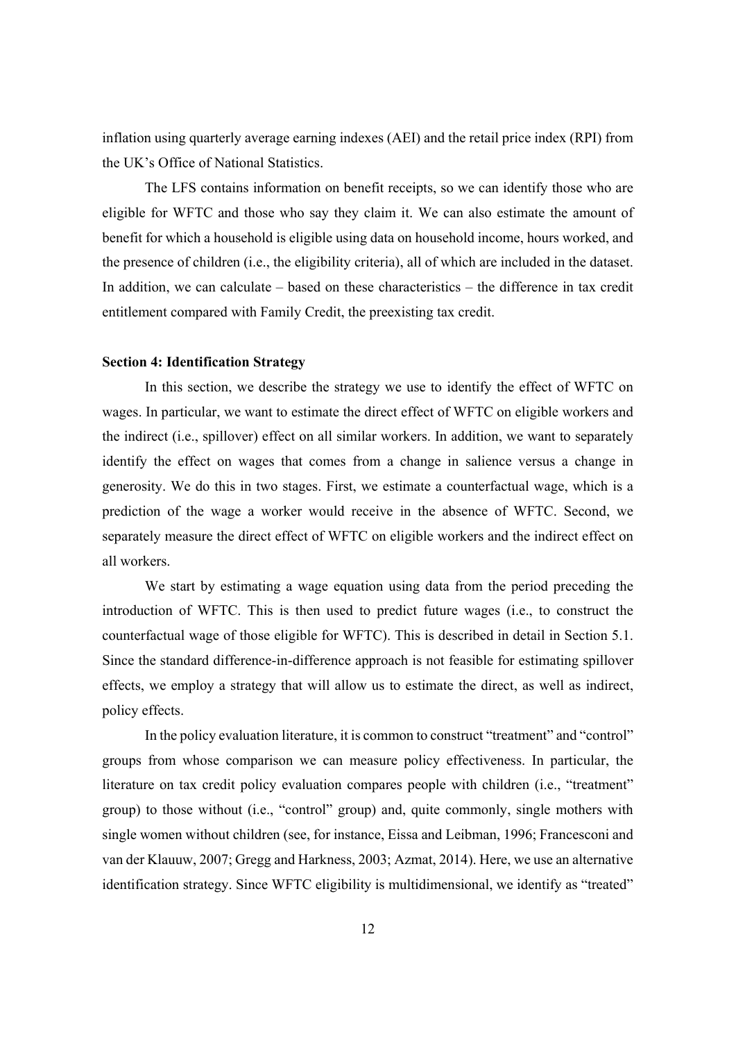inflation using quarterly average earning indexes (AEI) and the retail price index (RPI) from the UK's Office of National Statistics.

The LFS contains information on benefit receipts, so we can identify those who are eligible for WFTC and those who say they claim it. We can also estimate the amount of benefit for which a household is eligible using data on household income, hours worked, and the presence of children (i.e., the eligibility criteria), all of which are included in the dataset. In addition, we can calculate – based on these characteristics – the difference in tax credit entitlement compared with Family Credit, the preexisting tax credit.

**Section 4: Identification Strategy**

In this section, we describe the strategy we use to identify the effect of WFTC on wages. In particular, we want to estimate the direct effect of WFTC on eligible workers and the indirect (i.e., spillover) effect on all similar workers. In addition, we want to separately identify the effect on wages that comes from a change in salience versus a change in generosity. We do this in two stages. First, we estimate a counterfactual wage, which is a prediction of the wage a worker would receive in the absence of WFTC. Second, we separately measure the direct effect of WFTC on eligible workers and the indirect effect on all workers.

We start by estimating a wage equation using data from the period preceding the introduction of WFTC. This is then used to predict future wages (i.e., to construct the counterfactual wage of those eligible for WFTC). This is described in detail in Section 5.1. Since the standard difference-in-difference approach is not feasible for estimating spillover effects, we employ a strategy that will allow us to estimate the direct, as well as indirect, policy effects.

In the policy evaluation literature, it is common to construct "treatment" and "control" groups from whose comparison we can measure policy effectiveness. In particular, the literature on tax credit policy evaluation compares people with children (i.e., "treatment" group) to those without (i.e., "control" group) and, quite commonly, single mothers with single women without children (see, for instance, Eissa and Leibman, 1996; Francesconi and van der Klauuw, 2007; Gregg and Harkness, 2003; Azmat, 2014). Here, we use an alternative identification strategy. Since WFTC eligibility is multidimensional, we identify as "treated"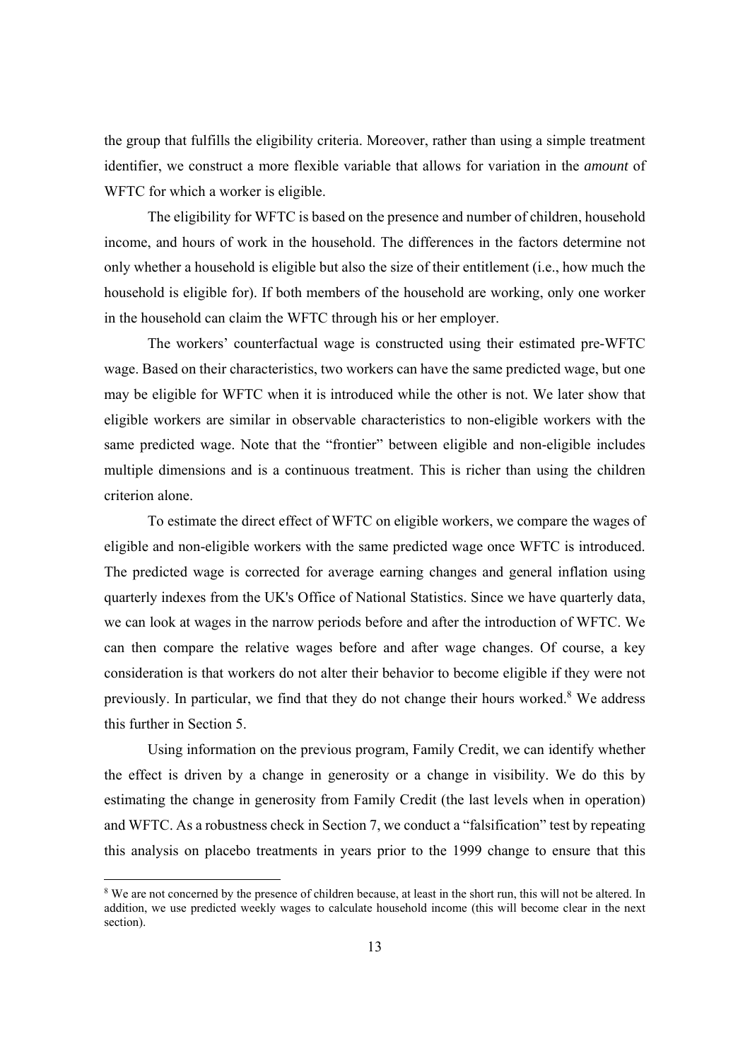the group that fulfills the eligibility criteria. Moreover, rather than using a simple treatment identifier, we construct a more flexible variable that allows for variation in the *amount* of WFTC for which a worker is eligible.

The eligibility for WFTC is based on the presence and number of children, household income, and hours of work in the household. The differences in the factors determine not only whether a household is eligible but also the size of their entitlement (i.e., how much the household is eligible for). If both members of the household are working, only one worker in the household can claim the WFTC through his or her employer.

The workers' counterfactual wage is constructed using their estimated pre-WFTC wage. Based on their characteristics, two workers can have the same predicted wage, but one may be eligible for WFTC when it is introduced while the other is not. We later show that eligible workers are similar in observable characteristics to non-eligible workers with the same predicted wage. Note that the "frontier" between eligible and non-eligible includes multiple dimensions and is a continuous treatment. This is richer than using the children criterion alone.

To estimate the direct effect of WFTC on eligible workers, we compare the wages of eligible and non-eligible workers with the same predicted wage once WFTC is introduced. The predicted wage is corrected for average earning changes and general inflation using quarterly indexes from the UK's Office of National Statistics. Since we have quarterly data, we can look at wages in the narrow periods before and after the introduction of WFTC. We can then compare the relative wages before and after wage changes. Of course, a key consideration is that workers do not alter their behavior to become eligible if they were not previously. In particular, we find that they do not change their hours worked.[8] We address this further in Section 5.

Using information on the previous program, Family Credit, we can identify whether the effect is driven by a change in generosity or a change in visibility. We do this by estimating the change in generosity from Family Credit (the last levels when in operation) and WFTC. As a robustness check in Section 7, we conduct a "falsification" test by repeating this analysis on placebo treatments in years prior to the 1999 change to ensure that this

[8] We are not concerned by the presence of children because, at least in the short run, this will not be altered. In addition, we use predicted weekly wages to calculate household income (this will become clear in the next section).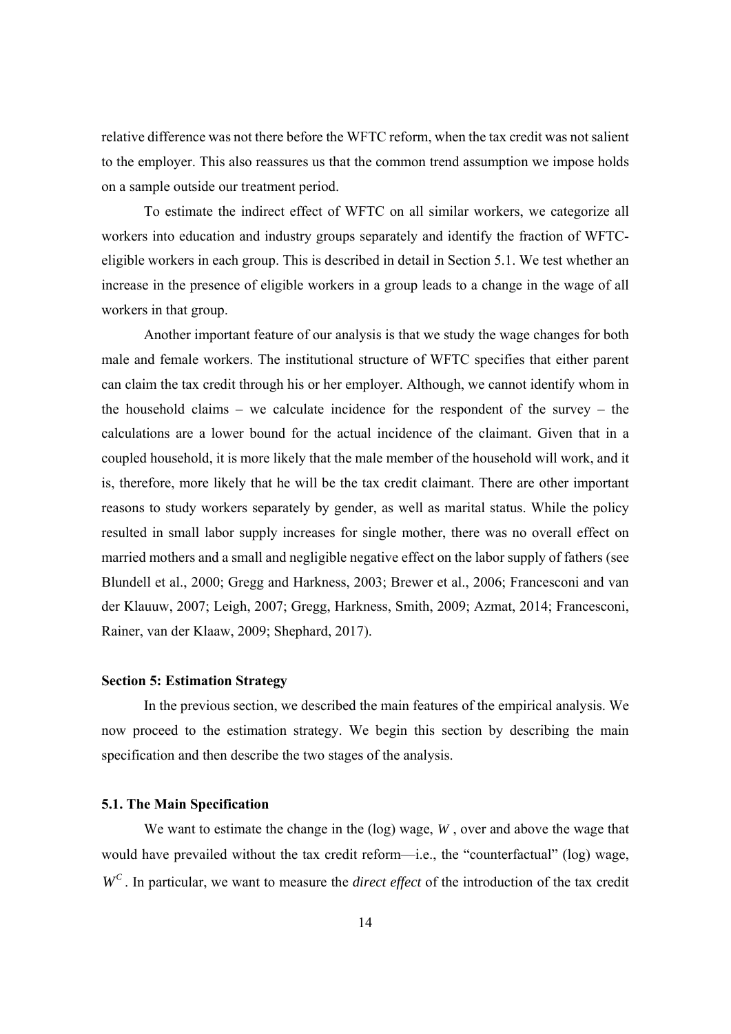relative difference was not there before the WFTC reform, when the tax credit was not salient to the employer. This also reassures us that the common trend assumption we impose holds on a sample outside our treatment period.

To estimate the indirect effect of WFTC on all similar workers, we categorize all workers into education and industry groups separately and identify the fraction of WFTC-eligible workers in each group. This is described in detail in Section 5.1. We test whether an increase in the presence of eligible workers in a group leads to a change in the wage of all workers in that group.

Another important feature of our analysis is that we study the wage changes for both male and female workers. The institutional structure of WFTC specifies that either parent can claim the tax credit through his or her employer. Although, we cannot identify whom in the household claims – we calculate incidence for the respondent of the survey – the calculations are a lower bound for the actual incidence of the claimant. Given that in a coupled household, it is more likely that the male member of the household will work, and it is, therefore, more likely that he will be the tax credit claimant. There are other important reasons to study workers separately by gender, as well as marital status. While the policy resulted in small labor supply increases for single mother, there was no overall effect on married mothers and a small and negligible negative effect on the labor supply of fathers (see Blundell et al., 2000; Gregg and Harkness, 2003; Brewer et al., 2006; Francesconi and van der Klauuw, 2007; Leigh, 2007; Gregg, Harkness, Smith, 2009; Azmat, 2014; Francesconi, Rainer, van der Klaaw, 2009; Shephard, 2017).

### Section 5: Estimation Strategy

In the previous section, we described the main features of the empirical analysis. We now proceed to the estimation strategy. We begin this section by describing the main specification and then describe the two stages of the analysis.

### 5.1. The Main Specification

We want to estimate the change in the (log) wage, $W$, over and above the wage that would have prevailed without the tax credit reform—i.e., the "counterfactual" (log) wage, $W^C$. In particular, we want to measure the *direct effect* of the introduction of the tax credit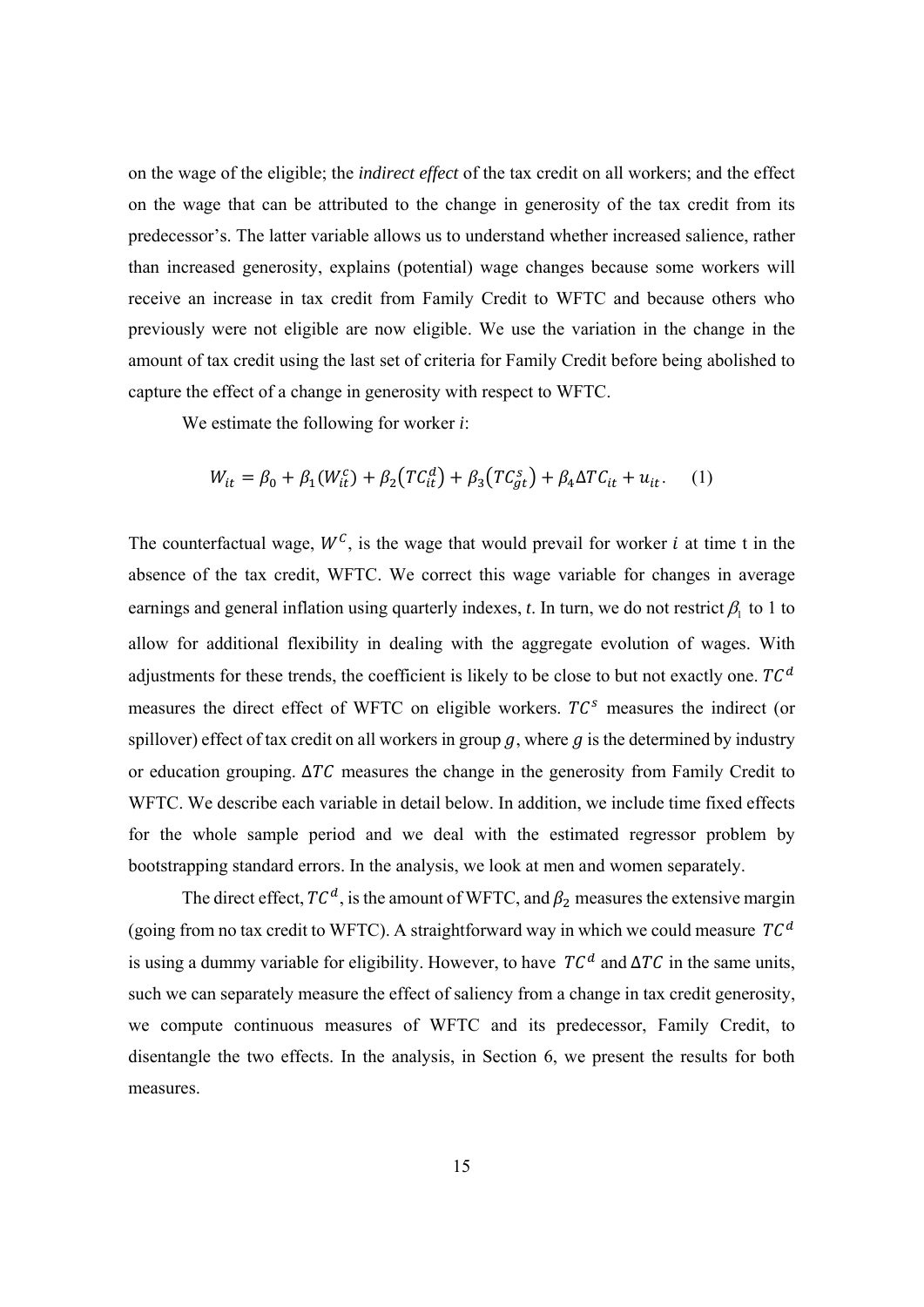on the wage of the eligible; the *indirect effect* of the tax credit on all workers; and the effect on the wage that can be attributed to the change in generosity of the tax credit from its predecessor's. The latter variable allows us to understand whether increased salience, rather than increased generosity, explains (potential) wage changes because some workers will receive an increase in tax credit from Family Credit to WFTC and because others who previously were not eligible are now eligible. We use the variation in the change in the amount of tax credit using the last set of criteria for Family Credit before being abolished to capture the effect of a change in generosity with respect to WFTC.

We estimate the following for worker *i*:

$$W_{it} = \beta_0 + \beta_1(W_{it}^c) + \beta_2(TC_{it}^d) + \beta_3(TC_{gt}^s) + \beta_4 \Delta TC_{it} + u_{it}. \quad (1)$$

The counterfactual wage, $W^C$, is the wage that would prevail for worker $i$ at time t in the absence of the tax credit, WFTC. We correct this wage variable for changes in average earnings and general inflation using quarterly indexes, *t*. In turn, we do not restrict $\beta_1$ to 1 to allow for additional flexibility in dealing with the aggregate evolution of wages. With adjustments for these trends, the coefficient is likely to be close to but not exactly one. $TC^d$ measures the direct effect of WFTC on eligible workers. $TC^s$ measures the indirect (or spillover) effect of tax credit on all workers in group $g$, where $g$ is the determined by industry or education grouping. $\Delta TC$ measures the change in the generosity from Family Credit to WFTC. We describe each variable in detail below. In addition, we include time fixed effects for the whole sample period and we deal with the estimated regressor problem by bootstrapping standard errors. In the analysis, we look at men and women separately.

The direct effect, $TC^d$, is the amount of WFTC, and $\beta_2$ measures the extensive margin (going from no tax credit to WFTC). A straightforward way in which we could measure $TC^d$ is using a dummy variable for eligibility. However, to have $TC^d$ and $\Delta TC$ in the same units, such we can separately measure the effect of saliency from a change in tax credit generosity, we compute continuous measures of WFTC and its predecessor, Family Credit, to disentangle the two effects. In the analysis, in Section 6, we present the results for both measures.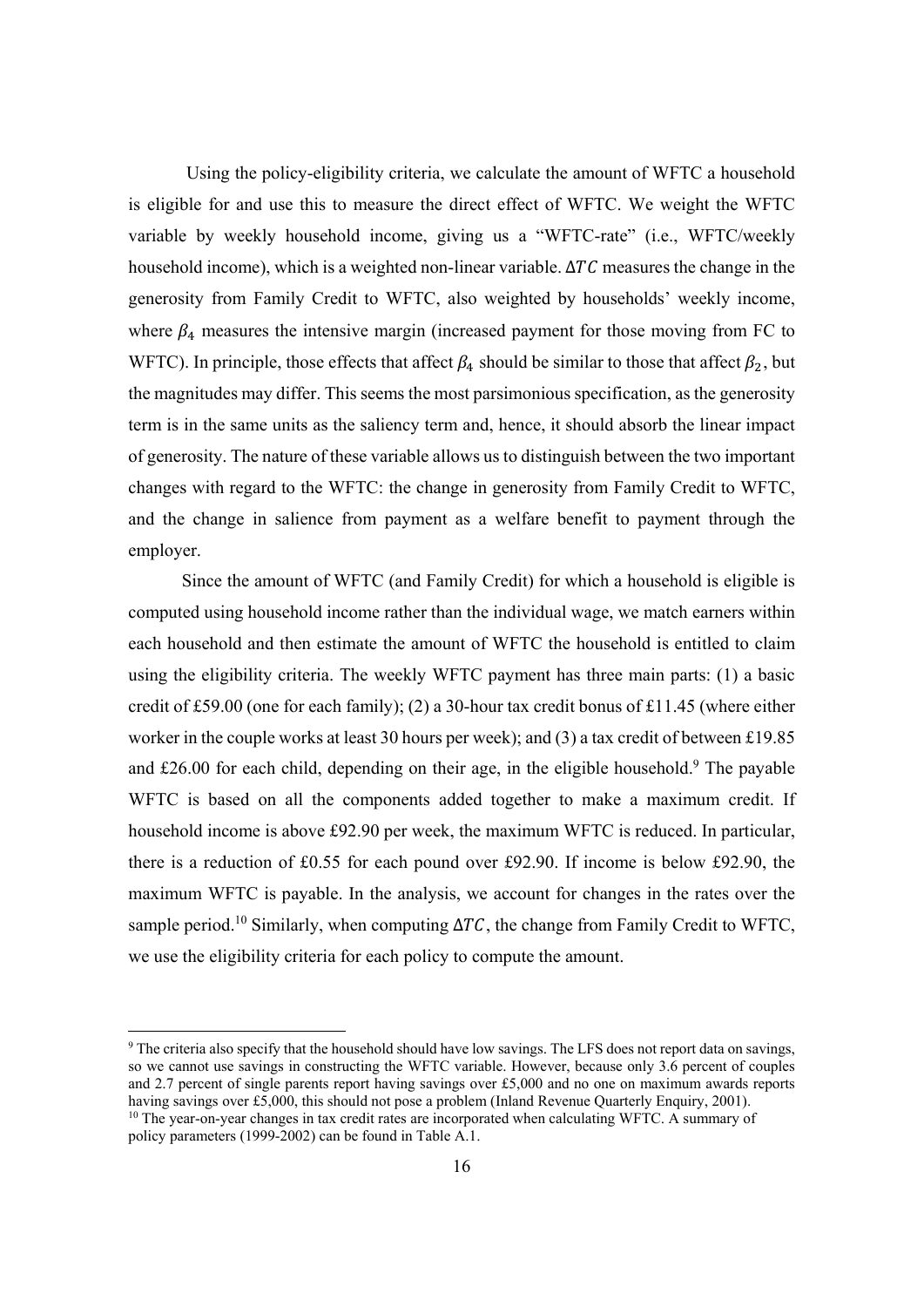Using the policy-eligibility criteria, we calculate the amount of WFTC a household is eligible for and use this to measure the direct effect of WFTC. We weight the WFTC variable by weekly household income, giving us a "WFTC-rate" (i.e., WFTC/weekly household income), which is a weighted non-linear variable. $\Delta TC$ measures the change in the generosity from Family Credit to WFTC, also weighted by households' weekly income, where $\beta_4$ measures the intensive margin (increased payment for those moving from FC to WFTC). In principle, those effects that affect $\beta_4$ should be similar to those that affect $\beta_2$, but the magnitudes may differ. This seems the most parsimonious specification, as the generosity term is in the same units as the saliency term and, hence, it should absorb the linear impact of generosity. The nature of these variable allows us to distinguish between the two important changes with regard to the WFTC: the change in generosity from Family Credit to WFTC, and the change in salience from payment as a welfare benefit to payment through the employer.

Since the amount of WFTC (and Family Credit) for which a household is eligible is computed using household income rather than the individual wage, we match earners within each household and then estimate the amount of WFTC the household is entitled to claim using the eligibility criteria. The weekly WFTC payment has three main parts: (1) a basic credit of £59.00 (one for each family); (2) a 30-hour tax credit bonus of £11.45 (where either worker in the couple works at least 30 hours per week); and (3) a tax credit of between £19.85 and £26.00 for each child, depending on their age, in the eligible household.[9] The payable WFTC is based on all the components added together to make a maximum credit. If household income is above £92.90 per week, the maximum WFTC is reduced. In particular, there is a reduction of £0.55 for each pound over £92.90. If income is below £92.90, the maximum WFTC is payable. In the analysis, we account for changes in the rates over the sample period.[10] Similarly, when computing $\Delta TC$, the change from Family Credit to WFTC, we use the eligibility criteria for each policy to compute the amount.

---

[9] The criteria also specify that the household should have low savings. The LFS does not report data on savings, so we cannot use savings in constructing the WFTC variable. However, because only 3.6 percent of couples and 2.7 percent of single parents report having savings over £5,000 and no one on maximum awards reports having savings over £5,000, this should not pose a problem (Inland Revenue Quarterly Enquiry, 2001).

[10] The year-on-year changes in tax credit rates are incorporated when calculating WFTC. A summary of policy parameters (1999-2002) can be found in Table A.1.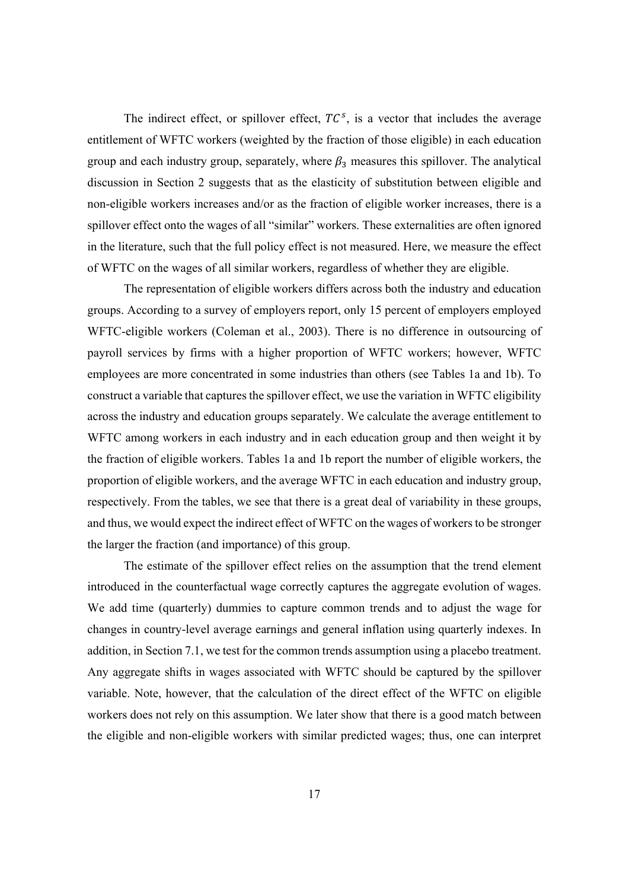The indirect effect, or spillover effect, $TC^s$, is a vector that includes the average entitlement of WFTC workers (weighted by the fraction of those eligible) in each education group and each industry group, separately, where $\beta_3$ measures this spillover. The analytical discussion in Section 2 suggests that as the elasticity of substitution between eligible and non-eligible workers increases and/or as the fraction of eligible worker increases, there is a spillover effect onto the wages of all "similar" workers. These externalities are often ignored in the literature, such that the full policy effect is not measured. Here, we measure the effect of WFTC on the wages of all similar workers, regardless of whether they are eligible.

The representation of eligible workers differs across both the industry and education groups. According to a survey of employers report, only 15 percent of employers employed WFTC-eligible workers (Coleman et al., 2003). There is no difference in outsourcing of payroll services by firms with a higher proportion of WFTC workers; however, WFTC employees are more concentrated in some industries than others (see Tables 1a and 1b). To construct a variable that captures the spillover effect, we use the variation in WFTC eligibility across the industry and education groups separately. We calculate the average entitlement to WFTC among workers in each industry and in each education group and then weight it by the fraction of eligible workers. Tables 1a and 1b report the number of eligible workers, the proportion of eligible workers, and the average WFTC in each education and industry group, respectively. From the tables, we see that there is a great deal of variability in these groups, and thus, we would expect the indirect effect of WFTC on the wages of workers to be stronger the larger the fraction (and importance) of this group.

The estimate of the spillover effect relies on the assumption that the trend element introduced in the counterfactual wage correctly captures the aggregate evolution of wages. We add time (quarterly) dummies to capture common trends and to adjust the wage for changes in country-level average earnings and general inflation using quarterly indexes. In addition, in Section 7.1, we test for the common trends assumption using a placebo treatment. Any aggregate shifts in wages associated with WFTC should be captured by the spillover variable. Note, however, that the calculation of the direct effect of the WFTC on eligible workers does not rely on this assumption. We later show that there is a good match between the eligible and non-eligible workers with similar predicted wages; thus, one can interpret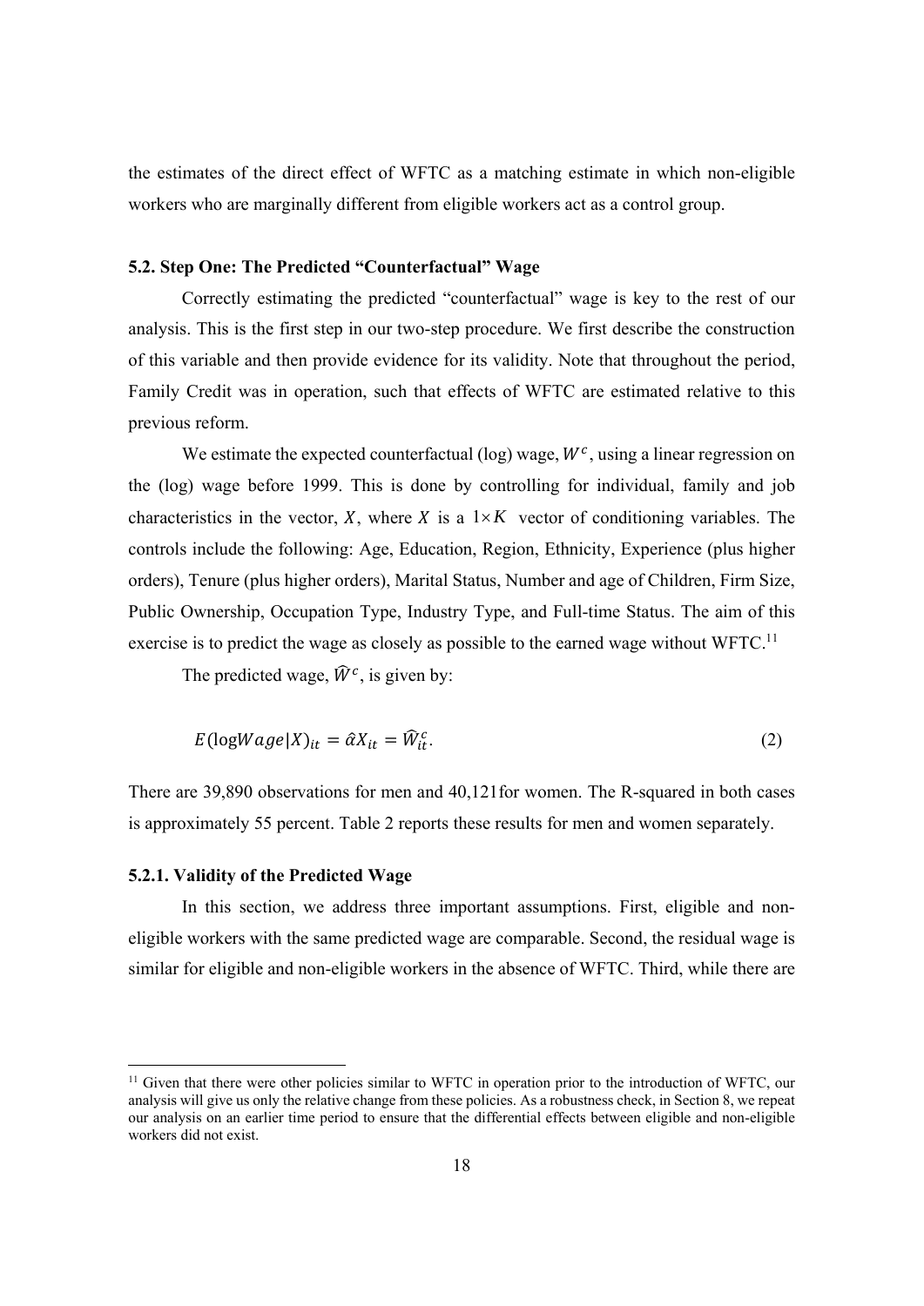the estimates of the direct effect of WFTC as a matching estimate in which non-eligible workers who are marginally different from eligible workers act as a control group.

### 5.2. Step One: The Predicted "Counterfactual" Wage

Correctly estimating the predicted "counterfactual" wage is key to the rest of our analysis. This is the first step in our two-step procedure. We first describe the construction of this variable and then provide evidence for its validity. Note that throughout the period, Family Credit was in operation, such that effects of WFTC are estimated relative to this previous reform.

We estimate the expected counterfactual (log) wage, $W^c$, using a linear regression on the (log) wage before 1999. This is done by controlling for individual, family and job characteristics in the vector, $X$, where $X$ is a $1 \times K$ vector of conditioning variables. The controls include the following: Age, Education, Region, Ethnicity, Experience (plus higher orders), Tenure (plus higher orders), Marital Status, Number and age of Children, Firm Size, Public Ownership, Occupation Type, Industry Type, and Full-time Status. The aim of this exercise is to predict the wage as closely as possible to the earned wage without WFTC.[11]

The predicted wage, $\widehat{W}^c$, is given by:

$$E(\log Wage|X)_{it} = \hat{\alpha}X_{it} = \widehat{W}^c_{it}. \tag{2}$$

There are 39,890 observations for men and 40,121for women. The R-squared in both cases is approximately 55 percent. Table 2 reports these results for men and women separately.

#### 5.2.1. Validity of the Predicted Wage

In this section, we address three important assumptions. First, eligible and non-eligible workers with the same predicted wage are comparable. Second, the residual wage is similar for eligible and non-eligible workers in the absence of WFTC. Third, while there are

---

[11] Given that there were other policies similar to WFTC in operation prior to the introduction of WFTC, our analysis will give us only the relative change from these policies. As a robustness check, in Section 8, we repeat our analysis on an earlier time period to ensure that the differential effects between eligible and non-eligible workers did not exist.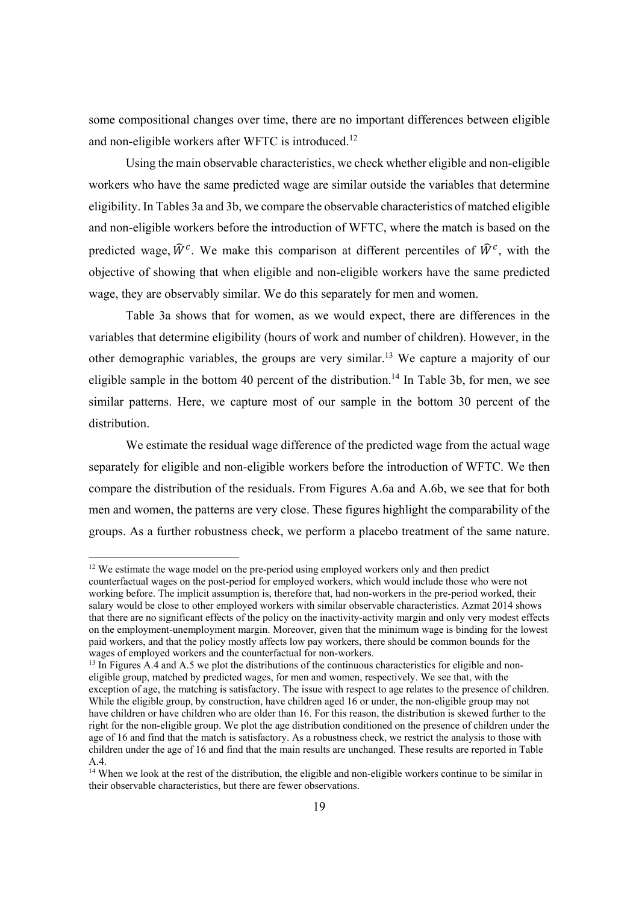some compositional changes over time, there are no important differences between eligible and non-eligible workers after WFTC is introduced.[12]

Using the main observable characteristics, we check whether eligible and non-eligible workers who have the same predicted wage are similar outside the variables that determine eligibility. In Tables 3a and 3b, we compare the observable characteristics of matched eligible and non-eligible workers before the introduction of WFTC, where the match is based on the predicted wage, $\widehat{W}^c$. We make this comparison at different percentiles of $\widehat{W}^c$, with the objective of showing that when eligible and non-eligible workers have the same predicted wage, they are observably similar. We do this separately for men and women.

Table 3a shows that for women, as we would expect, there are differences in the variables that determine eligibility (hours of work and number of children). However, in the other demographic variables, the groups are very similar.[13] We capture a majority of our eligible sample in the bottom 40 percent of the distribution.[14] In Table 3b, for men, we see similar patterns. Here, we capture most of our sample in the bottom 30 percent of the distribution.

We estimate the residual wage difference of the predicted wage from the actual wage separately for eligible and non-eligible workers before the introduction of WFTC. We then compare the distribution of the residuals. From Figures A.6a and A.6b, we see that for both men and women, the patterns are very close. These figures highlight the comparability of the groups. As a further robustness check, we perform a placebo treatment of the same nature.

---

[12] We estimate the wage model on the pre-period using employed workers only and then predict counterfactual wages on the post-period for employed workers, which would include those who were not working before. The implicit assumption is, therefore that, had non-workers in the pre-period worked, their salary would be close to other employed workers with similar observable characteristics. Azmat 2014 shows that there are no significant effects of the policy on the inactivity-activity margin and only very modest effects on the employment-unemployment margin. Moreover, given that the minimum wage is binding for the lowest paid workers, and that the policy mostly affects low pay workers, there should be common bounds for the wages of employed workers and the counterfactual for non-workers.

[13] In Figures A.4 and A.5 we plot the distributions of the continuous characteristics for eligible and non-eligible group, matched by predicted wages, for men and women, respectively. We see that, with the exception of age, the matching is satisfactory. The issue with respect to age relates to the presence of children. While the eligible group, by construction, have children aged 16 or under, the non-eligible group may not have children or have children who are older than 16. For this reason, the distribution is skewed further to the right for the non-eligible group. We plot the age distribution conditioned on the presence of children under the age of 16 and find that the match is satisfactory. As a robustness check, we restrict the analysis to those with children under the age of 16 and find that the main results are unchanged. These results are reported in Table A.4.

[14] When we look at the rest of the distribution, the eligible and non-eligible workers continue to be similar in their observable characteristics, but there are fewer observations.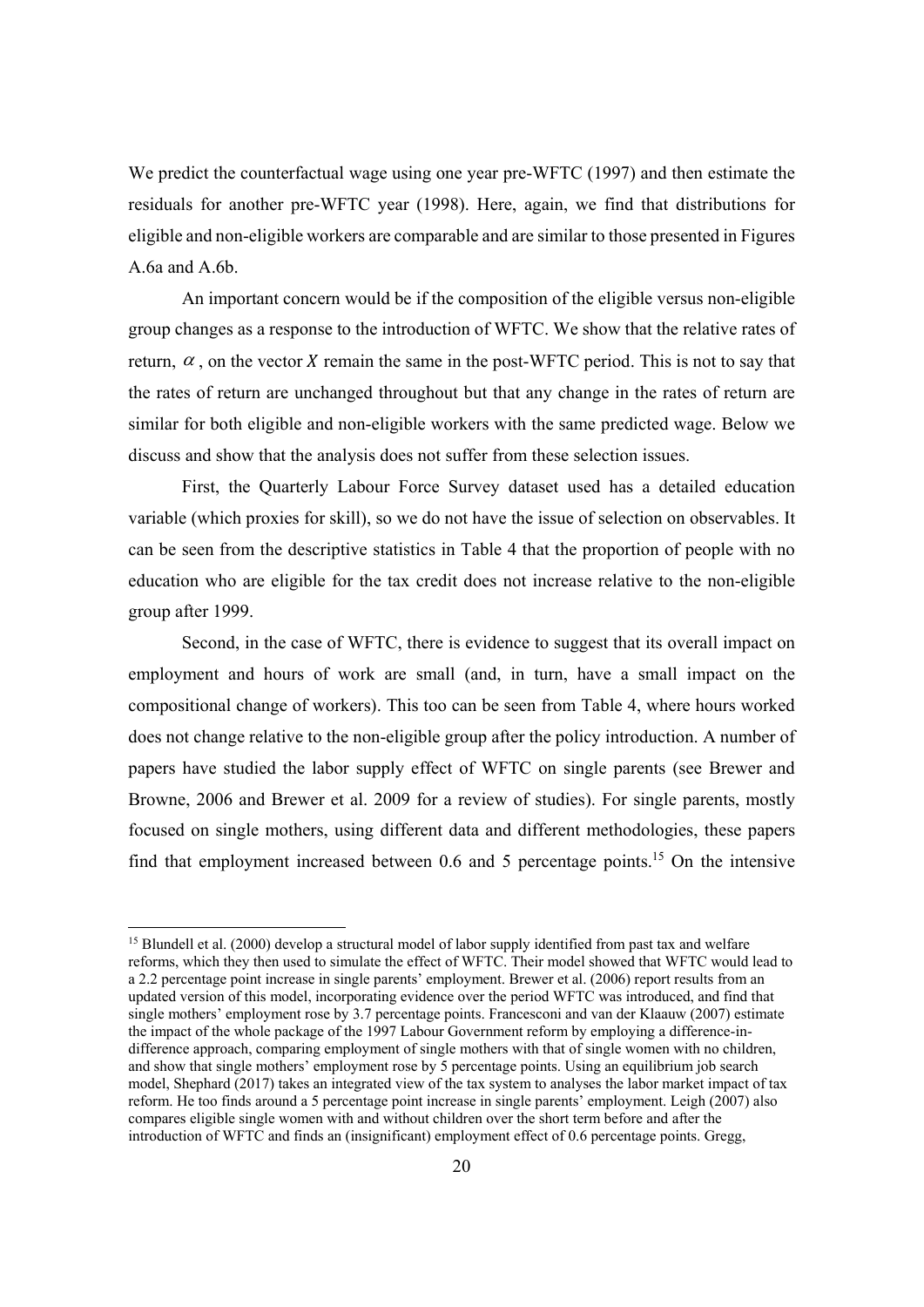We predict the counterfactual wage using one year pre-WFTC (1997) and then estimate the residuals for another pre-WFTC year (1998). Here, again, we find that distributions for eligible and non-eligible workers are comparable and are similar to those presented in Figures A.6a and A.6b.

An important concern would be if the composition of the eligible versus non-eligible group changes as a response to the introduction of WFTC. We show that the relative rates of return, $\alpha$, on the vector $X$ remain the same in the post-WFTC period. This is not to say that the rates of return are unchanged throughout but that any change in the rates of return are similar for both eligible and non-eligible workers with the same predicted wage. Below we discuss and show that the analysis does not suffer from these selection issues.

First, the Quarterly Labour Force Survey dataset used has a detailed education variable (which proxies for skill), so we do not have the issue of selection on observables. It can be seen from the descriptive statistics in Table 4 that the proportion of people with no education who are eligible for the tax credit does not increase relative to the non-eligible group after 1999.

Second, in the case of WFTC, there is evidence to suggest that its overall impact on employment and hours of work are small (and, in turn, have a small impact on the compositional change of workers). This too can be seen from Table 4, where hours worked does not change relative to the non-eligible group after the policy introduction. A number of papers have studied the labor supply effect of WFTC on single parents (see Brewer and Browne, 2006 and Brewer et al. 2009 for a review of studies). For single parents, mostly focused on single mothers, using different data and different methodologies, these papers find that employment increased between 0.6 and 5 percentage points.[15] On the intensive

[15] Blundell et al. (2000) develop a structural model of labor supply identified from past tax and welfare reforms, which they then used to simulate the effect of WFTC. Their model showed that WFTC would lead to a 2.2 percentage point increase in single parents' employment. Brewer et al. (2006) report results from an updated version of this model, incorporating evidence over the period WFTC was introduced, and find that single mothers' employment rose by 3.7 percentage points. Francesconi and van der Klaauw (2007) estimate the impact of the whole package of the 1997 Labour Government reform by employing a difference-in-difference approach, comparing employment of single mothers with that of single women with no children, and show that single mothers' employment rose by 5 percentage points. Using an equilibrium job search model, Shephard (2017) takes an integrated view of the tax system to analyses the labor market impact of tax reform. He too finds around a 5 percentage point increase in single parents' employment. Leigh (2007) also compares eligible single women with and without children over the short term before and after the introduction of WFTC and finds an (insignificant) employment effect of 0.6 percentage points. Gregg,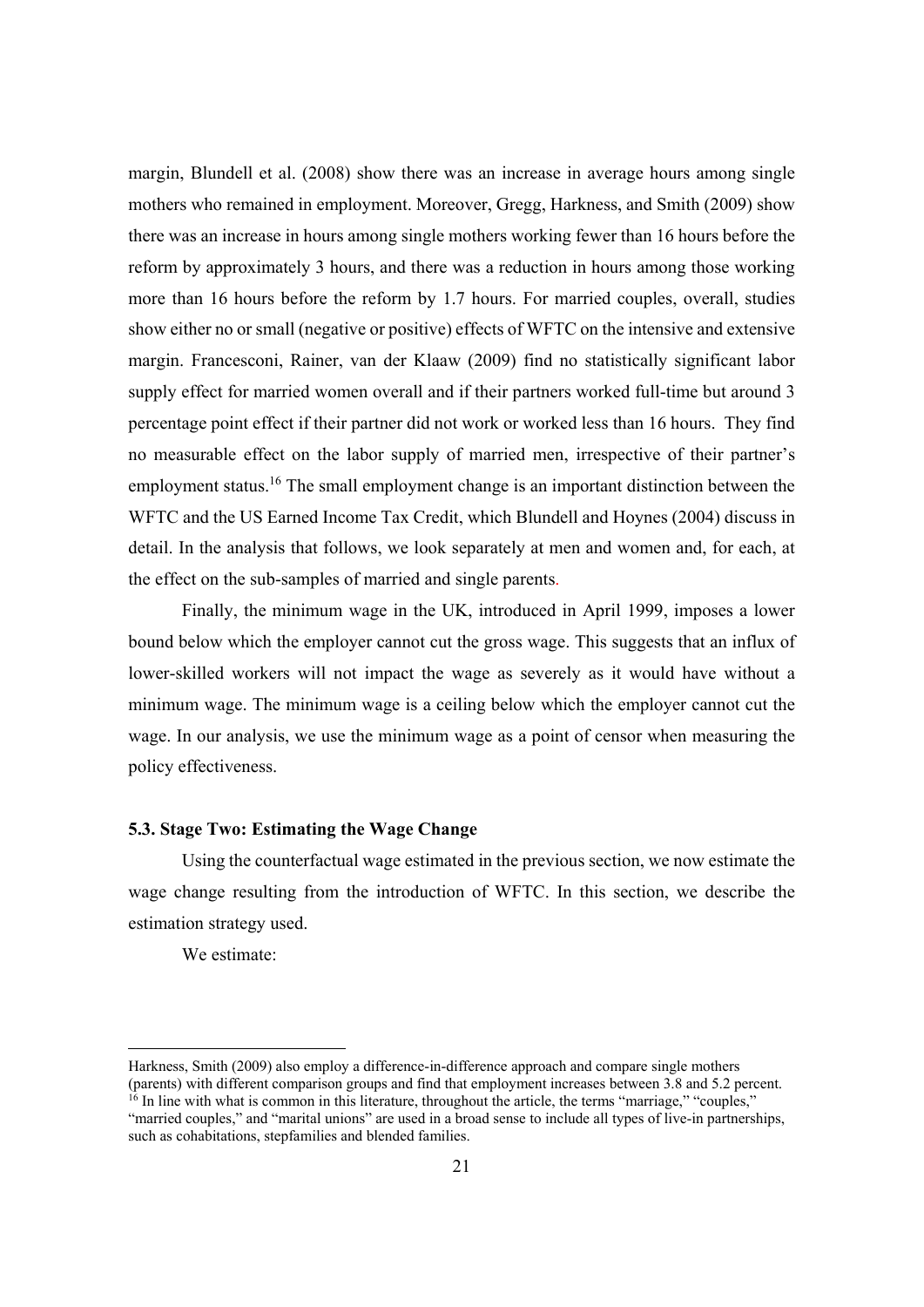margin, Blundell et al. (2008) show there was an increase in average hours among single mothers who remained in employment. Moreover, Gregg, Harkness, and Smith (2009) show there was an increase in hours among single mothers working fewer than 16 hours before the reform by approximately 3 hours, and there was a reduction in hours among those working more than 16 hours before the reform by 1.7 hours. For married couples, overall, studies show either no or small (negative or positive) effects of WFTC on the intensive and extensive margin. Francesconi, Rainer, van der Klaaw (2009) find no statistically significant labor supply effect for married women overall and if their partners worked full-time but around 3 percentage point effect if their partner did not work or worked less than 16 hours. They find no measurable effect on the labor supply of married men, irrespective of their partner's employment status.[16] The small employment change is an important distinction between the WFTC and the US Earned Income Tax Credit, which Blundell and Hoynes (2004) discuss in detail. In the analysis that follows, we look separately at men and women and, for each, at the effect on the sub-samples of married and single parents.

Finally, the minimum wage in the UK, introduced in April 1999, imposes a lower bound below which the employer cannot cut the gross wage. This suggests that an influx of lower-skilled workers will not impact the wage as severely as it would have without a minimum wage. The minimum wage is a ceiling below which the employer cannot cut the wage. In our analysis, we use the minimum wage as a point of censor when measuring the policy effectiveness.

### 5.3. Stage Two: Estimating the Wage Change

Using the counterfactual wage estimated in the previous section, we now estimate the wage change resulting from the introduction of WFTC. In this section, we describe the estimation strategy used.

We estimate:

Harkness, Smith (2009) also employ a difference-in-difference approach and compare single mothers (parents) with different comparison groups and find that employment increases between 3.8 and 5.2 percent.

[16] In line with what is common in this literature, throughout the article, the terms "marriage," "couples," "married couples," and "marital unions" are used in a broad sense to include all types of live-in partnerships, such as cohabitations, stepfamilies and blended families.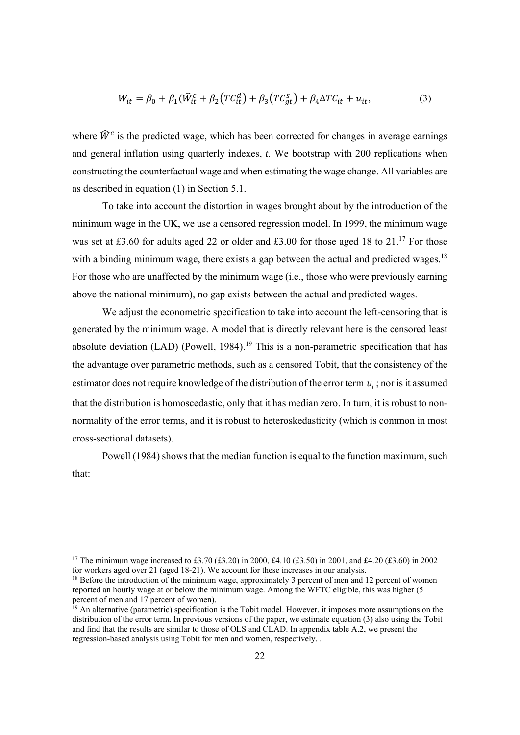$$W_{it} = \beta_0 + \beta_1(\widehat{W}_{it}^c + \beta_2(TC_{it}^d) + \beta_3(TC_{gt}^s) + \beta_4 \Delta TC_{it} + u_{it}, \tag{3}$$

where $\widehat{W}^c$ is the predicted wage, which has been corrected for changes in average earnings and general inflation using quarterly indexes, $t$. We bootstrap with 200 replications when constructing the counterfactual wage and when estimating the wage change. All variables are as described in equation (1) in Section 5.1.

To take into account the distortion in wages brought about by the introduction of the minimum wage in the UK, we use a censored regression model. In 1999, the minimum wage was set at £3.60 for adults aged 22 or older and £3.00 for those aged 18 to 21.[17] For those with a binding minimum wage, there exists a gap between the actual and predicted wages.[18] For those who are unaffected by the minimum wage (i.e., those who were previously earning above the national minimum), no gap exists between the actual and predicted wages.

We adjust the econometric specification to take into account the left-censoring that is generated by the minimum wage. A model that is directly relevant here is the censored least absolute deviation (LAD) (Powell, 1984).[19] This is a non-parametric specification that has the advantage over parametric methods, such as a censored Tobit, that the consistency of the estimator does not require knowledge of the distribution of the error term $u_i$; nor is it assumed that the distribution is homoscedastic, only that it has median zero. In turn, it is robust to non-normality of the error terms, and it is robust to heteroskedasticity (which is common in most cross-sectional datasets).

Powell (1984) shows that the median function is equal to the function maximum, such that:

---

[17] The minimum wage increased to £3.70 (£3.20) in 2000, £4.10 (£3.50) in 2001, and £4.20 (£3.60) in 2002 for workers aged over 21 (aged 18-21). We account for these increases in our analysis.

[18] Before the introduction of the minimum wage, approximately 3 percent of men and 12 percent of women reported an hourly wage at or below the minimum wage. Among the WFTC eligible, this was higher (5 percent of men and 17 percent of women).

[19] An alternative (parametric) specification is the Tobit model. However, it imposes more assumptions on the distribution of the error term. In previous versions of the paper, we estimate equation (3) also using the Tobit and find that the results are similar to those of OLS and CLAD. In appendix table A.2, we present the regression-based analysis using Tobit for men and women, respectively. .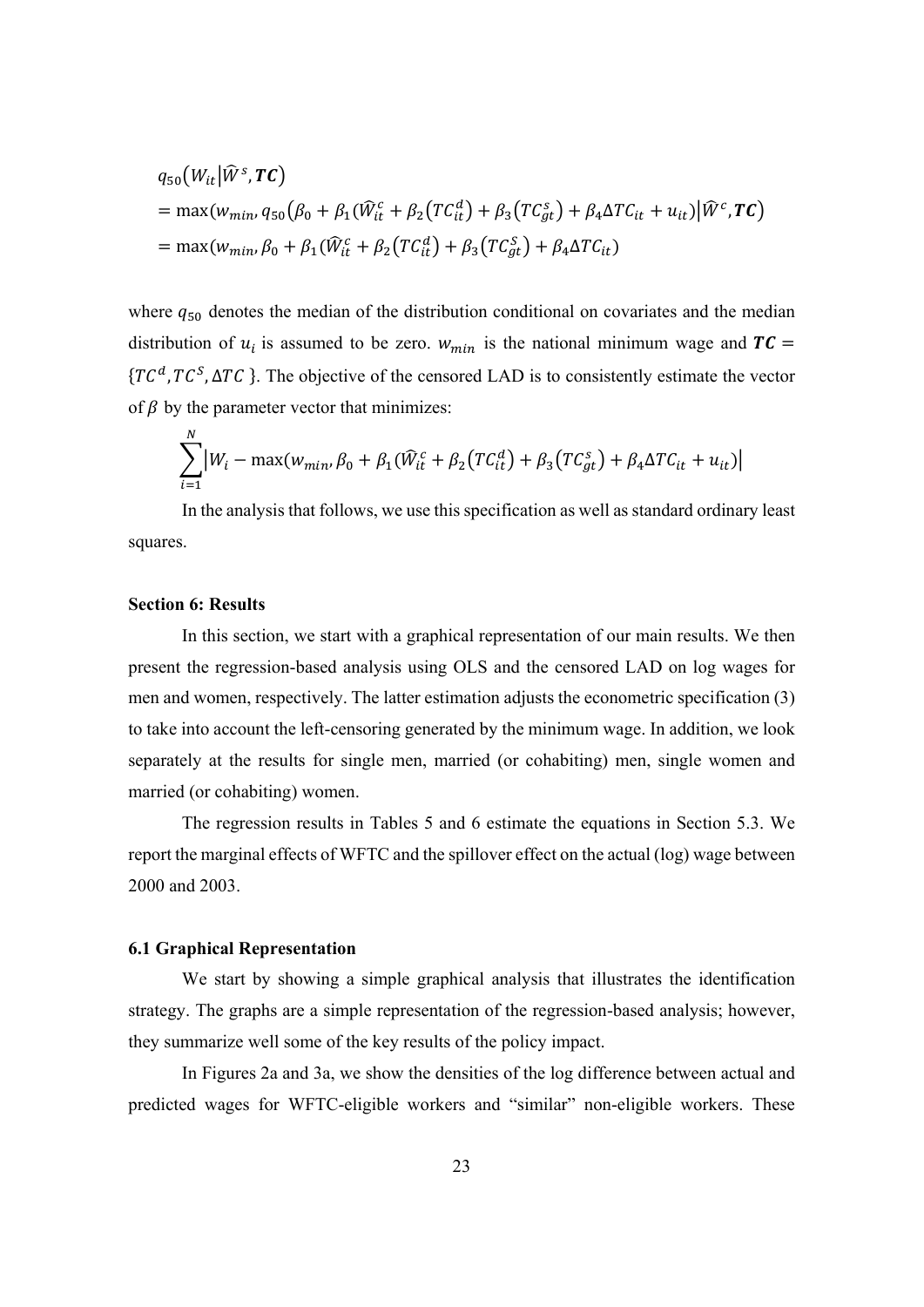$$
\begin{aligned}
& q_{50}\big(W_{it}\big|\widehat{W}^{s}, \boldsymbol{TC}\big) \\
& = \max(w_{min}, q_{50}\big(\beta_0 + \beta_1(\widehat{W}^{c}_{it} + \beta_2\big(TC^{d}_{it}\big) + \beta_3\big(TC^{s}_{gt}\big) + \beta_4 \Delta TC_{it} + u_{it}\big)\big|\widehat{W}^{c}, \boldsymbol{TC}\big) \\
& = \max(w_{min}, \beta_0 + \beta_1(\widehat{W}^{c}_{it} + \beta_2\big(TC^{d}_{it}\big) + \beta_3\big(TC^{S}_{gt}\big) + \beta_4 \Delta TC_{it})
\end{aligned}
$$

where $q_{50}$ denotes the median of the distribution conditional on covariates and the median distribution of $u_i$ is assumed to be zero. $w_{min}$ is the national minimum wage and $\boldsymbol{TC} = \{TC^{d}, TC^{S}, \Delta TC\}$. The objective of the censored LAD is to consistently estimate the vector of $\beta$ by the parameter vector that minimizes:

$$
\sum_{i=1}^{N}\left|W_i - \max(w_{min}, \beta_0 + \beta_1(\widehat{W}^{c}_{it} + \beta_2\big(TC^{d}_{it}\big) + \beta_3\big(TC^{s}_{gt}\big) + \beta_4 \Delta TC_{it} + u_{it})\right|
$$

In the analysis that follows, we use this specification as well as standard ordinary least squares.

### Section 6: Results

In this section, we start with a graphical representation of our main results. We then present the regression-based analysis using OLS and the censored LAD on log wages for men and women, respectively. The latter estimation adjusts the econometric specification (3) to take into account the left-censoring generated by the minimum wage. In addition, we look separately at the results for single men, married (or cohabiting) men, single women and married (or cohabiting) women.

The regression results in Tables 5 and 6 estimate the equations in Section 5.3. We report the marginal effects of WFTC and the spillover effect on the actual (log) wage between 2000 and 2003.

### 6.1 Graphical Representation

We start by showing a simple graphical analysis that illustrates the identification strategy. The graphs are a simple representation of the regression-based analysis; however, they summarize well some of the key results of the policy impact.

In Figures 2a and 3a, we show the densities of the log difference between actual and predicted wages for WFTC-eligible workers and "similar" non-eligible workers. These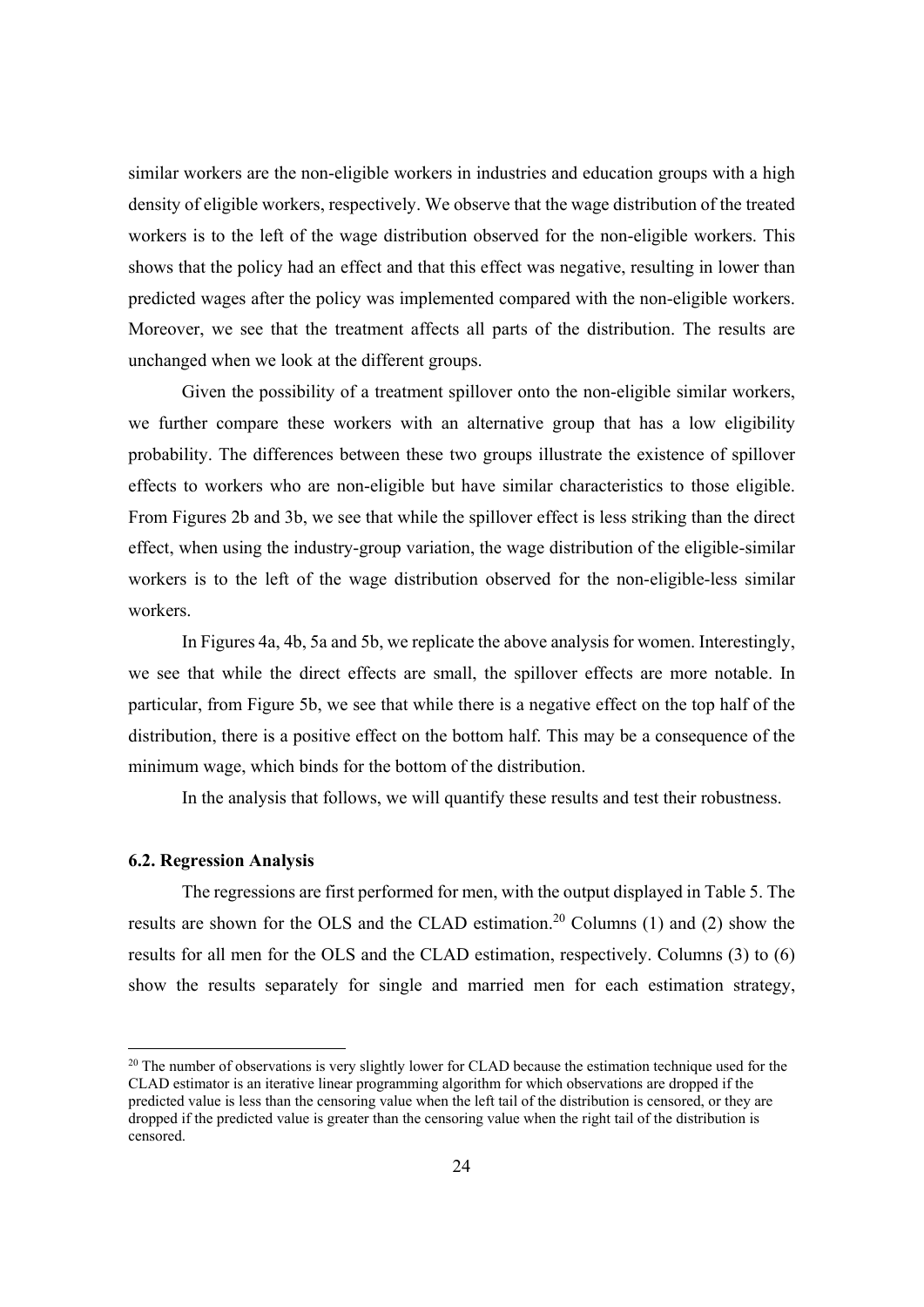similar workers are the non-eligible workers in industries and education groups with a high density of eligible workers, respectively. We observe that the wage distribution of the treated workers is to the left of the wage distribution observed for the non-eligible workers. This shows that the policy had an effect and that this effect was negative, resulting in lower than predicted wages after the policy was implemented compared with the non-eligible workers. Moreover, we see that the treatment affects all parts of the distribution. The results are unchanged when we look at the different groups.

Given the possibility of a treatment spillover onto the non-eligible similar workers, we further compare these workers with an alternative group that has a low eligibility probability. The differences between these two groups illustrate the existence of spillover effects to workers who are non-eligible but have similar characteristics to those eligible. From Figures 2b and 3b, we see that while the spillover effect is less striking than the direct effect, when using the industry-group variation, the wage distribution of the eligible-similar workers is to the left of the wage distribution observed for the non-eligible-less similar workers.

In Figures 4a, 4b, 5a and 5b, we replicate the above analysis for women. Interestingly, we see that while the direct effects are small, the spillover effects are more notable. In particular, from Figure 5b, we see that while there is a negative effect on the top half of the distribution, there is a positive effect on the bottom half. This may be a consequence of the minimum wage, which binds for the bottom of the distribution.

In the analysis that follows, we will quantify these results and test their robustness.

### 6.2. Regression Analysis

The regressions are first performed for men, with the output displayed in Table 5. The results are shown for the OLS and the CLAD estimation.[20] Columns (1) and (2) show the results for all men for the OLS and the CLAD estimation, respectively. Columns (3) to (6) show the results separately for single and married men for each estimation strategy,

[20] The number of observations is very slightly lower for CLAD because the estimation technique used for the CLAD estimator is an iterative linear programming algorithm for which observations are dropped if the predicted value is less than the censoring value when the left tail of the distribution is censored, or they are dropped if the predicted value is greater than the censoring value when the right tail of the distribution is censored.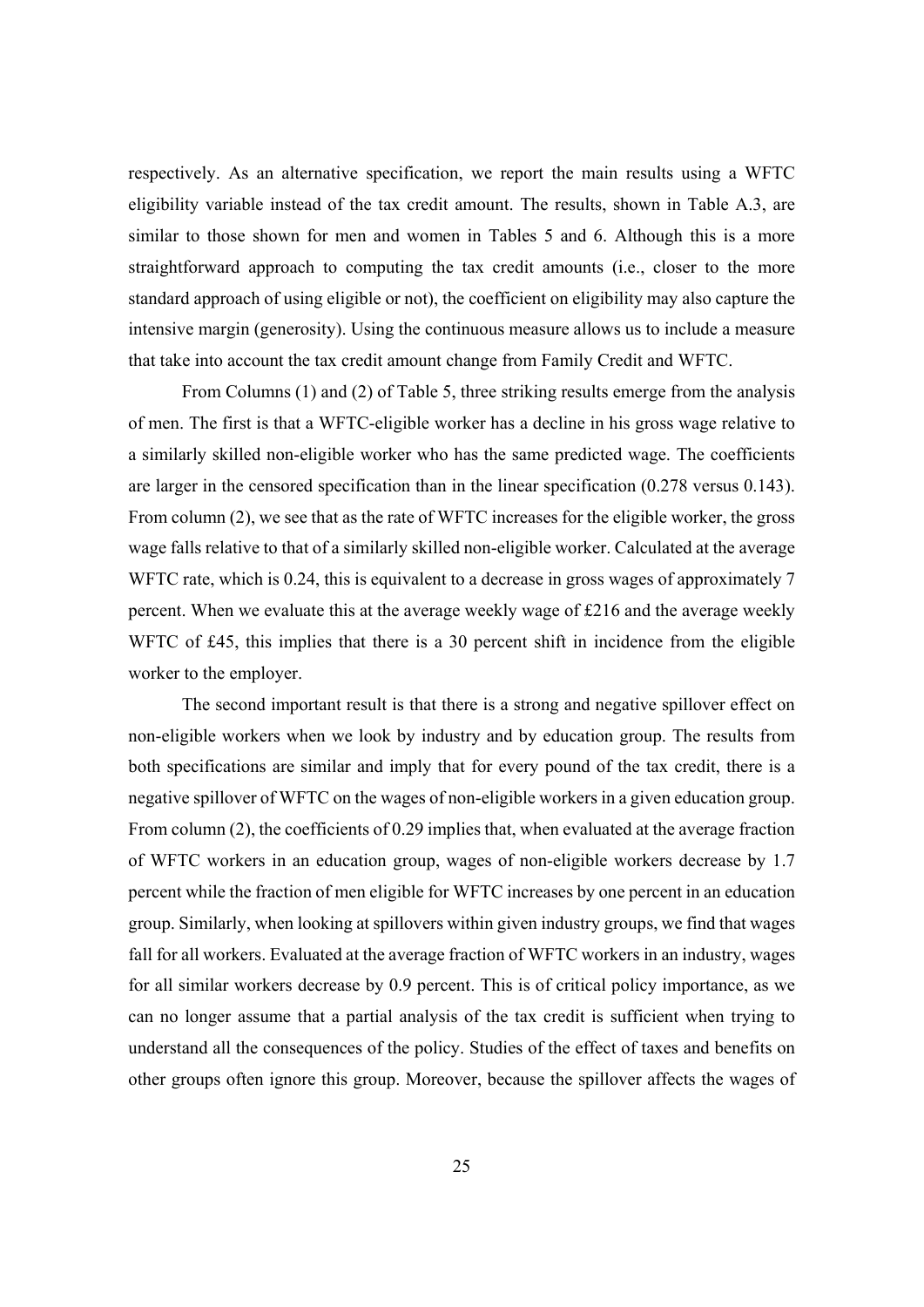respectively. As an alternative specification, we report the main results using a WFTC eligibility variable instead of the tax credit amount. The results, shown in Table A.3, are similar to those shown for men and women in Tables 5 and 6. Although this is a more straightforward approach to computing the tax credit amounts (i.e., closer to the more standard approach of using eligible or not), the coefficient on eligibility may also capture the intensive margin (generosity). Using the continuous measure allows us to include a measure that take into account the tax credit amount change from Family Credit and WFTC.

From Columns (1) and (2) of Table 5, three striking results emerge from the analysis of men. The first is that a WFTC-eligible worker has a decline in his gross wage relative to a similarly skilled non-eligible worker who has the same predicted wage. The coefficients are larger in the censored specification than in the linear specification (0.278 versus 0.143). From column (2), we see that as the rate of WFTC increases for the eligible worker, the gross wage falls relative to that of a similarly skilled non-eligible worker. Calculated at the average WFTC rate, which is 0.24, this is equivalent to a decrease in gross wages of approximately 7 percent. When we evaluate this at the average weekly wage of £216 and the average weekly WFTC of £45, this implies that there is a 30 percent shift in incidence from the eligible worker to the employer.

The second important result is that there is a strong and negative spillover effect on non-eligible workers when we look by industry and by education group. The results from both specifications are similar and imply that for every pound of the tax credit, there is a negative spillover of WFTC on the wages of non-eligible workers in a given education group. From column (2), the coefficients of 0.29 implies that, when evaluated at the average fraction of WFTC workers in an education group, wages of non-eligible workers decrease by 1.7 percent while the fraction of men eligible for WFTC increases by one percent in an education group. Similarly, when looking at spillovers within given industry groups, we find that wages fall for all workers. Evaluated at the average fraction of WFTC workers in an industry, wages for all similar workers decrease by 0.9 percent. This is of critical policy importance, as we can no longer assume that a partial analysis of the tax credit is sufficient when trying to understand all the consequences of the policy. Studies of the effect of taxes and benefits on other groups often ignore this group. Moreover, because the spillover affects the wages of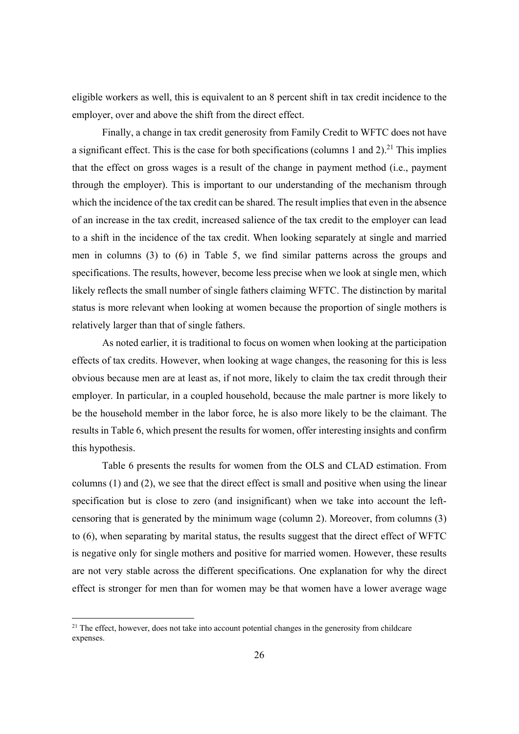eligible workers as well, this is equivalent to an 8 percent shift in tax credit incidence to the employer, over and above the shift from the direct effect.

Finally, a change in tax credit generosity from Family Credit to WFTC does not have a significant effect. This is the case for both specifications (columns 1 and 2).[21] This implies that the effect on gross wages is a result of the change in payment method (i.e., payment through the employer). This is important to our understanding of the mechanism through which the incidence of the tax credit can be shared. The result implies that even in the absence of an increase in the tax credit, increased salience of the tax credit to the employer can lead to a shift in the incidence of the tax credit. When looking separately at single and married men in columns (3) to (6) in Table 5, we find similar patterns across the groups and specifications. The results, however, become less precise when we look at single men, which likely reflects the small number of single fathers claiming WFTC. The distinction by marital status is more relevant when looking at women because the proportion of single mothers is relatively larger than that of single fathers.

As noted earlier, it is traditional to focus on women when looking at the participation effects of tax credits. However, when looking at wage changes, the reasoning for this is less obvious because men are at least as, if not more, likely to claim the tax credit through their employer. In particular, in a coupled household, because the male partner is more likely to be the household member in the labor force, he is also more likely to be the claimant. The results in Table 6, which present the results for women, offer interesting insights and confirm this hypothesis.

Table 6 presents the results for women from the OLS and CLAD estimation. From columns (1) and (2), we see that the direct effect is small and positive when using the linear specification but is close to zero (and insignificant) when we take into account the left-censoring that is generated by the minimum wage (column 2). Moreover, from columns (3) to (6), when separating by marital status, the results suggest that the direct effect of WFTC is negative only for single mothers and positive for married women. However, these results are not very stable across the different specifications. One explanation for why the direct effect is stronger for men than for women may be that women have a lower average wage

[21] The effect, however, does not take into account potential changes in the generosity from childcare expenses.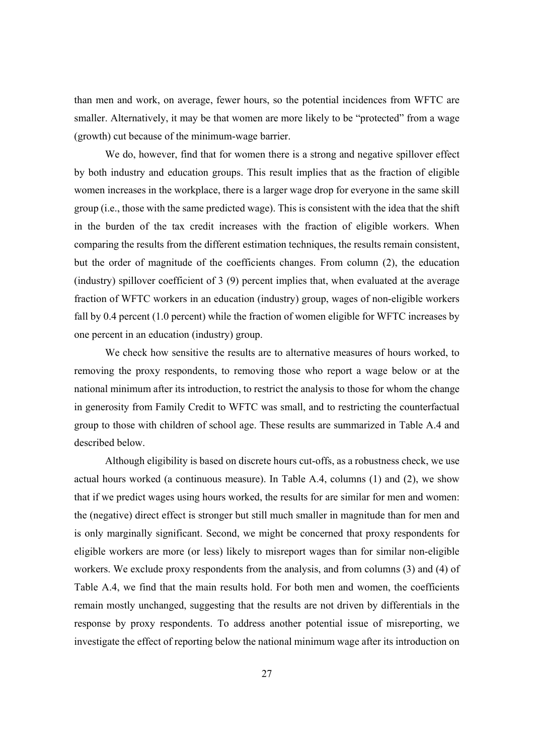than men and work, on average, fewer hours, so the potential incidences from WFTC are smaller. Alternatively, it may be that women are more likely to be "protected" from a wage (growth) cut because of the minimum-wage barrier.

We do, however, find that for women there is a strong and negative spillover effect by both industry and education groups. This result implies that as the fraction of eligible women increases in the workplace, there is a larger wage drop for everyone in the same skill group (i.e., those with the same predicted wage). This is consistent with the idea that the shift in the burden of the tax credit increases with the fraction of eligible workers. When comparing the results from the different estimation techniques, the results remain consistent, but the order of magnitude of the coefficients changes. From column (2), the education (industry) spillover coefficient of 3 (9) percent implies that, when evaluated at the average fraction of WFTC workers in an education (industry) group, wages of non-eligible workers fall by 0.4 percent (1.0 percent) while the fraction of women eligible for WFTC increases by one percent in an education (industry) group.

We check how sensitive the results are to alternative measures of hours worked, to removing the proxy respondents, to removing those who report a wage below or at the national minimum after its introduction, to restrict the analysis to those for whom the change in generosity from Family Credit to WFTC was small, and to restricting the counterfactual group to those with children of school age. These results are summarized in Table A.4 and described below.

Although eligibility is based on discrete hours cut-offs, as a robustness check, we use actual hours worked (a continuous measure). In Table A.4, columns (1) and (2), we show that if we predict wages using hours worked, the results for are similar for men and women: the (negative) direct effect is stronger but still much smaller in magnitude than for men and is only marginally significant. Second, we might be concerned that proxy respondents for eligible workers are more (or less) likely to misreport wages than for similar non-eligible workers. We exclude proxy respondents from the analysis, and from columns (3) and (4) of Table A.4, we find that the main results hold. For both men and women, the coefficients remain mostly unchanged, suggesting that the results are not driven by differentials in the response by proxy respondents. To address another potential issue of misreporting, we investigate the effect of reporting below the national minimum wage after its introduction on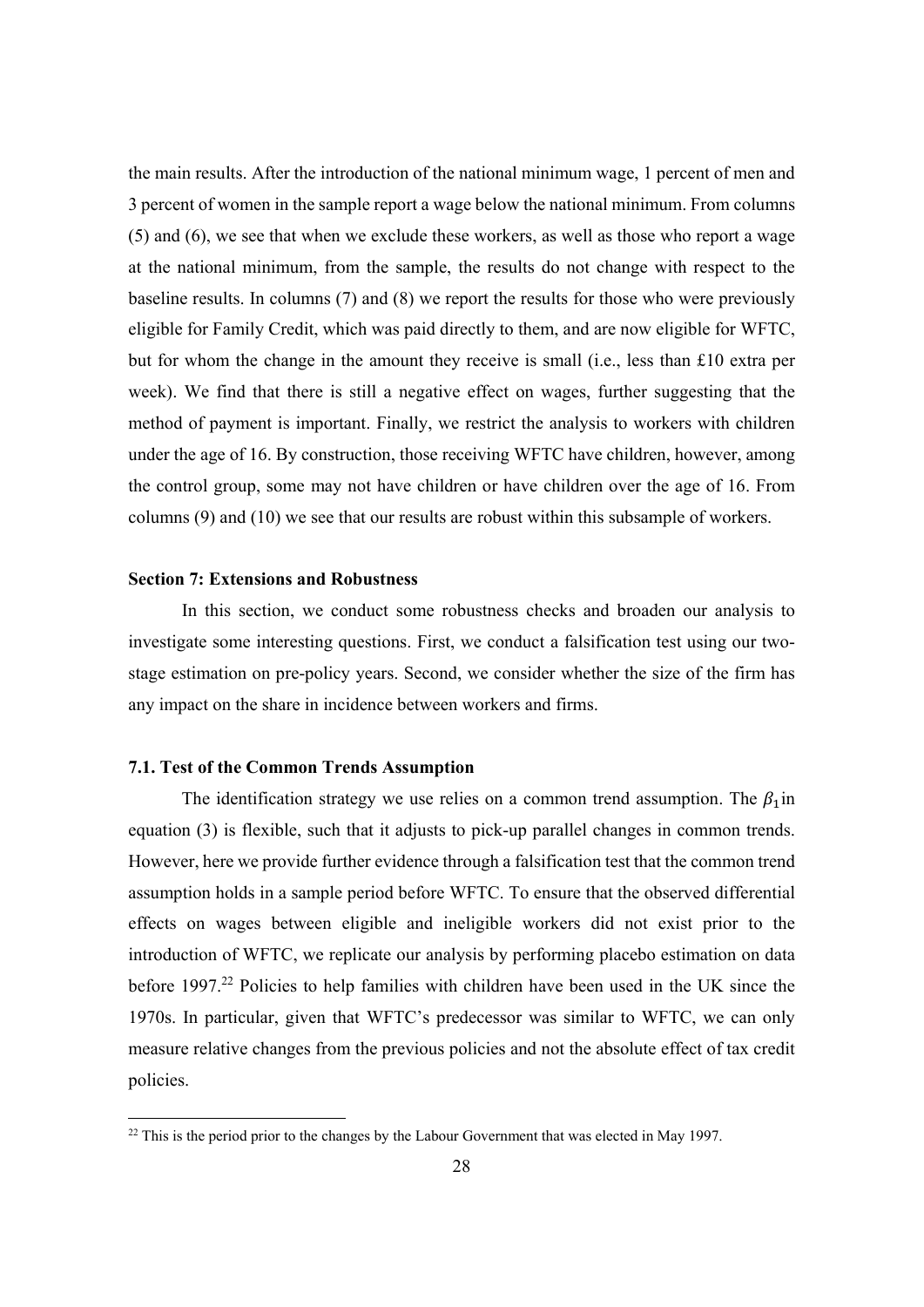the main results. After the introduction of the national minimum wage, 1 percent of men and 3 percent of women in the sample report a wage below the national minimum. From columns (5) and (6), we see that when we exclude these workers, as well as those who report a wage at the national minimum, from the sample, the results do not change with respect to the baseline results. In columns (7) and (8) we report the results for those who were previously eligible for Family Credit, which was paid directly to them, and are now eligible for WFTC, but for whom the change in the amount they receive is small (i.e., less than £10 extra per week). We find that there is still a negative effect on wages, further suggesting that the method of payment is important. Finally, we restrict the analysis to workers with children under the age of 16. By construction, those receiving WFTC have children, however, among the control group, some may not have children or have children over the age of 16. From columns (9) and (10) we see that our results are robust within this subsample of workers.

## Section 7: Extensions and Robustness

In this section, we conduct some robustness checks and broaden our analysis to investigate some interesting questions. First, we conduct a falsification test using our two-stage estimation on pre-policy years. Second, we consider whether the size of the firm has any impact on the share in incidence between workers and firms.

### 7.1. Test of the Common Trends Assumption

The identification strategy we use relies on a common trend assumption. The $\beta_1$ in equation (3) is flexible, such that it adjusts to pick-up parallel changes in common trends. However, here we provide further evidence through a falsification test that the common trend assumption holds in a sample period before WFTC. To ensure that the observed differential effects on wages between eligible and ineligible workers did not exist prior to the introduction of WFTC, we replicate our analysis by performing placebo estimation on data before 1997.[22] Policies to help families with children have been used in the UK since the 1970s. In particular, given that WFTC's predecessor was similar to WFTC, we can only measure relative changes from the previous policies and not the absolute effect of tax credit policies.

[22] This is the period prior to the changes by the Labour Government that was elected in May 1997.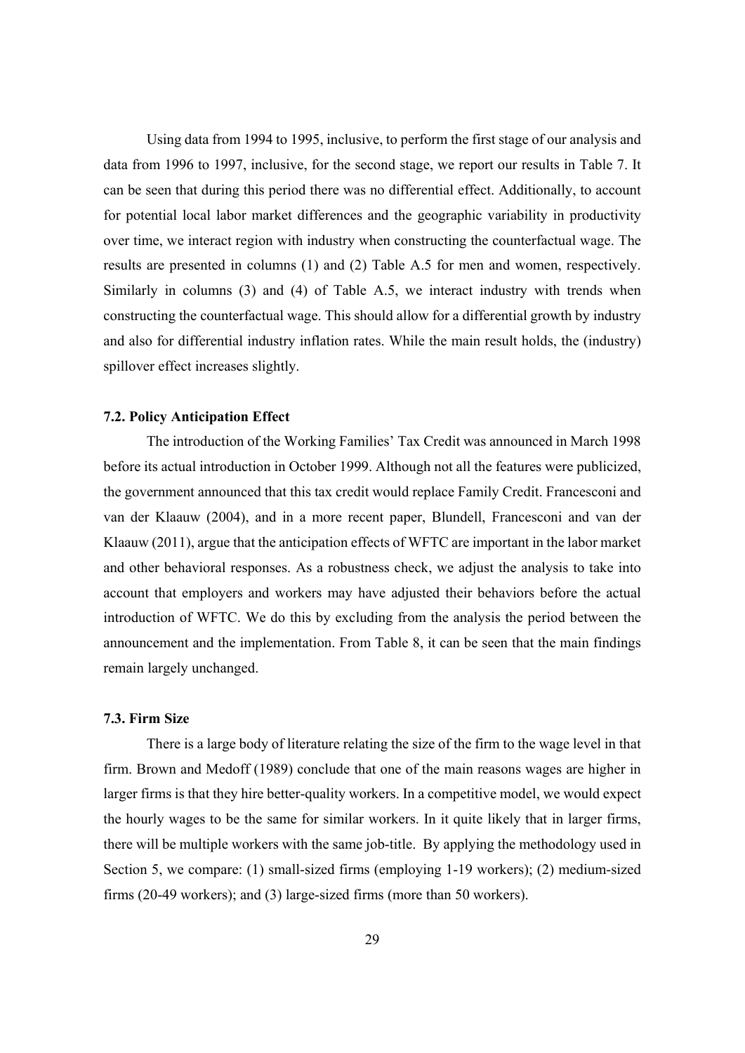Using data from 1994 to 1995, inclusive, to perform the first stage of our analysis and data from 1996 to 1997, inclusive, for the second stage, we report our results in Table 7. It can be seen that during this period there was no differential effect. Additionally, to account for potential local labor market differences and the geographic variability in productivity over time, we interact region with industry when constructing the counterfactual wage. The results are presented in columns (1) and (2) Table A.5 for men and women, respectively. Similarly in columns (3) and (4) of Table A.5, we interact industry with trends when constructing the counterfactual wage. This should allow for a differential growth by industry and also for differential industry inflation rates. While the main result holds, the (industry) spillover effect increases slightly.

### 7.2. Policy Anticipation Effect

The introduction of the Working Families' Tax Credit was announced in March 1998 before its actual introduction in October 1999. Although not all the features were publicized, the government announced that this tax credit would replace Family Credit. Francesconi and van der Klaauw (2004), and in a more recent paper, Blundell, Francesconi and van der Klaauw (2011), argue that the anticipation effects of WFTC are important in the labor market and other behavioral responses. As a robustness check, we adjust the analysis to take into account that employers and workers may have adjusted their behaviors before the actual introduction of WFTC. We do this by excluding from the analysis the period between the announcement and the implementation. From Table 8, it can be seen that the main findings remain largely unchanged.

### 7.3. Firm Size

There is a large body of literature relating the size of the firm to the wage level in that firm. Brown and Medoff (1989) conclude that one of the main reasons wages are higher in larger firms is that they hire better-quality workers. In a competitive model, we would expect the hourly wages to be the same for similar workers. In it quite likely that in larger firms, there will be multiple workers with the same job-title. By applying the methodology used in Section 5, we compare: (1) small-sized firms (employing 1-19 workers); (2) medium-sized firms (20-49 workers); and (3) large-sized firms (more than 50 workers).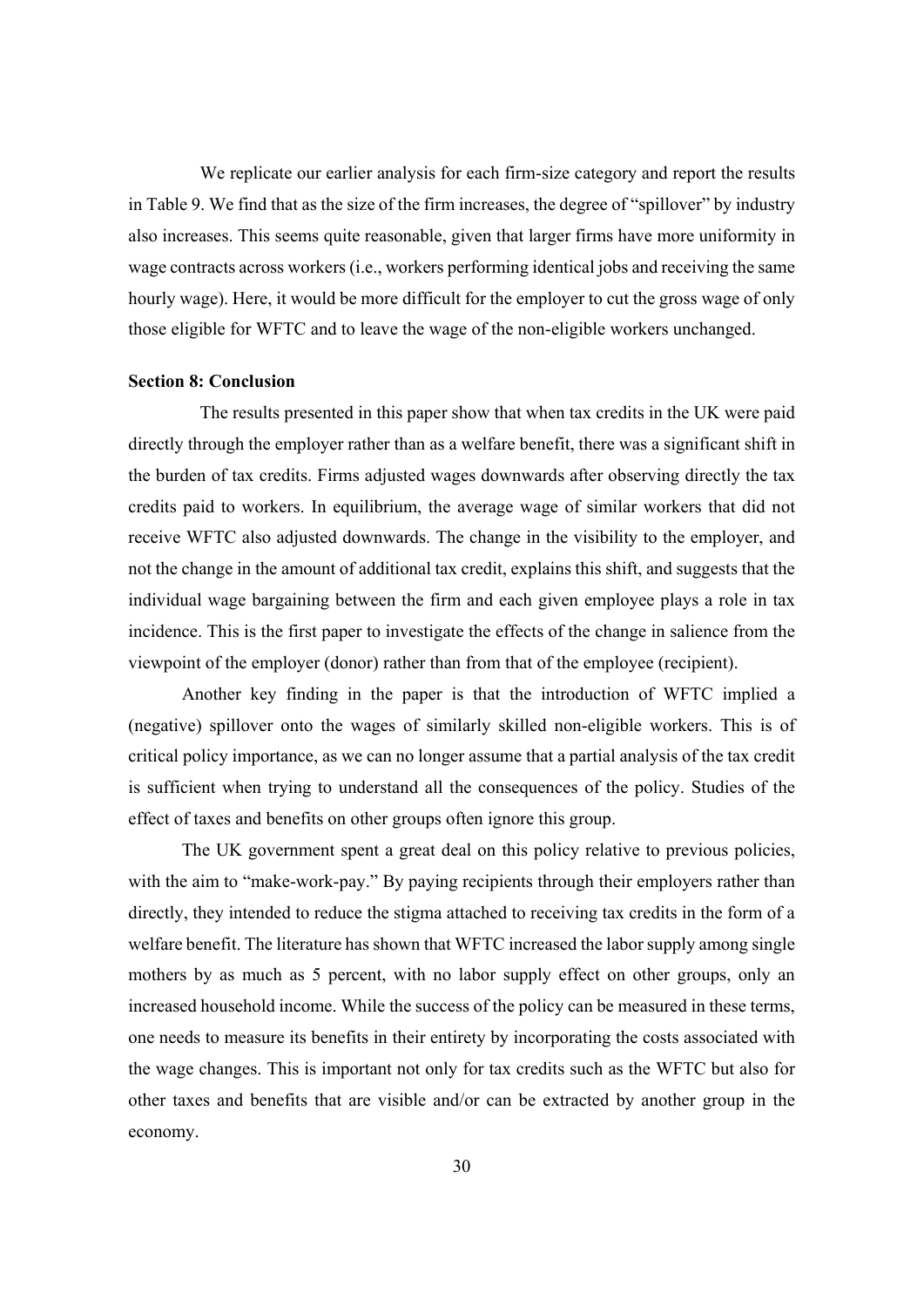We replicate our earlier analysis for each firm-size category and report the results in Table 9. We find that as the size of the firm increases, the degree of "spillover" by industry also increases. This seems quite reasonable, given that larger firms have more uniformity in wage contracts across workers (i.e., workers performing identical jobs and receiving the same hourly wage). Here, it would be more difficult for the employer to cut the gross wage of only those eligible for WFTC and to leave the wage of the non-eligible workers unchanged.

**Section 8: Conclusion**

The results presented in this paper show that when tax credits in the UK were paid directly through the employer rather than as a welfare benefit, there was a significant shift in the burden of tax credits. Firms adjusted wages downwards after observing directly the tax credits paid to workers. In equilibrium, the average wage of similar workers that did not receive WFTC also adjusted downwards. The change in the visibility to the employer, and not the change in the amount of additional tax credit, explains this shift, and suggests that the individual wage bargaining between the firm and each given employee plays a role in tax incidence. This is the first paper to investigate the effects of the change in salience from the viewpoint of the employer (donor) rather than from that of the employee (recipient).

Another key finding in the paper is that the introduction of WFTC implied a (negative) spillover onto the wages of similarly skilled non-eligible workers. This is of critical policy importance, as we can no longer assume that a partial analysis of the tax credit is sufficient when trying to understand all the consequences of the policy. Studies of the effect of taxes and benefits on other groups often ignore this group.

The UK government spent a great deal on this policy relative to previous policies, with the aim to "make-work-pay." By paying recipients through their employers rather than directly, they intended to reduce the stigma attached to receiving tax credits in the form of a welfare benefit. The literature has shown that WFTC increased the labor supply among single mothers by as much as 5 percent, with no labor supply effect on other groups, only an increased household income. While the success of the policy can be measured in these terms, one needs to measure its benefits in their entirety by incorporating the costs associated with the wage changes. This is important not only for tax credits such as the WFTC but also for other taxes and benefits that are visible and/or can be extracted by another group in the economy.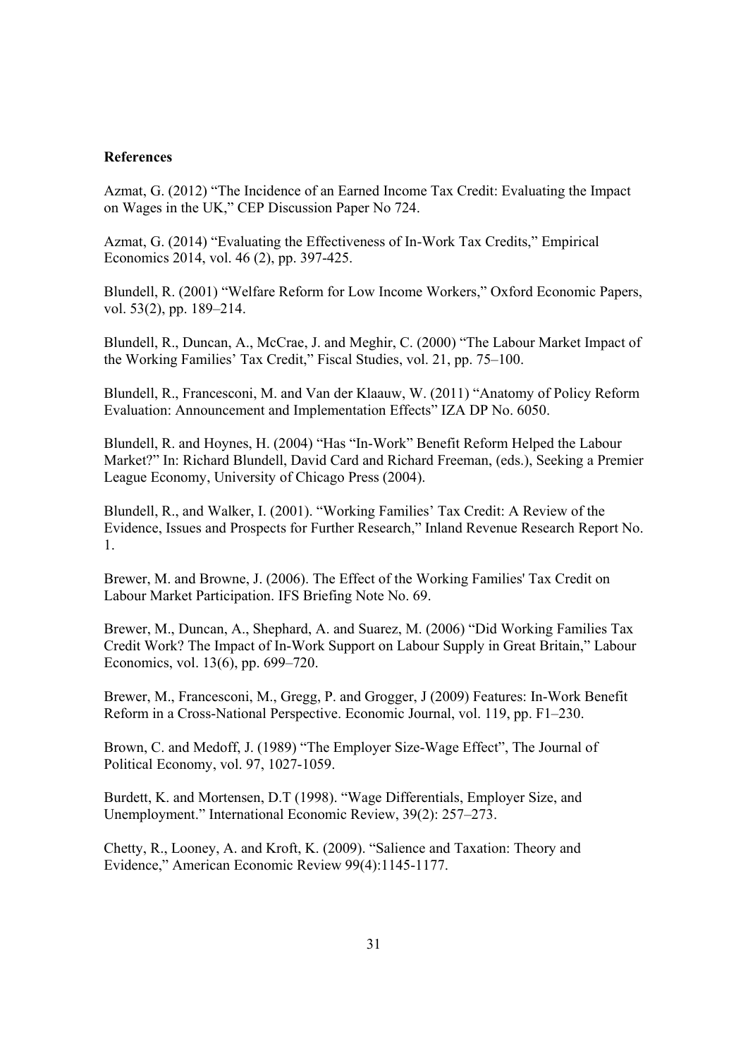**References**

Azmat, G. (2012) "The Incidence of an Earned Income Tax Credit: Evaluating the Impact on Wages in the UK," CEP Discussion Paper No 724.

Azmat, G. (2014) "Evaluating the Effectiveness of In-Work Tax Credits," Empirical Economics 2014, vol. 46 (2), pp. 397-425.

Blundell, R. (2001) "Welfare Reform for Low Income Workers," Oxford Economic Papers, vol. 53(2), pp. 189–214.

Blundell, R., Duncan, A., McCrae, J. and Meghir, C. (2000) "The Labour Market Impact of the Working Families' Tax Credit," Fiscal Studies, vol. 21, pp. 75–100.

Blundell, R., Francesconi, M. and Van der Klaauw, W. (2011) "Anatomy of Policy Reform Evaluation: Announcement and Implementation Effects" IZA DP No. 6050.

Blundell, R. and Hoynes, H. (2004) "Has "In-Work" Benefit Reform Helped the Labour Market?" In: Richard Blundell, David Card and Richard Freeman, (eds.), Seeking a Premier League Economy, University of Chicago Press (2004).

Blundell, R., and Walker, I. (2001). "Working Families' Tax Credit: A Review of the Evidence, Issues and Prospects for Further Research," Inland Revenue Research Report No. 1.

Brewer, M. and Browne, J. (2006). The Effect of the Working Families' Tax Credit on Labour Market Participation. IFS Briefing Note No. 69.

Brewer, M., Duncan, A., Shephard, A. and Suarez, M. (2006) "Did Working Families Tax Credit Work? The Impact of In-Work Support on Labour Supply in Great Britain," Labour Economics, vol. 13(6), pp. 699–720.

Brewer, M., Francesconi, M., Gregg, P. and Grogger, J (2009) Features: In-Work Benefit Reform in a Cross-National Perspective. Economic Journal, vol. 119, pp. F1–230.

Brown, C. and Medoff, J. (1989) "The Employer Size-Wage Effect", The Journal of Political Economy, vol. 97, 1027-1059.

Burdett, K. and Mortensen, D.T (1998). "Wage Differentials, Employer Size, and Unemployment." International Economic Review, 39(2): 257–273.

Chetty, R., Looney, A. and Kroft, K. (2009). "Salience and Taxation: Theory and Evidence," American Economic Review 99(4):1145-1177.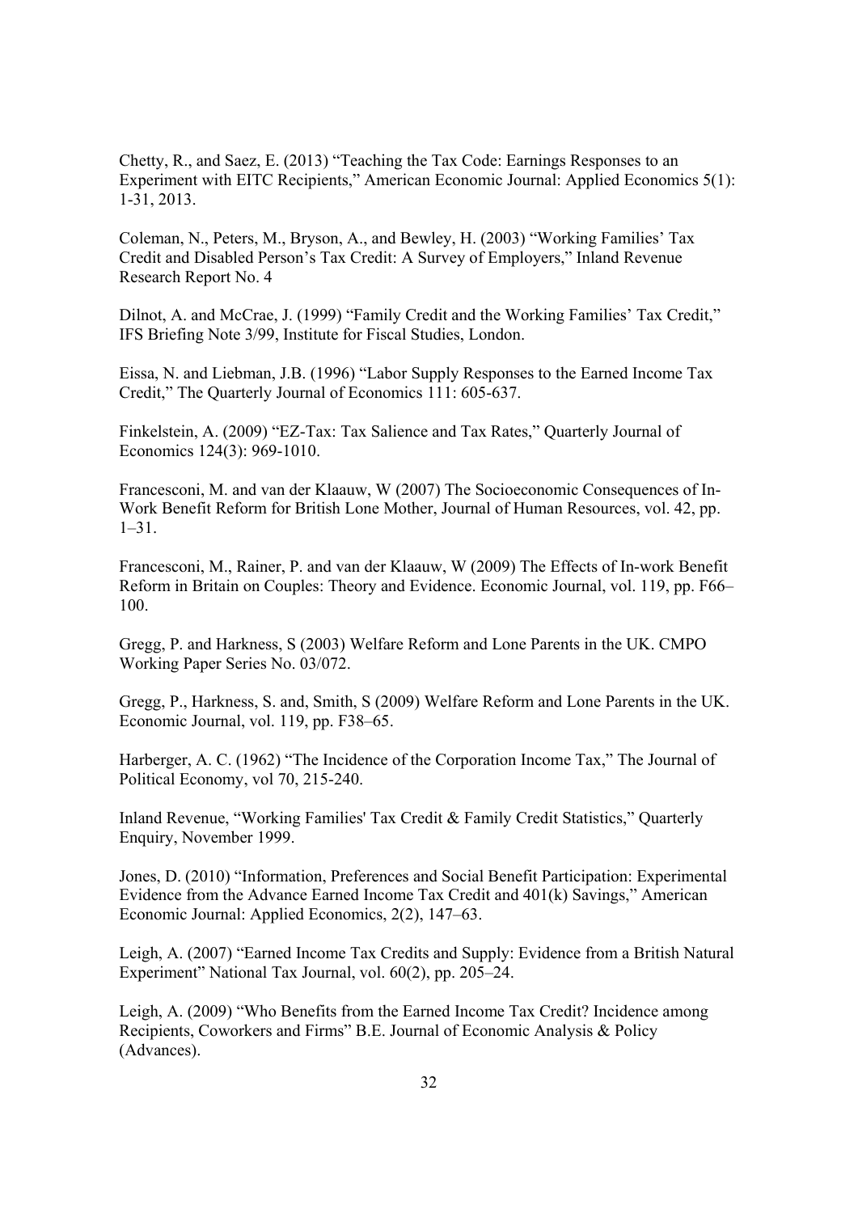Chetty, R., and Saez, E. (2013) "Teaching the Tax Code: Earnings Responses to an Experiment with EITC Recipients," American Economic Journal: Applied Economics 5(1): 1-31, 2013.

Coleman, N., Peters, M., Bryson, A., and Bewley, H. (2003) "Working Families' Tax Credit and Disabled Person's Tax Credit: A Survey of Employers," Inland Revenue Research Report No. 4

Dilnot, A. and McCrae, J. (1999) "Family Credit and the Working Families' Tax Credit," IFS Briefing Note 3/99, Institute for Fiscal Studies, London.

Eissa, N. and Liebman, J.B. (1996) "Labor Supply Responses to the Earned Income Tax Credit," The Quarterly Journal of Economics 111: 605-637.

Finkelstein, A. (2009) "EZ-Tax: Tax Salience and Tax Rates," Quarterly Journal of Economics 124(3): 969-1010.

Francesconi, M. and van der Klaauw, W (2007) The Socioeconomic Consequences of In-Work Benefit Reform for British Lone Mother, Journal of Human Resources, vol. 42, pp. 1–31.

Francesconi, M., Rainer, P. and van der Klaauw, W (2009) The Effects of In-work Benefit Reform in Britain on Couples: Theory and Evidence. Economic Journal, vol. 119, pp. F66–100.

Gregg, P. and Harkness, S (2003) Welfare Reform and Lone Parents in the UK. CMPO Working Paper Series No. 03/072.

Gregg, P., Harkness, S. and, Smith, S (2009) Welfare Reform and Lone Parents in the UK. Economic Journal, vol. 119, pp. F38–65.

Harberger, A. C. (1962) "The Incidence of the Corporation Income Tax," The Journal of Political Economy, vol 70, 215-240.

Inland Revenue, "Working Families' Tax Credit & Family Credit Statistics," Quarterly Enquiry, November 1999.

Jones, D. (2010) "Information, Preferences and Social Benefit Participation: Experimental Evidence from the Advance Earned Income Tax Credit and 401(k) Savings," American Economic Journal: Applied Economics, 2(2), 147–63.

Leigh, A. (2007) "Earned Income Tax Credits and Supply: Evidence from a British Natural Experiment" National Tax Journal, vol. 60(2), pp. 205–24.

Leigh, A. (2009) "Who Benefits from the Earned Income Tax Credit? Incidence among Recipients, Coworkers and Firms" B.E. Journal of Economic Analysis & Policy (Advances).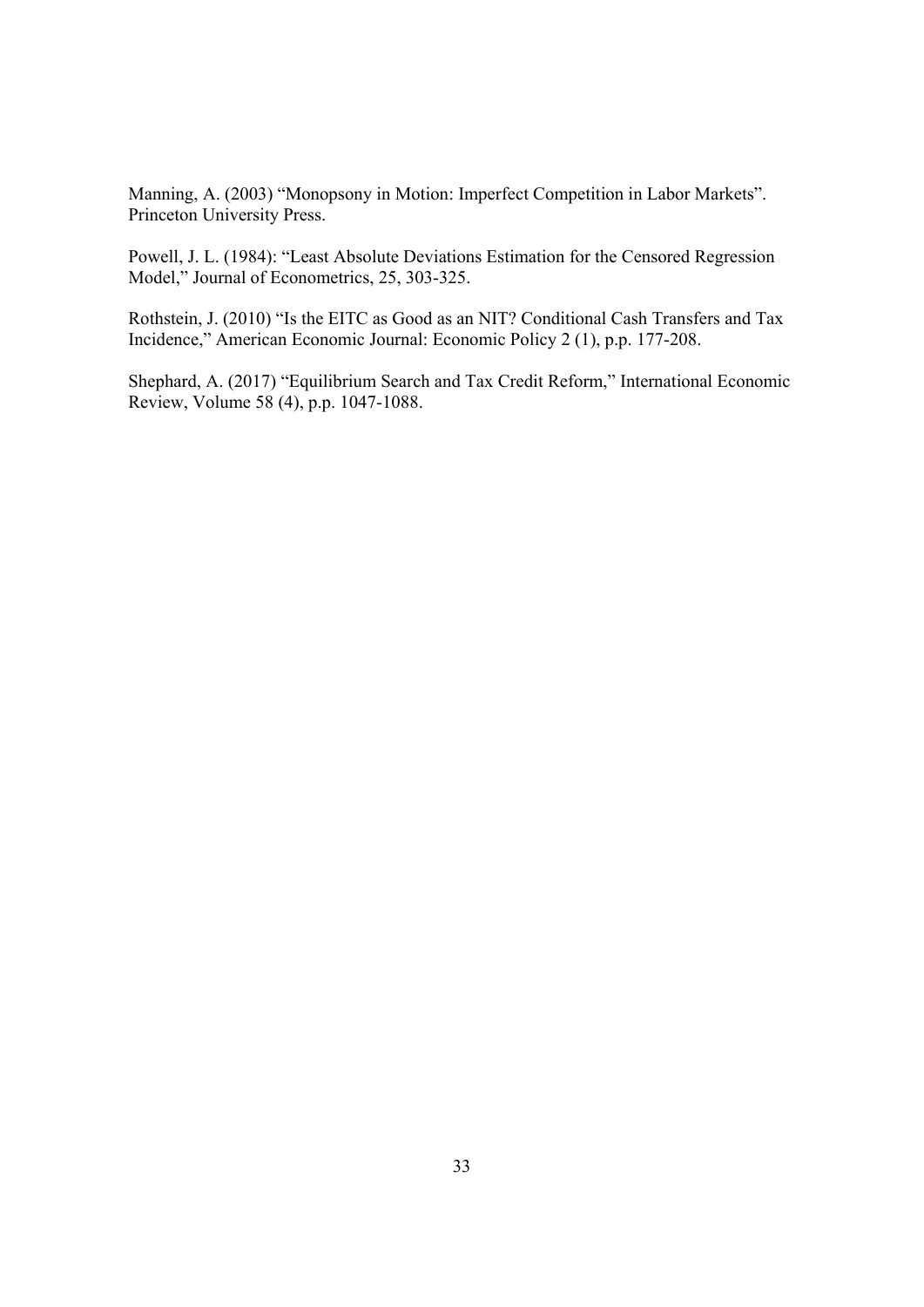Manning, A. (2003) “Monopsony in Motion: Imperfect Competition in Labor Markets”. Princeton University Press.

Powell, J. L. (1984): “Least Absolute Deviations Estimation for the Censored Regression Model,” Journal of Econometrics, 25, 303-325.

Rothstein, J. (2010) “Is the EITC as Good as an NIT? Conditional Cash Transfers and Tax Incidence,” American Economic Journal: Economic Policy 2 (1), p.p. 177-208.

Shephard, A. (2017) “Equilibrium Search and Tax Credit Reform,” International Economic Review, Volume 58 (4), p.p. 1047-1088.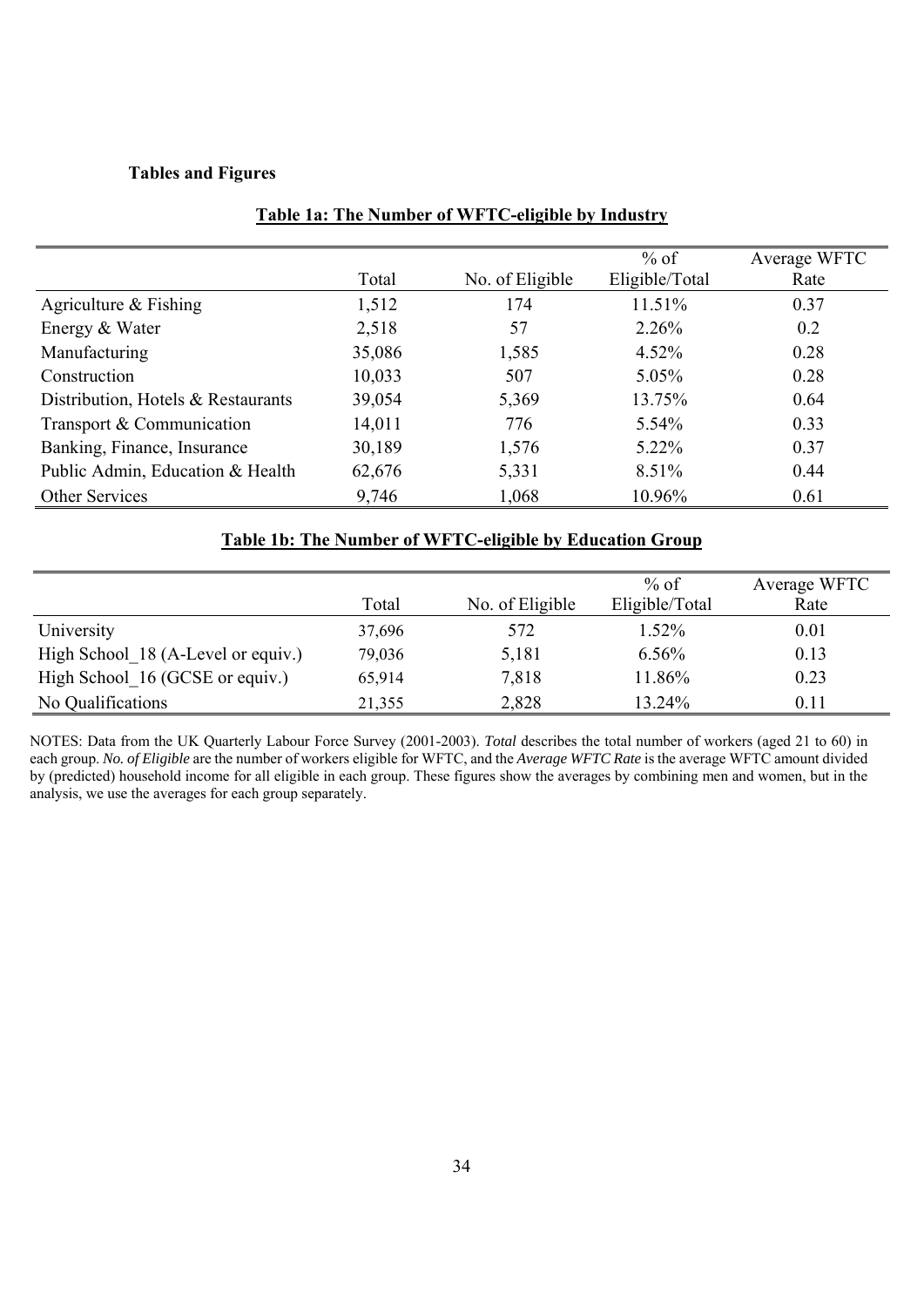**Tables and Figures**

**Table 1a: The Number of WFTC-eligible by Industry**

| | Total | No. of Eligible | % of Eligible/Total | Average WFTC Rate |
|---|---|---|---|---|
| Agriculture & Fishing | 1,512 | 174 | 11.51% | 0.37 |
| Energy & Water | 2,518 | 57 | 2.26% | 0.2 |
| Manufacturing | 35,086 | 1,585 | 4.52% | 0.28 |
| Construction | 10,033 | 507 | 5.05% | 0.28 |
| Distribution, Hotels & Restaurants | 39,054 | 5,369 | 13.75% | 0.64 |
| Transport & Communication | 14,011 | 776 | 5.54% | 0.33 |
| Banking, Finance, Insurance | 30,189 | 1,576 | 5.22% | 0.37 |
| Public Admin, Education & Health | 62,676 | 5,331 | 8.51% | 0.44 |
| Other Services | 9,746 | 1,068 | 10.96% | 0.61 |

**Table 1b: The Number of WFTC-eligible by Education Group**

| | Total | No. of Eligible | % of Eligible/Total | Average WFTC Rate |
|---|---|---|---|---|
| University | 37,696 | 572 | 1.52% | 0.01 |
| High School_18 (A-Level or equiv.) | 79,036 | 5,181 | 6.56% | 0.13 |
| High School_16 (GCSE or equiv.) | 65,914 | 7,818 | 11.86% | 0.23 |
| No Qualifications | 21,355 | 2,828 | 13.24% | 0.11 |

NOTES: Data from the UK Quarterly Labour Force Survey (2001-2003). *Total* describes the total number of workers (aged 21 to 60) in each group. *No. of Eligible* are the number of workers eligible for WFTC, and the *Average WFTC Rate* is the average WFTC amount divided by (predicted) household income for all eligible in each group. These figures show the averages by combining men and women, but in the analysis, we use the averages for each group separately.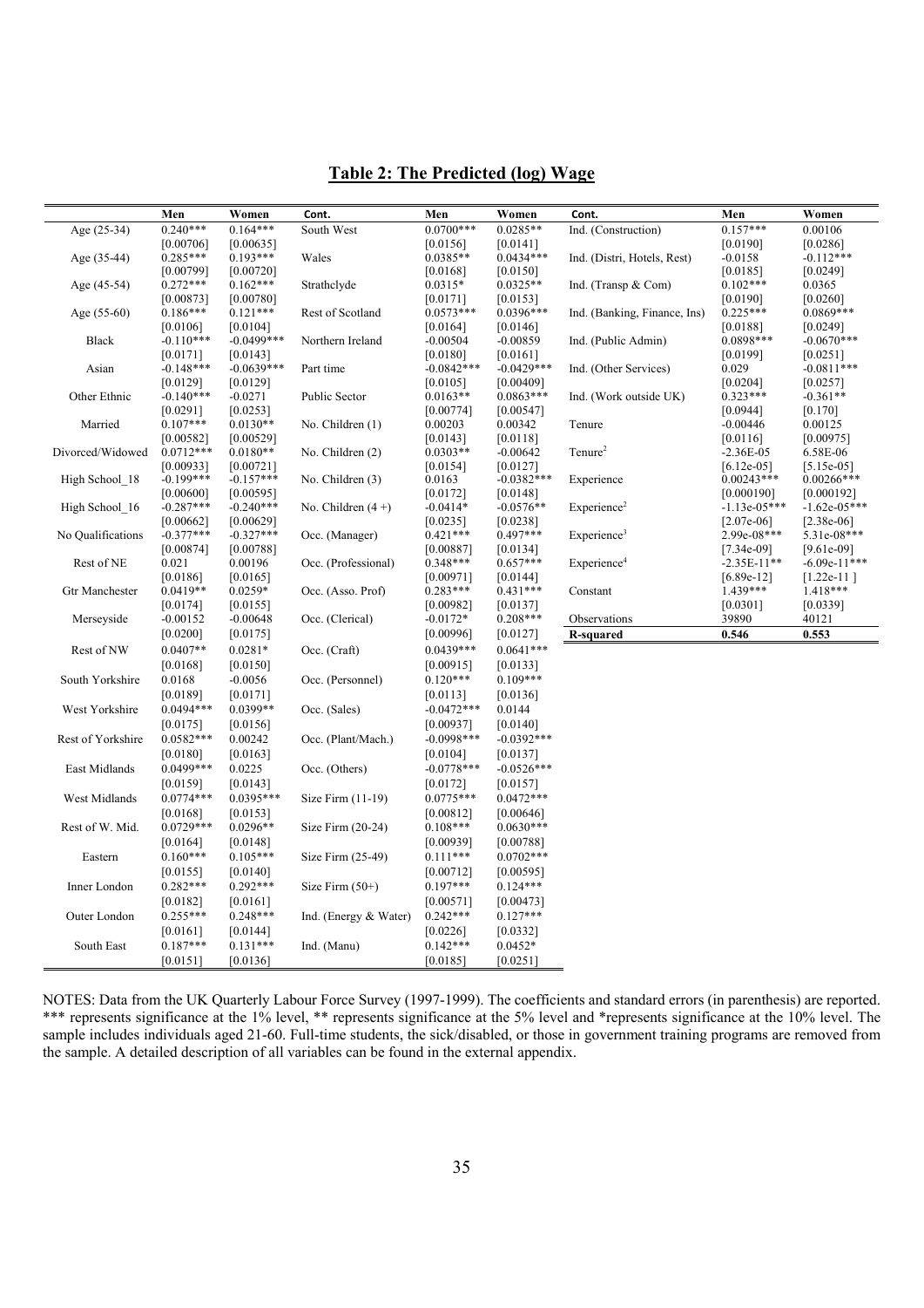## Table 2: The Predicted (log) Wage

| | Men | Women | Cont. | Men | Women | Cont. | Men | Women |
|---|---|---|---|---|---|---|---|---|
| Age (25-34) | 0.240*** | 0.164*** | South West | 0.0700*** | 0.0285** | Ind. (Construction) | 0.157*** | 0.00106 |
| | [0.00706] | [0.00635] | | [0.0156] | [0.0141] | | [0.0190] | [0.0286] |
| Age (35-44) | 0.285*** | 0.193*** | Wales | 0.0385** | 0.0434*** | Ind. (Distri, Hotels, Rest) | -0.0158 | -0.112*** |
| | [0.00799] | [0.00720] | | [0.0168] | [0.0150] | | [0.0185] | [0.0249] |
| Age (45-54) | 0.272*** | 0.162*** | Strathclyde | 0.0315* | 0.0325** | Ind. (Transp & Com) | 0.102*** | 0.0365 |
| | [0.00873] | [0.00780] | | [0.0171] | [0.0153] | | [0.0190] | [0.0260] |
| Age (55-60) | 0.186*** | 0.121*** | Rest of Scotland | 0.0573*** | 0.0396*** | Ind. (Banking, Finance, Ins) | 0.225*** | 0.0869*** |
| | [0.0106] | [0.0104] | | [0.0164] | [0.0146] | | [0.0188] | [0.0249] |
| Black | -0.110*** | -0.0499*** | Northern Ireland | -0.00504 | -0.00859 | Ind. (Public Admin) | 0.0898*** | -0.0670*** |
| | [0.0171] | [0.0143] | | [0.0180] | [0.0161] | | [0.0199] | [0.0251] |
| Asian | -0.148*** | -0.0639*** | Part time | -0.0842*** | -0.0429*** | Ind. (Other Services) | 0.029 | -0.0811*** |
| | [0.0129] | [0.0129] | | [0.0105] | [0.00409] | | [0.0204] | [0.0257] |
| Other Ethnic | -0.140*** | -0.0271 | Public Sector | 0.0163** | 0.0863*** | Ind. (Work outside UK) | 0.323*** | -0.361** |
| | [0.0291] | [0.0253] | | [0.00774] | [0.00547] | | [0.0944] | [0.170] |
| Married | 0.107*** | 0.0130** | No. Children (1) | 0.00203 | 0.00342 | Tenure | -0.00446 | 0.00125 |
| | [0.00582] | [0.00529] | | [0.0143] | [0.0118] | | [0.0116] | [0.00975] |
| Divorced/Widowed | 0.0712*** | 0.0180** | No. Children (2) | 0.0303** | -0.00642 | Tenure[2] | -2.36E-05 | 6.58E-06 |
| | [0.00933] | [0.00721] | | [0.0154] | [0.0127] | | [6.12e-05] | [5.15e-05] |
| High School_18 | -0.199*** | -0.157*** | No. Children (3) | 0.0163 | -0.0382*** | Experience | 0.00243*** | 0.00266*** |
| | [0.00600] | [0.00595] | | [0.0172] | [0.0148] | | [0.000190] | [0.000192] |
| High School_16 | -0.287*** | -0.240*** | No. Children (4 +) | -0.0414* | -0.0576** | Experience[2] | -1.13e-05*** | -1.62e-05*** |
| | [0.00662] | [0.00629] | | [0.0235] | [0.0238] | | [2.07e-06] | [2.38e-06] |
| No Qualifications | -0.377*** | -0.327*** | Occ. (Manager) | 0.421*** | 0.497*** | Experience[3] | 2.99e-08*** | 5.31e-08*** |
| | [0.00874] | [0.00788] | | [0.00887] | [0.0134] | | [7.34e-09] | [9.61e-09] |
| Rest of NE | 0.021 | 0.00196 | Occ. (Professional) | 0.348*** | 0.657*** | Experience[4] | -2.35E-11** | -6.09e-11*** |
| | [0.0186] | [0.0165] | | [0.00971] | [0.0144] | | [6.89e-12] | [1.22e-11 ] |
| Gtr Manchester | 0.0419** | 0.0259* | Occ. (Asso. Prof) | 0.283*** | 0.431*** | Constant | 1.439*** | 1.418*** |
| | [0.0174] | [0.0155] | | [0.00982] | [0.0137] | | [0.0301] | [0.0339] |
| Merseyside | -0.00152 | -0.00648 | Occ. (Clerical) | -0.0172* | 0.208*** | Observations | 39890 | 40121 |
| | [0.0200] | [0.0175] | | [0.00996] | [0.0127] | **R-squared** | **0.546** | **0.553** |
| Rest of NW | 0.0407** | 0.0281* | Occ. (Craft) | 0.0439*** | 0.0641*** | | | |
| | [0.0168] | [0.0150] | | [0.00915] | [0.0133] | | | |
| South Yorkshire | 0.0168 | -0.0056 | Occ. (Personnel) | 0.120*** | 0.109*** | | | |
| | [0.0189] | [0.0171] | | [0.0113] | [0.0136] | | | |
| West Yorkshire | 0.0494*** | 0.0399** | Occ. (Sales) | -0.0472*** | 0.0144 | | | |
| | [0.0175] | [0.0156] | | [0.00937] | [0.0140] | | | |
| Rest of Yorkshire | 0.0582*** | 0.00242 | Occ. (Plant/Mach.) | -0.0998*** | -0.0392*** | | | |
| | [0.0180] | [0.0163] | | [0.0104] | [0.0137] | | | |
| East Midlands | 0.0499*** | 0.0225 | Occ. (Others) | -0.0778*** | -0.0526*** | | | |
| | [0.0159] | [0.0143] | | [0.0172] | [0.0157] | | | |
| West Midlands | 0.0774*** | 0.0395*** | Size Firm (11-19) | 0.0775*** | 0.0472*** | | | |
| | [0.0168] | [0.0153] | | [0.00812] | [0.00646] | | | |
| Rest of W. Mid. | 0.0729*** | 0.0296** | Size Firm (20-24) | 0.108*** | 0.0630*** | | | |
| | [0.0164] | [0.0148] | | [0.00939] | [0.00788] | | | |
| Eastern | 0.160*** | 0.105*** | Size Firm (25-49) | 0.111*** | 0.0702*** | | | |
| | [0.0155] | [0.0140] | | [0.00712] | [0.00595] | | | |
| Inner London | 0.282*** | 0.292*** | Size Firm (50+) | 0.197*** | 0.124*** | | | |
| | [0.0182] | [0.0161] | | [0.00571] | [0.00473] | | | |
| Outer London | 0.255*** | 0.248*** | Ind. (Energy & Water) | 0.242*** | 0.127*** | | | |
| | [0.0161] | [0.0144] | | [0.0226] | [0.0332] | | | |
| South East | 0.187*** | 0.131*** | Ind. (Manu) | 0.142*** | 0.0452* | | | |
| | [0.0151] | [0.0136] | | [0.0185] | [0.0251] | | | |

NOTES: Data from the UK Quarterly Labour Force Survey (1997-1999). The coefficients and standard errors (in parenthesis) are reported. *** represents significance at the 1% level, ** represents significance at the 5% level and *represents significance at the 10% level. The sample includes individuals aged 21-60. Full-time students, the sick/disabled, or those in government training programs are removed from the sample. A detailed description of all variables can be found in the external appendix.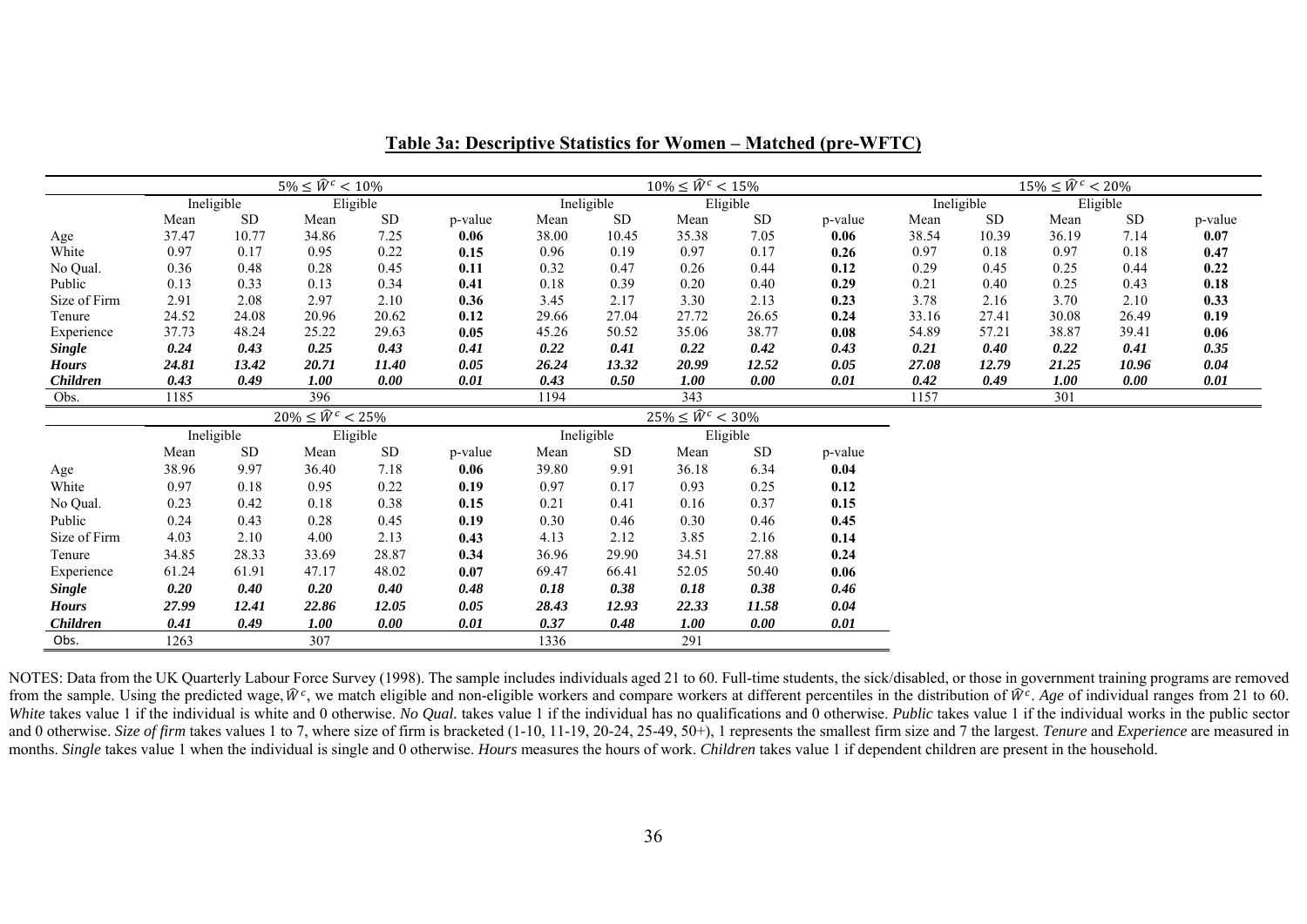**Table 3a: Descriptive Statistics for Women – Matched (pre-WFTC)**

| | $5\% \le \widehat{W}^c < 10\%$ | | | | | $10\% \le \widehat{W}^c < 15\%$ | | | | | $15\% \le \widehat{W}^c < 20\%$ | | | | |
|---|---|---|---|---|---|---|---|---|---|---|---|---|---|---|---|
| | Ineligible | | Eligible | | | Ineligible | | Eligible | | | Ineligible | | Eligible | | |
| | Mean | SD | Mean | SD | p-value | Mean | SD | Mean | SD | p-value | Mean | SD | Mean | SD | p-value |
| Age | 37.47 | 10.77 | 34.86 | 7.25 | **0.06** | 38.00 | 10.45 | 35.38 | 7.05 | **0.06** | 38.54 | 10.39 | 36.19 | 7.14 | **0.07** |
| White | 0.97 | 0.17 | 0.95 | 0.22 | **0.15** | 0.96 | 0.19 | 0.97 | 0.17 | **0.26** | 0.97 | 0.18 | 0.97 | 0.18 | **0.47** |
| No Qual. | 0.36 | 0.48 | 0.28 | 0.45 | **0.11** | 0.32 | 0.47 | 0.26 | 0.44 | **0.12** | 0.29 | 0.45 | 0.25 | 0.44 | **0.22** |
| Public | 0.13 | 0.33 | 0.13 | 0.34 | **0.41** | 0.18 | 0.39 | 0.20 | 0.40 | **0.29** | 0.21 | 0.40 | 0.25 | 0.43 | **0.18** |
| Size of Firm | 2.91 | 2.08 | 2.97 | 2.10 | **0.36** | 3.45 | 2.17 | 3.30 | 2.13 | **0.23** | 3.78 | 2.16 | 3.70 | 2.10 | **0.33** |
| Tenure | 24.52 | 24.08 | 20.96 | 20.62 | **0.12** | 29.66 | 27.04 | 27.72 | 26.65 | **0.24** | 33.16 | 27.41 | 30.08 | 26.49 | **0.19** |
| Experience | 37.73 | 48.24 | 25.22 | 29.63 | **0.05** | 45.26 | 50.52 | 35.06 | 38.77 | **0.08** | 54.89 | 57.21 | 38.87 | 39.41 | **0.06** |
| ***Single*** | ***0.24*** | ***0.43*** | ***0.25*** | ***0.43*** | ***0.41*** | ***0.22*** | ***0.41*** | ***0.22*** | ***0.42*** | ***0.43*** | ***0.21*** | ***0.40*** | ***0.22*** | ***0.41*** | ***0.35*** |
| ***Hours*** | ***24.81*** | ***13.42*** | ***20.71*** | ***11.40*** | ***0.05*** | ***26.24*** | ***13.32*** | ***20.99*** | ***12.52*** | ***0.05*** | ***27.08*** | ***12.79*** | ***21.25*** | ***10.96*** | ***0.04*** |
| ***Children*** | ***0.43*** | ***0.49*** | ***1.00*** | ***0.00*** | ***0.01*** | ***0.43*** | ***0.50*** | ***1.00*** | ***0.00*** | ***0.01*** | ***0.42*** | ***0.49*** | ***1.00*** | ***0.00*** | ***0.01*** |
| Obs. | 1185 | | 396 | | | 1194 | | 343 | | | 1157 | | 301 | | |

| | $20\% \le \widehat{W}^c < 25\%$ | | | | | $25\% \le \widehat{W}^c < 30\%$ | | | | |
|---|---|---|---|---|---|---|---|---|---|---|
| | Ineligible | | Eligible | | | Ineligible | | Eligible | | |
| | Mean | SD | Mean | SD | p-value | Mean | SD | Mean | SD | p-value |
| Age | 38.96 | 9.97 | 36.40 | 7.18 | **0.06** | 39.80 | 9.91 | 36.18 | 6.34 | **0.04** |
| White | 0.97 | 0.18 | 0.95 | 0.22 | **0.19** | 0.97 | 0.17 | 0.93 | 0.25 | **0.12** |
| No Qual. | 0.23 | 0.42 | 0.18 | 0.38 | **0.15** | 0.21 | 0.41 | 0.16 | 0.37 | **0.15** |
| Public | 0.24 | 0.43 | 0.28 | 0.45 | **0.19** | 0.30 | 0.46 | 0.30 | 0.46 | **0.45** |
| Size of Firm | 4.03 | 2.10 | 4.00 | 2.13 | **0.43** | 4.13 | 2.12 | 3.85 | 2.16 | **0.14** |
| Tenure | 34.85 | 28.33 | 33.69 | 28.87 | **0.34** | 36.96 | 29.90 | 34.51 | 27.88 | **0.24** |
| Experience | 61.24 | 61.91 | 47.17 | 48.02 | **0.07** | 69.47 | 66.41 | 52.05 | 50.40 | **0.06** |
| ***Single*** | ***0.20*** | ***0.40*** | ***0.20*** | ***0.40*** | ***0.48*** | ***0.18*** | ***0.38*** | ***0.18*** | ***0.38*** | ***0.46*** |
| ***Hours*** | ***27.99*** | ***12.41*** | ***22.86*** | ***12.05*** | ***0.05*** | ***28.43*** | ***12.93*** | ***22.33*** | ***11.58*** | ***0.04*** |
| ***Children*** | ***0.41*** | ***0.49*** | ***1.00*** | ***0.00*** | ***0.01*** | ***0.37*** | ***0.48*** | ***1.00*** | ***0.00*** | ***0.01*** |
| Obs. | 1263 | | 307 | | | 1336 | | 291 | | |

NOTES: Data from the UK Quarterly Labour Force Survey (1998). The sample includes individuals aged 21 to 60. Full-time students, the sick/disabled, or those in government training programs are removed from the sample. Using the predicted wage, $\widehat{W}^c$, we match eligible and non-eligible workers and compare workers at different percentiles in the distribution of $\widehat{W}^c$. *Age* of individual ranges from 21 to 60. *White* takes value 1 if the individual is white and 0 otherwise. *No Qual.* takes value 1 if the individual has no qualifications and 0 otherwise. *Public* takes value 1 if the individual works in the public sector and 0 otherwise. *Size of firm* takes values 1 to 7, where size of firm is bracketed (1-10, 11-19, 20-24, 25-49, 50+), 1 represents the smallest firm size and 7 the largest. *Tenure* and *Experience* are measured in months. *Single* takes value 1 when the individual is single and 0 otherwise. *Hours* measures the hours of work. *Children* takes value 1 if dependent children are present in the household.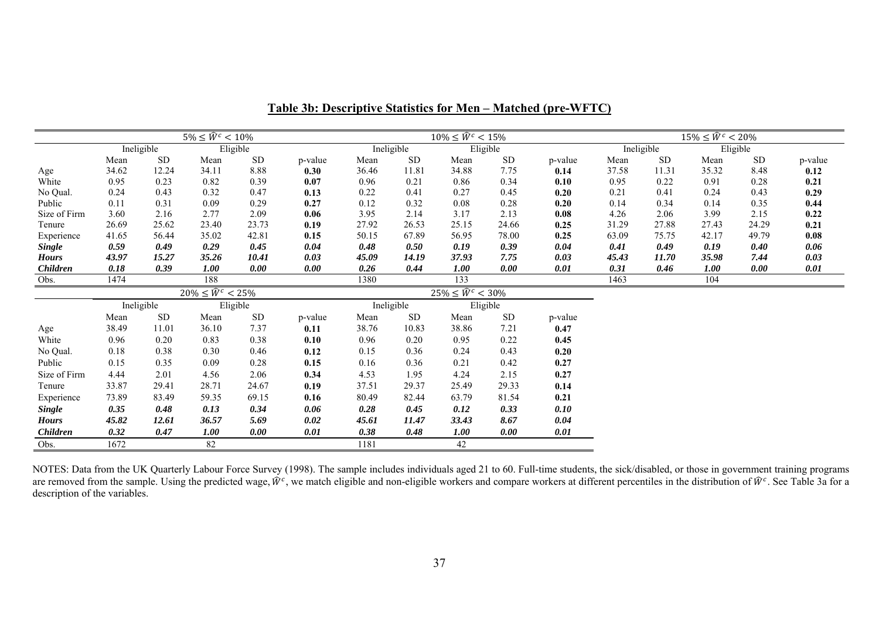## Table 3b: Descriptive Statistics for Men – Matched (pre-WFTC)

| | $5\% \leq \widehat{W}^c < 10\%$ | | | | | $10\% \leq \widehat{W}^c < 15\%$ | | | | | $15\% \leq \widehat{W}^c < 20\%$ | | | | |
|---|---|---|---|---|---|---|---|---|---|---|---|---|---|---|---|
| | Ineligible | | Eligible | | | Ineligible | | Eligible | | | Ineligible | | Eligible | | |
| | Mean | SD | Mean | SD | p-value | Mean | SD | Mean | SD | p-value | Mean | SD | Mean | SD | p-value |
| Age | 34.62 | 12.24 | 34.11 | 8.88 | **0.30** | 36.46 | 11.81 | 34.88 | 7.75 | **0.14** | 37.58 | 11.31 | 35.32 | 8.48 | **0.12** |
| White | 0.95 | 0.23 | 0.82 | 0.39 | **0.07** | 0.96 | 0.21 | 0.86 | 0.34 | **0.10** | 0.95 | 0.22 | 0.91 | 0.28 | **0.21** |
| No Qual. | 0.24 | 0.43 | 0.32 | 0.47 | **0.13** | 0.22 | 0.41 | 0.27 | 0.45 | **0.20** | 0.21 | 0.41 | 0.24 | 0.43 | **0.29** |
| Public | 0.11 | 0.31 | 0.09 | 0.29 | **0.27** | 0.12 | 0.32 | 0.08 | 0.28 | **0.20** | 0.14 | 0.34 | 0.14 | 0.35 | **0.44** |
| Size of Firm | 3.60 | 2.16 | 2.77 | 2.09 | **0.06** | 3.95 | 2.14 | 3.17 | 2.13 | **0.08** | 4.26 | 2.06 | 3.99 | 2.15 | **0.22** |
| Tenure | 26.69 | 25.62 | 23.40 | 23.73 | **0.19** | 27.92 | 26.53 | 25.15 | 24.66 | **0.25** | 31.29 | 27.88 | 27.43 | 24.29 | **0.21** |
| Experience | 41.65 | 56.44 | 35.02 | 42.81 | **0.15** | 50.15 | 67.89 | 56.95 | 78.00 | **0.25** | 63.09 | 75.75 | 42.17 | 49.79 | **0.08** |
| ***Single*** | ***0.59*** | ***0.49*** | ***0.29*** | ***0.45*** | ***0.04*** | ***0.48*** | ***0.50*** | ***0.19*** | ***0.39*** | ***0.04*** | ***0.41*** | ***0.49*** | ***0.19*** | ***0.40*** | ***0.06*** |
| ***Hours*** | ***43.97*** | ***15.27*** | ***35.26*** | ***10.41*** | ***0.03*** | ***45.09*** | ***14.19*** | ***37.93*** | ***7.75*** | ***0.03*** | ***45.43*** | ***11.70*** | ***35.98*** | ***7.44*** | ***0.03*** |
| ***Children*** | ***0.18*** | ***0.39*** | ***1.00*** | ***0.00*** | ***0.00*** | ***0.26*** | ***0.44*** | ***1.00*** | ***0.00*** | ***0.01*** | ***0.31*** | ***0.46*** | ***1.00*** | ***0.00*** | ***0.01*** |
| Obs. | 1474 | | 188 | | | 1380 | | 133 | | | 1463 | | 104 | | |

| | $20\% \leq \widehat{W}^c < 25\%$ | | | | | $25\% \leq \widehat{W}^c < 30\%$ | | | | |
|---|---|---|---|---|---|---|---|---|---|---|
| | Ineligible | | Eligible | | | Ineligible | | Eligible | | |
| | Mean | SD | Mean | SD | p-value | Mean | SD | Mean | SD | p-value |
| Age | 38.49 | 11.01 | 36.10 | 7.37 | **0.11** | 38.76 | 10.83 | 38.86 | 7.21 | **0.47** |
| White | 0.96 | 0.20 | 0.83 | 0.38 | **0.10** | 0.96 | 0.20 | 0.95 | 0.22 | **0.45** |
| No Qual. | 0.18 | 0.38 | 0.30 | 0.46 | **0.12** | 0.15 | 0.36 | 0.24 | 0.43 | **0.20** |
| Public | 0.15 | 0.35 | 0.09 | 0.28 | **0.15** | 0.16 | 0.36 | 0.21 | 0.42 | **0.27** |
| Size of Firm | 4.44 | 2.01 | 4.56 | 2.06 | **0.34** | 4.53 | 1.95 | 4.24 | 2.15 | **0.27** |
| Tenure | 33.87 | 29.41 | 28.71 | 24.67 | **0.19** | 37.51 | 29.37 | 25.49 | 29.33 | **0.14** |
| Experience | 73.89 | 83.49 | 59.35 | 69.15 | **0.16** | 80.49 | 82.44 | 63.79 | 81.54 | **0.21** |
| ***Single*** | ***0.35*** | ***0.48*** | ***0.13*** | ***0.34*** | ***0.06*** | ***0.28*** | ***0.45*** | ***0.12*** | ***0.33*** | ***0.10*** |
| ***Hours*** | ***45.82*** | ***12.61*** | ***36.57*** | ***5.69*** | ***0.02*** | ***45.61*** | ***11.47*** | ***33.43*** | ***8.67*** | ***0.04*** |
| ***Children*** | ***0.32*** | ***0.47*** | ***1.00*** | ***0.00*** | ***0.01*** | ***0.38*** | ***0.48*** | ***1.00*** | ***0.00*** | ***0.01*** |
| Obs. | 1672 | | 82 | | | 1181 | | 42 | | |

NOTES: Data from the UK Quarterly Labour Force Survey (1998). The sample includes individuals aged 21 to 60. Full-time students, the sick/disabled, or those in government training programs are removed from the sample. Using the predicted wage, $\widehat{W}^c$, we match eligible and non-eligible workers and compare workers at different percentiles in the distribution of $\widehat{W}^c$. See Table 3a for a description of the variables.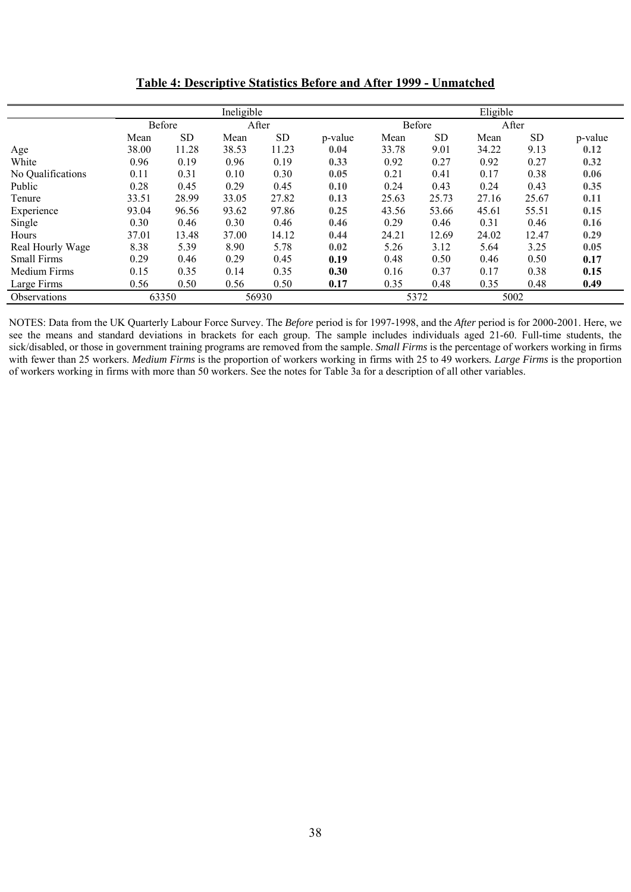## Table 4: Descriptive Statistics Before and After 1999 - Unmatched

| | Ineligible | | | | | Eligible | | | | |
|---|---|---|---|---|---|---|---|---|---|---|
| | Before | | After | | | Before | | After | | |
| | Mean | SD | Mean | SD | p-value | Mean | SD | Mean | SD | p-value |
| Age | 38.00 | 11.28 | 38.53 | 11.23 | 0.04 | 33.78 | 9.01 | 34.22 | 9.13 | 0.12 |
| White | 0.96 | 0.19 | 0.96 | 0.19 | 0.33 | 0.92 | 0.27 | 0.92 | 0.27 | 0.32 |
| No Qualifications | 0.11 | 0.31 | 0.10 | 0.30 | 0.05 | 0.21 | 0.41 | 0.17 | 0.38 | 0.06 |
| Public | 0.28 | 0.45 | 0.29 | 0.45 | 0.10 | 0.24 | 0.43 | 0.24 | 0.43 | 0.35 |
| Tenure | 33.51 | 28.99 | 33.05 | 27.82 | 0.13 | 25.63 | 25.73 | 27.16 | 25.67 | 0.11 |
| Experience | 93.04 | 96.56 | 93.62 | 97.86 | 0.25 | 43.56 | 53.66 | 45.61 | 55.51 | 0.15 |
| Single | 0.30 | 0.46 | 0.30 | 0.46 | 0.46 | 0.29 | 0.46 | 0.31 | 0.46 | 0.16 |
| Hours | 37.01 | 13.48 | 37.00 | 14.12 | 0.44 | 24.21 | 12.69 | 24.02 | 12.47 | 0.29 |
| Real Hourly Wage | 8.38 | 5.39 | 8.90 | 5.78 | 0.02 | 5.26 | 3.12 | 5.64 | 3.25 | 0.05 |
| Small Firms | 0.29 | 0.46 | 0.29 | 0.45 | **0.19** | 0.48 | 0.50 | 0.46 | 0.50 | **0.17** |
| Medium Firms | 0.15 | 0.35 | 0.14 | 0.35 | **0.30** | 0.16 | 0.37 | 0.17 | 0.38 | **0.15** |
| Large Firms | 0.56 | 0.50 | 0.56 | 0.50 | **0.17** | 0.35 | 0.48 | 0.35 | 0.48 | **0.49** |
| Observations | 63350 | | 56930 | | | 5372 | | 5002 | | |

NOTES: Data from the UK Quarterly Labour Force Survey. The *Before* period is for 1997-1998, and the *After* period is for 2000-2001. Here, we see the means and standard deviations in brackets for each group. The sample includes individuals aged 21-60. Full-time students, the sick/disabled, or those in government training programs are removed from the sample. *Small Firms* is the percentage of workers working in firms with fewer than 25 workers. *Medium Firms* is the proportion of workers working in firms with 25 to 49 workers. *Large Firms* is the proportion of workers working in firms with more than 50 workers. See the notes for Table 3a for a description of all other variables.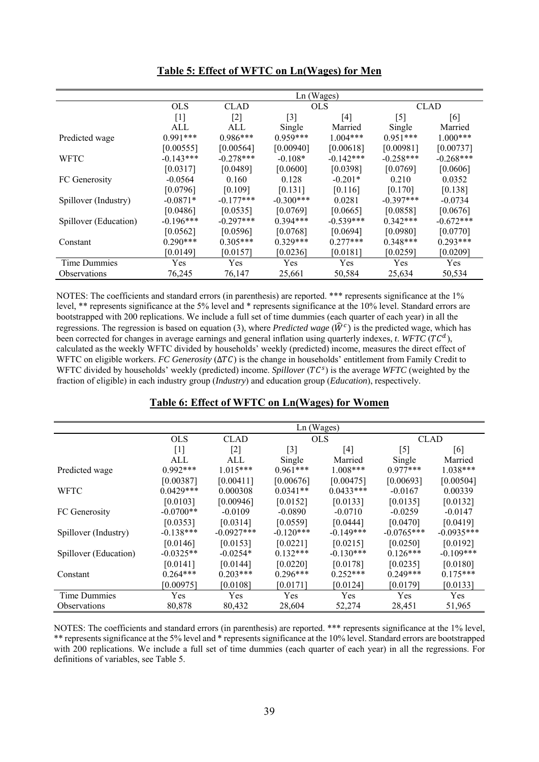**Table 5: Effect of WFTC on Ln(Wages) for Men**

| | Ln (Wages) | | | | | |
|---|---|---|---|---|---|---|
| | OLS | CLAD | OLS | | CLAD | |
| | [1] | [2] | [3] | [4] | [5] | [6] |
| | ALL | ALL | Single | Married | Single | Married |
| Predicted wage | 0.991*** | 0.986*** | 0.959*** | 1.004*** | 0.951*** | 1.000*** |
| | [0.00555] | [0.00564] | [0.00940] | [0.00618] | [0.00981] | [0.00737] |
| WFTC | -0.143*** | -0.278*** | -0.108* | -0.142*** | -0.258*** | -0.268*** |
| | [0.0317] | [0.0489] | [0.0600] | [0.0398] | [0.0769] | [0.0606] |
| FC Generosity | -0.0564 | 0.160 | 0.128 | -0.201* | 0.210 | 0.0352 |
| | [0.0796] | [0.109] | [0.131] | [0.116] | [0.170] | [0.138] |
| Spillover (Industry) | -0.0871* | -0.177*** | -0.300*** | 0.0281 | -0.397*** | -0.0734 |
| | [0.0486] | [0.0535] | [0.0769] | [0.0665] | [0.0858] | [0.0676] |
| Spillover (Education) | -0.196*** | -0.297*** | 0.394*** | -0.539*** | 0.342*** | -0.672*** |
| | [0.0562] | [0.0596] | [0.0768] | [0.0694] | [0.0980] | [0.0770] |
| Constant | 0.290*** | 0.305*** | 0.329*** | 0.277*** | 0.348*** | 0.293*** |
| | [0.0149] | [0.0157] | [0.0236] | [0.0181] | [0.0259] | [0.0209] |
| Time Dummies | Yes | Yes | Yes | Yes | Yes | Yes |
| Observations | 76,245 | 76,147 | 25,661 | 50,584 | 25,634 | 50,534 |

NOTES: The coefficients and standard errors (in parenthesis) are reported. *** represents significance at the 1% level, ** represents significance at the 5% level and * represents significance at the 10% level. Standard errors are bootstrapped with 200 replications. We include a full set of time dummies (each quarter of each year) in all the regressions. The regression is based on equation (3), where *Predicted wage* ($\widehat{W}^c$) is the predicted wage, which has been corrected for changes in average earnings and general inflation using quarterly indexes, *t*. *WFTC* ($TC^d$), calculated as the weekly WFTC divided by households' weekly (predicted) income, measures the direct effect of WFTC on eligible workers. *FC Generosity* ($\Delta TC$) is the change in households' entitlement from Family Credit to WFTC divided by households' weekly (predicted) income. *Spillover* ($TC^s$) is the average *WFTC* (weighted by the fraction of eligible) in each industry group (*Industry*) and education group (*Education*), respectively.

**Table 6: Effect of WFTC on Ln(Wages) for Women**

| | Ln (Wages) | | | | | |
|---|---|---|---|---|---|---|
| | OLS | CLAD | OLS | | CLAD | |
| | [1] | [2] | [3] | [4] | [5] | [6] |
| | ALL | ALL | Single | Married | Single | Married |
| Predicted wage | 0.992*** | 1.015*** | 0.961*** | 1.008*** | 0.977*** | 1.038*** |
| | [0.00387] | [0.00411] | [0.00676] | [0.00475] | [0.00693] | [0.00504] |
| WFTC | 0.0429*** | 0.000308 | 0.0341** | 0.0433*** | -0.0167 | 0.00339 |
| | [0.0103] | [0.00946] | [0.0152] | [0.0133] | [0.0135] | [0.0132] |
| FC Generosity | -0.0700** | -0.0109 | -0.0890 | -0.0710 | -0.0259 | -0.0147 |
| | [0.0353] | [0.0314] | [0.0559] | [0.0444] | [0.0470] | [0.0419] |
| Spillover (Industry) | -0.138*** | -0.0927*** | -0.120*** | -0.149*** | -0.0765*** | -0.0935*** |
| | [0.0146] | [0.0153] | [0.0221] | [0.0215] | [0.0250] | [0.0192] |
| Spillover (Education) | -0.0325** | -0.0254* | 0.132*** | -0.130*** | 0.126*** | -0.109*** |
| | [0.0141] | [0.0144] | [0.0220] | [0.0178] | [0.0235] | [0.0180] |
| Constant | 0.264*** | 0.203*** | 0.296*** | 0.252*** | 0.249*** | 0.175*** |
| | [0.00975] | [0.0108] | [0.0171] | [0.0124] | [0.0179] | [0.0133] |
| Time Dummies | Yes | Yes | Yes | Yes | Yes | Yes |
| Observations | 80,878 | 80,432 | 28,604 | 52,274 | 28,451 | 51,965 |

NOTES: The coefficients and standard errors (in parenthesis) are reported. *** represents significance at the 1% level, ** represents significance at the 5% level and * represents significance at the 10% level. Standard errors are bootstrapped with 200 replications. We include a full set of time dummies (each quarter of each year) in all the regressions. For definitions of variables, see Table 5.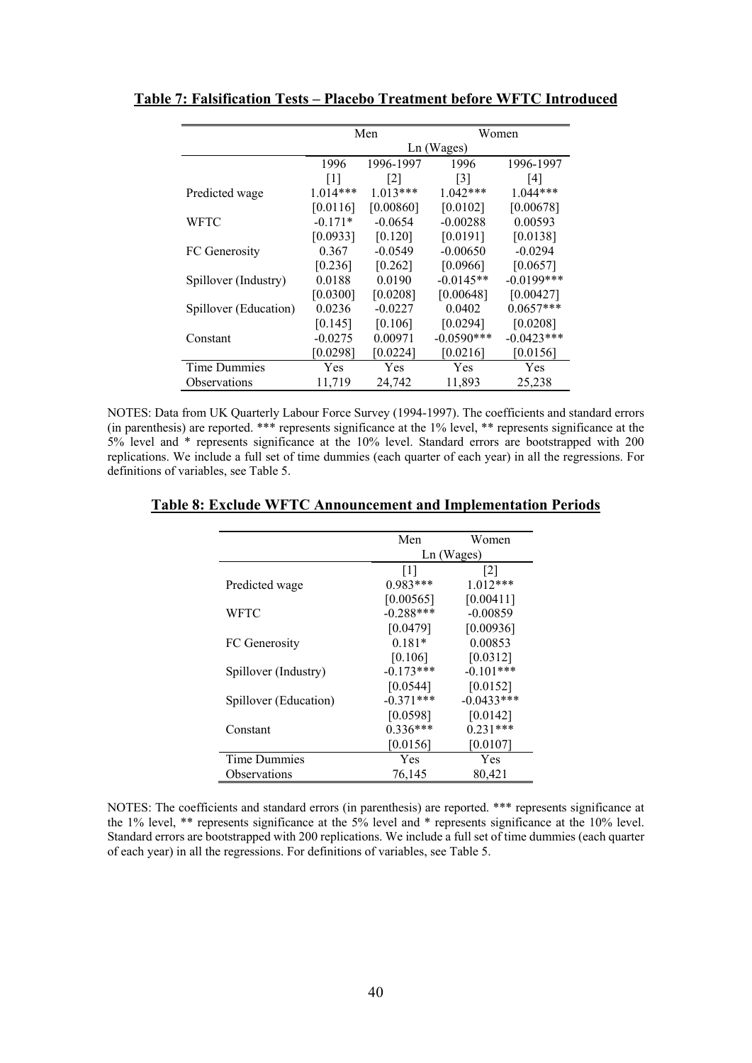**Table 7: Falsification Tests – Placebo Treatment before WFTC Introduced**

| | Men | | Women | |
|---|---|---|---|---|
| | Ln (Wages) | | | |
| | 1996 | 1996-1997 | 1996 | 1996-1997 |
| | [1] | [2] | [3] | [4] |
| Predicted wage | 1.014*** | 1.013*** | 1.042*** | 1.044*** |
| | [0.0116] | [0.00860] | [0.0102] | [0.00678] |
| WFTC | -0.171* | -0.0654 | -0.00288 | 0.00593 |
| | [0.0933] | [0.120] | [0.0191] | [0.0138] |
| FC Generosity | 0.367 | -0.0549 | -0.00650 | -0.0294 |
| | [0.236] | [0.262] | [0.0966] | [0.0657] |
| Spillover (Industry) | 0.0188 | 0.0190 | -0.0145** | -0.0199*** |
| | [0.0300] | [0.0208] | [0.00648] | [0.00427] |
| Spillover (Education) | 0.0236 | -0.0227 | 0.0402 | 0.0657*** |
| | [0.145] | [0.106] | [0.0294] | [0.0208] |
| Constant | -0.0275 | 0.00971 | -0.0590*** | -0.0423*** |
| | [0.0298] | [0.0224] | [0.0216] | [0.0156] |
| Time Dummies | Yes | Yes | Yes | Yes |
| Observations | 11,719 | 24,742 | 11,893 | 25,238 |

NOTES: Data from UK Quarterly Labour Force Survey (1994-1997). The coefficients and standard errors (in parenthesis) are reported. *** represents significance at the 1% level, ** represents significance at the 5% level and * represents significance at the 10% level. Standard errors are bootstrapped with 200 replications. We include a full set of time dummies (each quarter of each year) in all the regressions. For definitions of variables, see Table 5.

**Table 8: Exclude WFTC Announcement and Implementation Periods**

| | Men | Women |
|---|---|---|
| | Ln (Wages) | |
| | [1] | [2] |
| Predicted wage | 0.983*** | 1.012*** |
| | [0.00565] | [0.00411] |
| WFTC | -0.288*** | -0.00859 |
| | [0.0479] | [0.00936] |
| FC Generosity | 0.181* | 0.00853 |
| | [0.106] | [0.0312] |
| Spillover (Industry) | -0.173*** | -0.101*** |
| | [0.0544] | [0.0152] |
| Spillover (Education) | -0.371*** | -0.0433*** |
| | [0.0598] | [0.0142] |
| Constant | 0.336*** | 0.231*** |
| | [0.0156] | [0.0107] |
| Time Dummies | Yes | Yes |
| Observations | 76,145 | 80,421 |

NOTES: The coefficients and standard errors (in parenthesis) are reported. *** represents significance at the 1% level, ** represents significance at the 5% level and * represents significance at the 10% level. Standard errors are bootstrapped with 200 replications. We include a full set of time dummies (each quarter of each year) in all the regressions. For definitions of variables, see Table 5.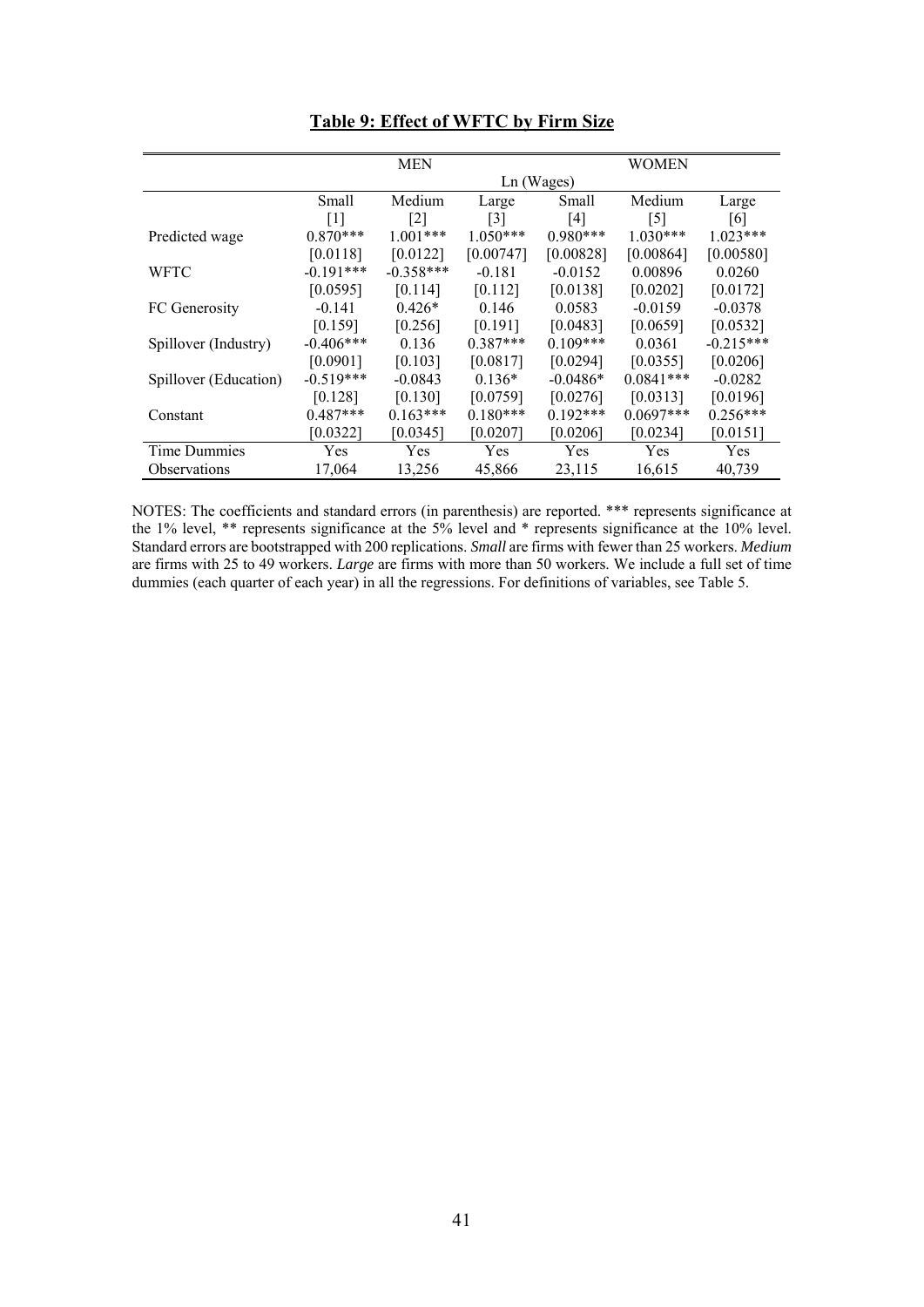## Table 9: Effect of WFTC by Firm Size

| | MEN | | | WOMEN | | |
|---|---|---|---|---|---|---|
| | Ln (Wages) | | | | | |
| | Small | Medium | Large | Small | Medium | Large |
| | [1] | [2] | [3] | [4] | [5] | [6] |
| Predicted wage | 0.870*** | 1.001*** | 1.050*** | 0.980*** | 1.030*** | 1.023*** |
| | [0.0118] | [0.0122] | [0.00747] | [0.00828] | [0.00864] | [0.00580] |
| WFTC | -0.191*** | -0.358*** | -0.181 | -0.0152 | 0.00896 | 0.0260 |
| | [0.0595] | [0.114] | [0.112] | [0.0138] | [0.0202] | [0.0172] |
| FC Generosity | -0.141 | 0.426* | 0.146 | 0.0583 | -0.0159 | -0.0378 |
| | [0.159] | [0.256] | [0.191] | [0.0483] | [0.0659] | [0.0532] |
| Spillover (Industry) | -0.406*** | 0.136 | 0.387*** | 0.109*** | 0.0361 | -0.215*** |
| | [0.0901] | [0.103] | [0.0817] | [0.0294] | [0.0355] | [0.0206] |
| Spillover (Education) | -0.519*** | -0.0843 | 0.136* | -0.0486* | 0.0841*** | -0.0282 |
| | [0.128] | [0.130] | [0.0759] | [0.0276] | [0.0313] | [0.0196] |
| Constant | 0.487*** | 0.163*** | 0.180*** | 0.192*** | 0.0697*** | 0.256*** |
| | [0.0322] | [0.0345] | [0.0207] | [0.0206] | [0.0234] | [0.0151] |
| Time Dummies | Yes | Yes | Yes | Yes | Yes | Yes |
| Observations | 17,064 | 13,256 | 45,866 | 23,115 | 16,615 | 40,739 |

NOTES: The coefficients and standard errors (in parenthesis) are reported. *** represents significance at the 1% level, ** represents significance at the 5% level and * represents significance at the 10% level. Standard errors are bootstrapped with 200 replications. *Small* are firms with fewer than 25 workers. *Medium* are firms with 25 to 49 workers. *Large* are firms with more than 50 workers. We include a full set of time dummies (each quarter of each year) in all the regressions. For definitions of variables, see Table 5.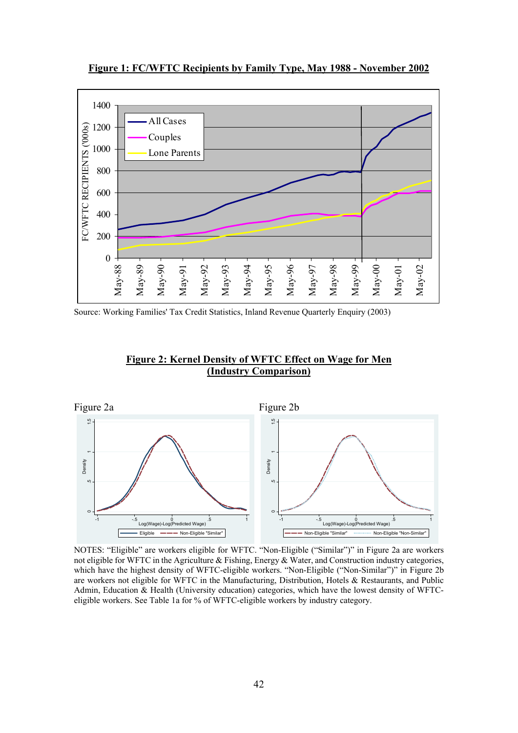**Figure 1: FC/WFTC Recipients by Family Type, May 1988 - November 2002**

Source: Working Families' Tax Credit Statistics, Inland Revenue Quarterly Enquiry (2003)

**Figure 2: Kernel Density of WFTC Effect on Wage for Men (Industry Comparison)**

Figure 2a

Figure 2b

NOTES: "Eligible" are workers eligible for WFTC. "Non-Eligible ("Similar")" in Figure 2a are workers not eligible for WFTC in the Agriculture & Fishing, Energy & Water, and Construction industry categories, which have the highest density of WFTC-eligible workers. "Non-Eligible ("Non-Similar")" in Figure 2b are workers not eligible for WFTC in the Manufacturing, Distribution, Hotels & Restaurants, and Public Admin, Education & Health (University education) categories, which have the lowest density of WFTC-eligible workers. See Table 1a for % of WFTC-eligible workers by industry category.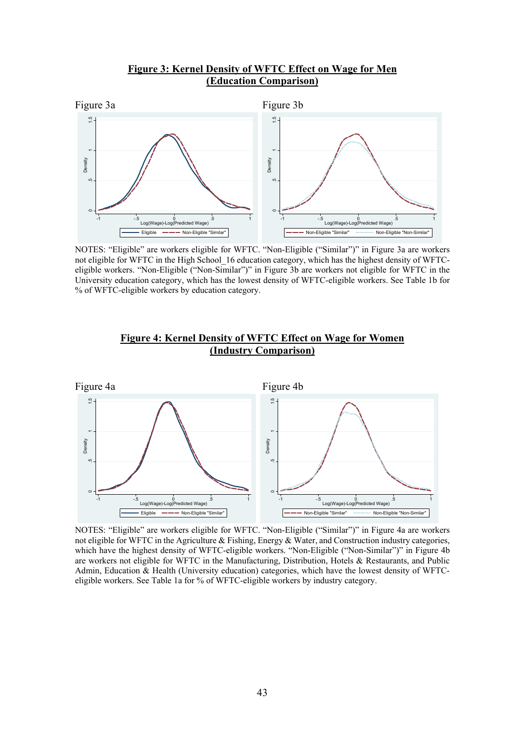**Figure 3: Kernel Density of WFTC Effect on Wage for Men (Education Comparison)**

Figure 3a

Figure 3b

NOTES: "Eligible" are workers eligible for WFTC. "Non-Eligible ("Similar")" in Figure 3a are workers not eligible for WFTC in the High School_16 education category, which has the highest density of WFTC-eligible workers. "Non-Eligible ("Non-Similar")" in Figure 3b are workers not eligible for WFTC in the University education category, which has the lowest density of WFTC-eligible workers. See Table 1b for % of WFTC-eligible workers by education category.

**Figure 4: Kernel Density of WFTC Effect on Wage for Women (Industry Comparison)**

Figure 4a

Figure 4b

NOTES: "Eligible" are workers eligible for WFTC. "Non-Eligible ("Similar")" in Figure 4a are workers not eligible for WFTC in the Agriculture & Fishing, Energy & Water, and Construction industry categories, which have the highest density of WFTC-eligible workers. "Non-Eligible ("Non-Similar")" in Figure 4b are workers not eligible for WFTC in the Manufacturing, Distribution, Hotels & Restaurants, and Public Admin, Education & Health (University education) categories, which have the lowest density of WFTC-eligible workers. See Table 1a for % of WFTC-eligible workers by industry category.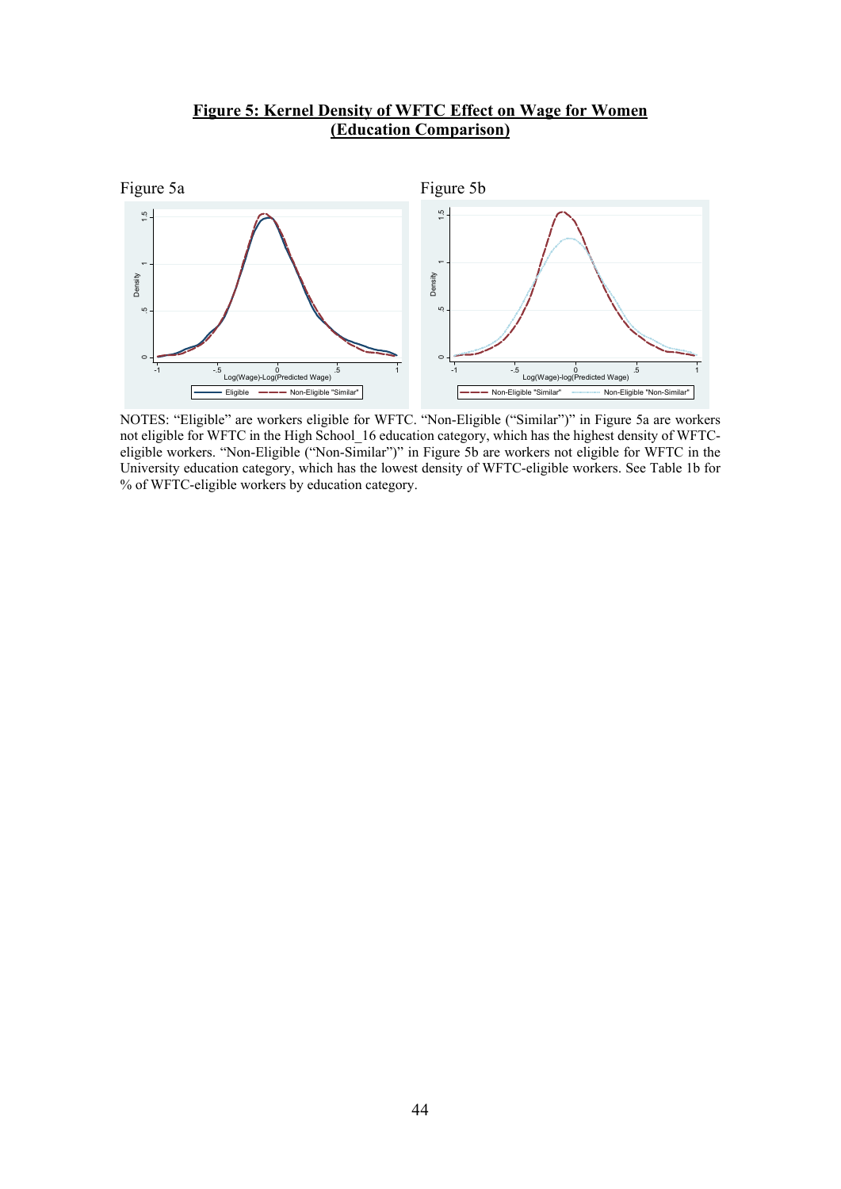# Figure 5: Kernel Density of WFTC Effect on Wage for Women (Education Comparison)

Figure 5a

Density

0 .5 1 1.5

-1 -.5 0 .5 1

Log(Wage)-Log(Predicted Wage)

Eligible — Non-Eligible "Similar"

Figure 5b

Density

0 .5 1 1.5

-1 -.5 0 .5 1

Log(Wage)-log(Predicted Wage)

Non-Eligible "Similar" — Non-Eligible "Non-Similar"

NOTES: "Eligible" are workers eligible for WFTC. "Non-Eligible ("Similar")" in Figure 5a are workers not eligible for WFTC in the High School_16 education category, which has the highest density of WFTC-eligible workers. "Non-Eligible ("Non-Similar")" in Figure 5b are workers not eligible for WFTC in the University education category, which has the lowest density of WFTC-eligible workers. See Table 1b for % of WFTC-eligible workers by education category.